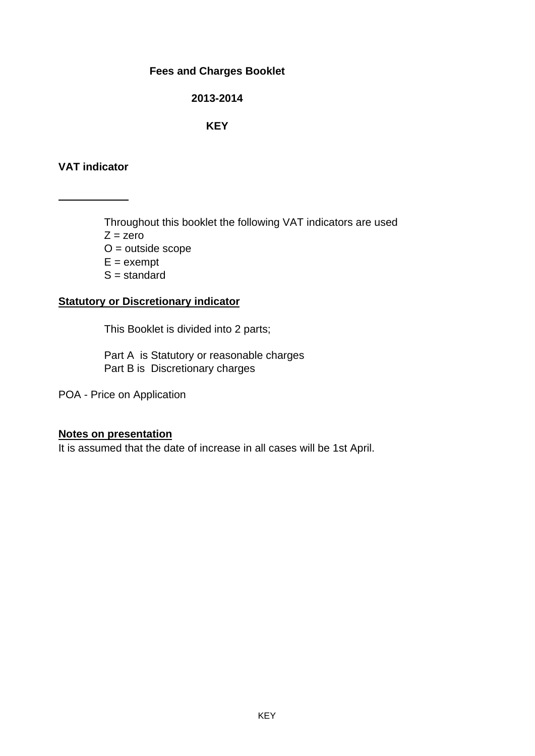# Fees and Charges Booklet

## 2013-2014

## KEY

**VAT indicator**

Throughout this booklet the following VAT indicators are used
Z = zero
O = outside scope
E = exempt
S = standard

**Statutory or Discretionary indicator**

This Booklet is divided into 2 parts;

Part A is Statutory or reasonable charges
Part B is Discretionary charges

POA - Price on Application

**Notes on presentation**

It is assumed that the date of increase in all cases will be 1st April.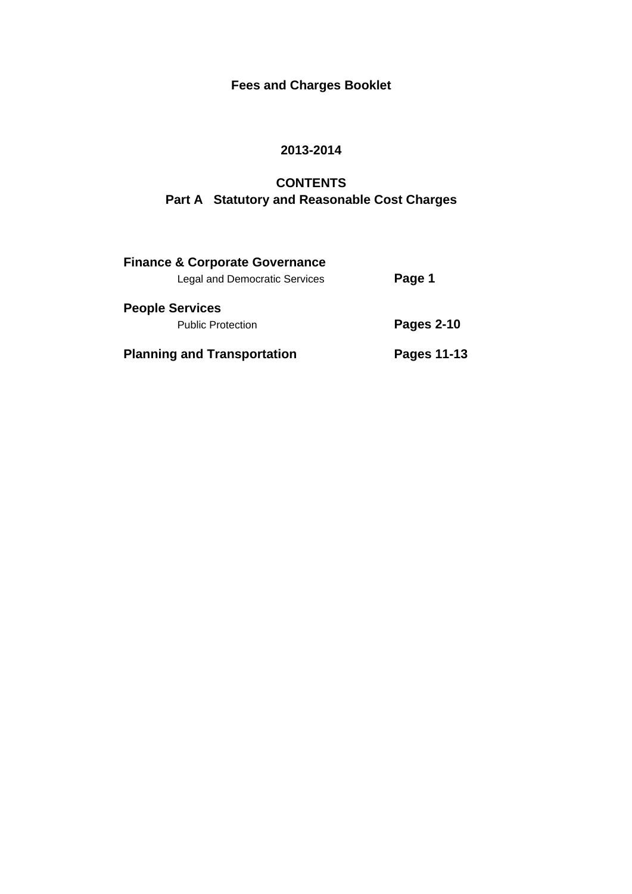# Fees and Charges Booklet

## 2013-2014

## CONTENTS

## Part A   Statutory and Reasonable Cost Charges

| | |
|---|---|
| **Finance & Corporate Governance** | |
| Legal and Democratic Services | **Page 1** |
| **People Services** | |
| Public Protection | **Pages 2-10** |
| **Planning and Transportation** | **Pages 11-13** |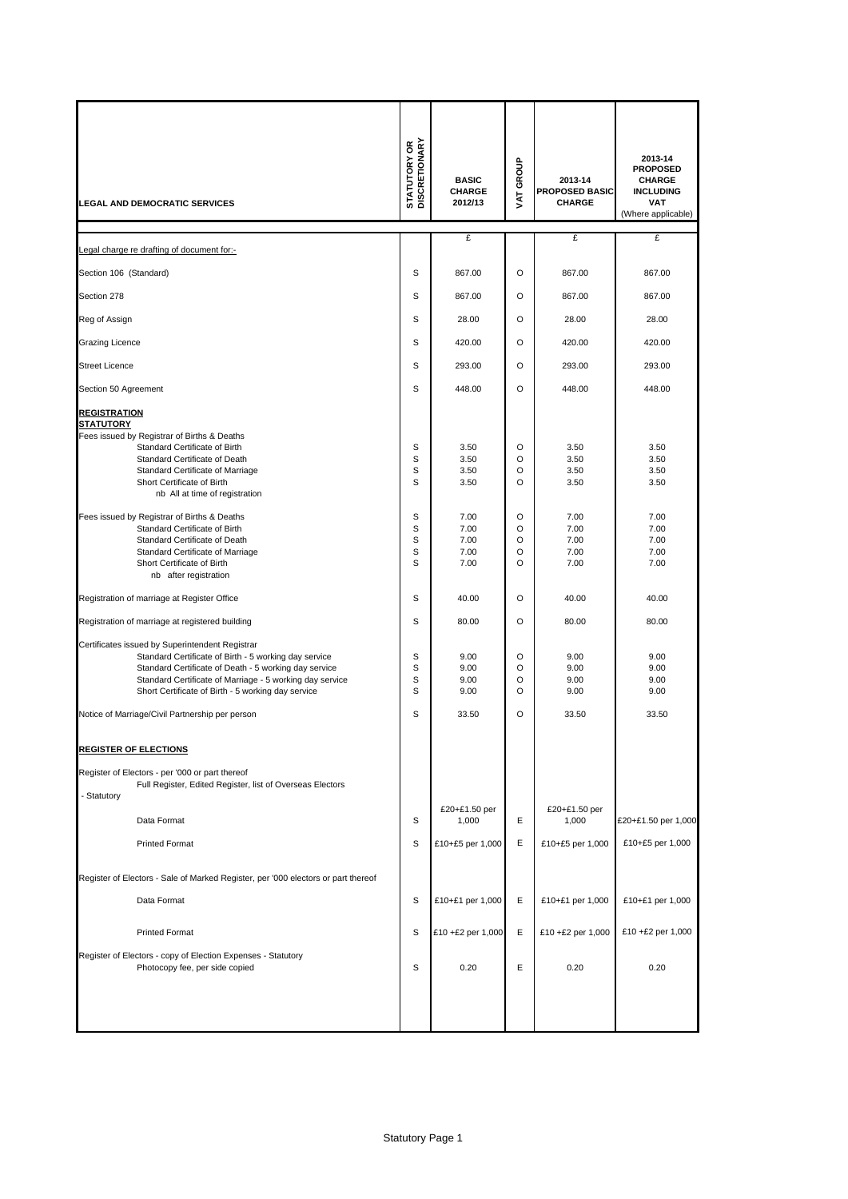| LEGAL AND DEMOCRATIC SERVICES | STATUTORY OR DISCRETIONARY | BASIC CHARGE 2012/13 | VAT GROUP | 2013-14 PROPOSED BASIC CHARGE | 2013-14 PROPOSED CHARGE INCLUDING VAT (Where applicable) |
|---|---|---|---|---|---|
| | | £ | | £ | £ |
| Legal charge re drafting of document for:- | | | | | |
| Section 106 (Standard) | S | 867.00 | O | 867.00 | 867.00 |
| Section 278 | S | 867.00 | O | 867.00 | 867.00 |
| Reg of Assign | S | 28.00 | O | 28.00 | 28.00 |
| Grazing Licence | S | 420.00 | O | 420.00 | 420.00 |
| Street Licence | S | 293.00 | O | 293.00 | 293.00 |
| Section 50 Agreement | S | 448.00 | O | 448.00 | 448.00 |
| **REGISTRATION** | | | | | |
| **STATUTORY** | | | | | |
| Fees issued by Registrar of Births & Deaths | | | | | |
| Standard Certificate of Birth | S | 3.50 | O | 3.50 | 3.50 |
| Standard Certificate of Death | S | 3.50 | O | 3.50 | 3.50 |
| Standard Certificate of Marriage | S | 3.50 | O | 3.50 | 3.50 |
| Short Certificate of Birth | S | 3.50 | O | 3.50 | 3.50 |
| nb All at time of registration | | | | | |
| Fees issued by Registrar of Births & Deaths | S | 7.00 | O | 7.00 | 7.00 |
| Standard Certificate of Birth | S | 7.00 | O | 7.00 | 7.00 |
| Standard Certificate of Death | S | 7.00 | O | 7.00 | 7.00 |
| Standard Certificate of Marriage | S | 7.00 | O | 7.00 | 7.00 |
| Short Certificate of Birth | S | 7.00 | O | 7.00 | 7.00 |
| nb after registration | | | | | |
| Registration of marriage at Register Office | S | 40.00 | O | 40.00 | 40.00 |
| Registration of marriage at registered building | S | 80.00 | O | 80.00 | 80.00 |
| Certificates issued by Superintendent Registrar | | | | | |
| Standard Certificate of Birth - 5 working day service | S | 9.00 | O | 9.00 | 9.00 |
| Standard Certificate of Death - 5 working day service | S | 9.00 | O | 9.00 | 9.00 |
| Standard Certificate of Marriage - 5 working day service | S | 9.00 | O | 9.00 | 9.00 |
| Short Certificate of Birth - 5 working day service | S | 9.00 | O | 9.00 | 9.00 |
| Notice of Marriage/Civil Partnership per person | S | 33.50 | O | 33.50 | 33.50 |
| **REGISTER OF ELECTIONS** | | | | | |
| Register of Electors - per '000 or part thereof | | | | | |
| Full Register, Edited Register, list of Overseas Electors | | | | | |
| - Statutory | | | | | |
| Data Format | S | £20+£1.50 per 1,000 | E | £20+£1.50 per 1,000 | £20+£1.50 per 1,000 |
| Printed Format | S | £10+£5 per 1,000 | E | £10+£5 per 1,000 | £10+£5 per 1,000 |
| Register of Electors - Sale of Marked Register, per '000 electors or part thereof | | | | | |
| Data Format | S | £10+£1 per 1,000 | E | £10+£1 per 1,000 | £10+£1 per 1,000 |
| Printed Format | S | £10 +£2 per 1,000 | E | £10 +£2 per 1,000 | £10 +£2 per 1,000 |
| Register of Electors - copy of Election Expenses - Statutory | | | | | |
| Photocopy fee, per side copied | S | 0.20 | E | 0.20 | 0.20 |

Statutory Page 1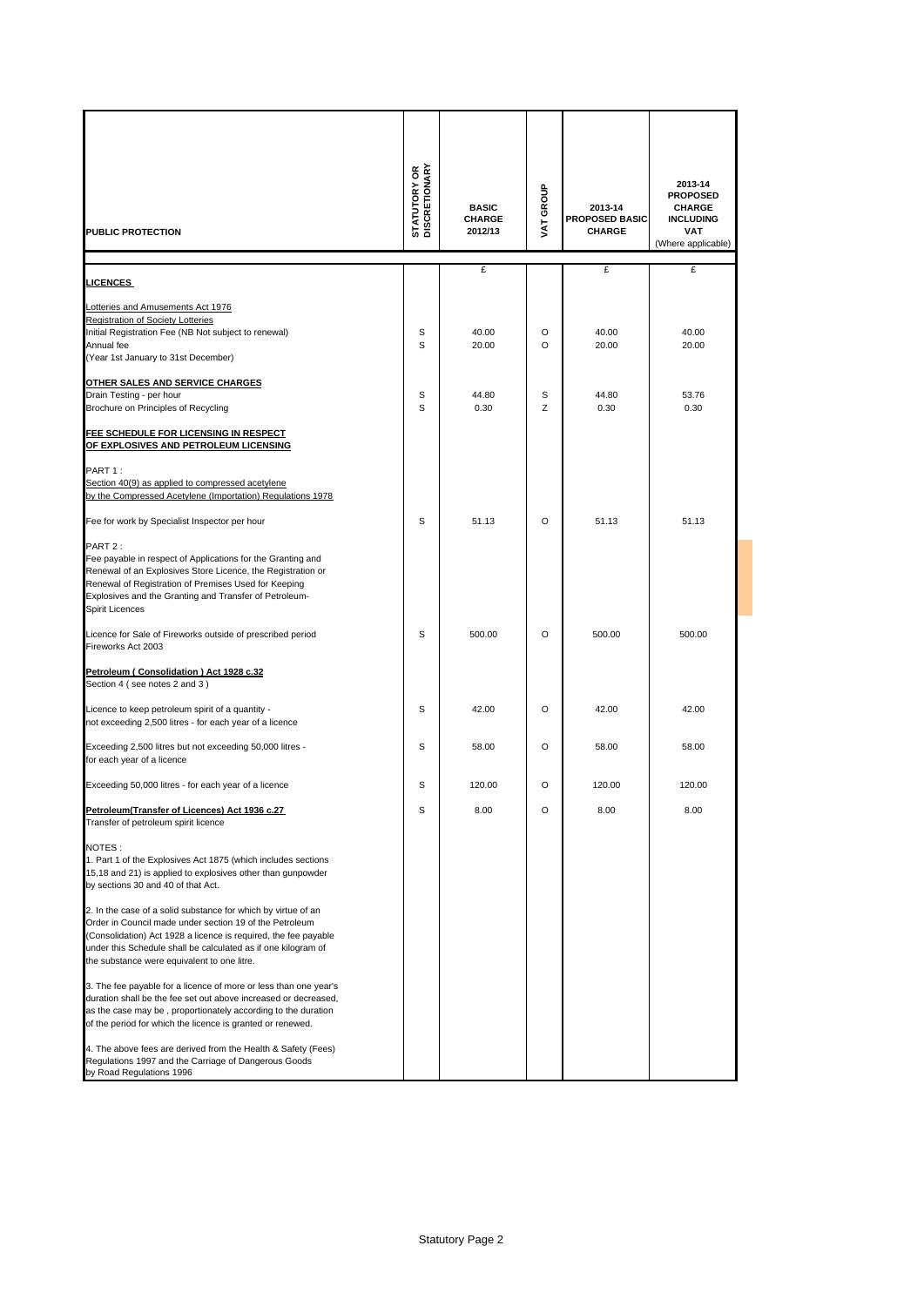| PUBLIC PROTECTION | STATUTORY OR DISCRETIONARY | BASIC CHARGE 2012/13 | VAT GROUP | 2013-14 PROPOSED BASIC CHARGE | 2013-14 PROPOSED CHARGE INCLUDING VAT (Where applicable) |
|---|---|---|---|---|---|
| | | £ | | £ | £ |
| **LICENCES** | | | | | |
| Lotteries and Amusements Act 1976 | | | | | |
| Registration of Society Lotteries | | | | | |
| Initial Registration Fee (NB Not subject to renewal) | S | 40.00 | O | 40.00 | 40.00 |
| Annual fee | S | 20.00 | O | 20.00 | 20.00 |
| (Year 1st January to 31st December) | | | | | |
| **OTHER SALES AND SERVICE CHARGES** | | | | | |
| Drain Testing - per hour | S | 44.80 | S | 44.80 | 53.76 |
| Brochure on Principles of Recycling | S | 0.30 | Z | 0.30 | 0.30 |
| **FEE SCHEDULE FOR LICENSING IN RESPECT OF EXPLOSIVES AND PETROLEUM LICENSING** | | | | | |
| PART 1 : Section 40(9) as applied to compressed acetylene by the Compressed Acetylene (Importation) Regulations 1978 | | | | | |
| Fee for work by Specialist Inspector per hour | S | 51.13 | O | 51.13 | 51.13 |
| PART 2 : Fee payable in respect of Applications for the Granting and Renewal of an Explosives Store Licence, the Registration or Renewal of Registration of Premises Used for Keeping Explosives and the Granting and Transfer of Petroleum-Spirit Licences | | | | | |
| Licence for Sale of Fireworks outside of prescribed period Fireworks Act 2003 | S | 500.00 | O | 500.00 | 500.00 |
| **Petroleum ( Consolidation ) Act 1928 c.32** Section 4 ( see notes 2 and 3 ) | | | | | |
| Licence to keep petroleum spirit of a quantity - not exceeding 2,500 litres - for each year of a licence | S | 42.00 | O | 42.00 | 42.00 |
| Exceeding 2,500 litres but not exceeding 50,000 litres - for each year of a licence | S | 58.00 | O | 58.00 | 58.00 |
| Exceeding 50,000 litres - for each year of a licence | S | 120.00 | O | 120.00 | 120.00 |
| **Petroleum(Transfer of Licences) Act 1936 c.27** Transfer of petroleum spirit licence | S | 8.00 | O | 8.00 | 8.00 |
| NOTES : | | | | | |
| 1. Part 1 of the Explosives Act 1875 (which includes sections 15,18 and 21) is applied to explosives other than gunpowder by sections 30 and 40 of that Act. | | | | | |
| 2. In the case of a solid substance for which by virtue of an Order in Council made under section 19 of the Petroleum (Consolidation) Act 1928 a licence is required, the fee payable under this Schedule shall be calculated as if one kilogram of the substance were equivalent to one litre. | | | | | |
| 3. The fee payable for a licence of more or less than one year's duration shall be the fee set out above increased or decreased, as the case may be , proportionately according to the duration of the period for which the licence is granted or renewed. | | | | | |
| 4. The above fees are derived from the Health & Safety (Fees) Regulations 1997 and the Carriage of Dangerous Goods by Road Regulations 1996 | | | | | |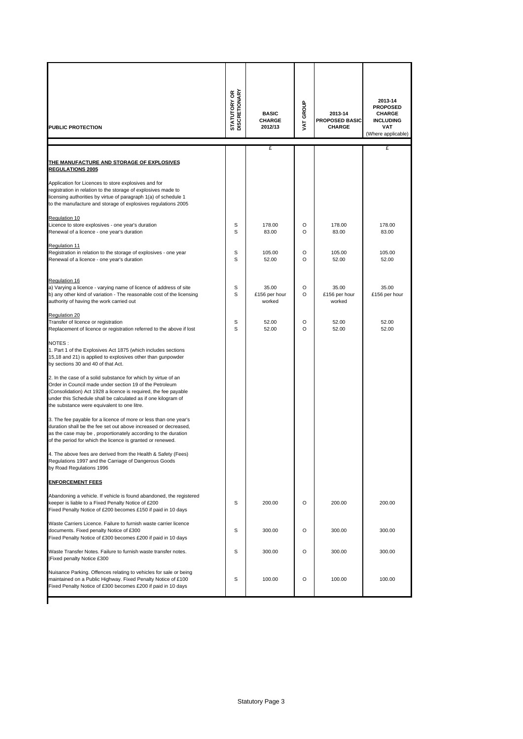| PUBLIC PROTECTION | STATUTORY OR DISCRETIONARY | BASIC CHARGE 2012/13 | VAT GROUP | 2013-14 PROPOSED BASIC CHARGE | 2013-14 PROPOSED CHARGE INCLUDING VAT (Where applicable) |
|---|---|---|---|---|---|
| | | £ | | | £ |
| **THE MANUFACTURE AND STORAGE OF EXPLOSIVES REGULATIONS 2005** | | | | | |
| Application for Licences to store explosives and for registration in relation to the storage of explosives made to licensing authorities by virtue of paragraph 1(a) of schedule 1 to the manufacture and storage of explosives regulations 2005 | | | | | |
| Regulation 10 | | | | | |
| Licence to store explosives - one year's duration | S | 178.00 | O | 178.00 | 178.00 |
| Renewal of a licence - one year's duration | S | 83.00 | O | 83.00 | 83.00 |
| Regulation 11 | | | | | |
| Registration in relation to the storage of explosives - one year | S | 105.00 | O | 105.00 | 105.00 |
| Renewal of a licence - one year's duration | S | 52.00 | O | 52.00 | 52.00 |
| Regulation 16 | | | | | |
| a) Varying a licence - varying name of licence of address of site | S | 35.00 | O | 35.00 | 35.00 |
| b) any other kind of variation - The reasonable cost of the licensing authority of having the work carried out | S | £156 per hour worked | O | £156 per hour worked | £156 per hour |
| Regulation 20 | | | | | |
| Transfer of licence or registration | S | 52.00 | O | 52.00 | 52.00 |
| Replacement of licence or registration referred to the above if lost | S | 52.00 | O | 52.00 | 52.00 |
| NOTES :<br>1. Part 1 of the Explosives Act 1875 (which includes sections 15,18 and 21) is applied to explosives other than gunpowder by sections 30 and 40 of that Act. | | | | | |
| 2. In the case of a solid substance for which by virtue of an Order in Council made under section 19 of the Petroleum (Consolidation) Act 1928 a licence is required, the fee payable under this Schedule shall be calculated as if one kilogram of the substance were equivalent to one litre. | | | | | |
| 3. The fee payable for a licence of more or less than one year's duration shall be the fee set out above increased or decreased, as the case may be , proportionately according to the duration of the period for which the licence is granted or renewed. | | | | | |
| 4. The above fees are derived from the Health & Safety (Fees) Regulations 1997 and the Carriage of Dangerous Goods by Road Regulations 1996 | | | | | |
| **ENFORCEMENT FEES** | | | | | |
| Abandoning a vehicle. If vehicle is found abandoned, the registered keeper is liable to a Fixed Penalty Notice of £200<br>Fixed Penalty Notice of £200 becomes £150 if paid in 10 days | S | 200.00 | O | 200.00 | 200.00 |
| Waste Carriers Licence. Failure to furnish waste carrier licence documents. Fixed penalty Notice of £300<br>Fixed Penalty Notice of £300 becomes £200 if paid in 10 days | S | 300.00 | O | 300.00 | 300.00 |
| Waste Transfer Notes. Failure to furnish waste transfer notes.<br>Fixed penalty Notice £300 | S | 300.00 | O | 300.00 | 300.00 |
| Nuisance Parking. Offences relating to vehicles for sale or being maintained on a Public Highway. Fixed Penalty Notice of £100<br>Fixed Penalty Notice of £300 becomes £200 if paid in 10 days | S | 100.00 | O | 100.00 | 100.00 |

Statutory Page 3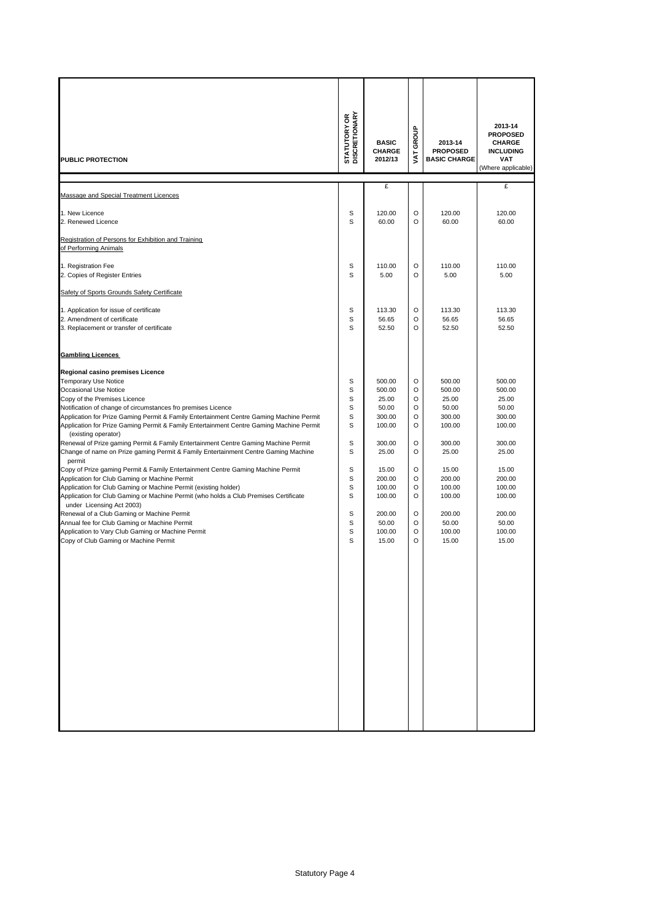| PUBLIC PROTECTION | STATUTORY OR DISCRETIONARY | BASIC CHARGE 2012/13 | VAT GROUP | 2013-14 PROPOSED BASIC CHARGE | 2013-14 PROPOSED CHARGE INCLUDING VAT (Where applicable) |
|---|---|---|---|---|---|
| | | £ | | | £ |
| Massage and Special Treatment Licences | | | | | |
| 1. New Licence | S | 120.00 | O | 120.00 | 120.00 |
| 2. Renewed Licence | S | 60.00 | O | 60.00 | 60.00 |
| Registration of Persons for Exhibition and Training of Performing Animals | | | | | |
| 1. Registration Fee | S | 110.00 | O | 110.00 | 110.00 |
| 2. Copies of Register Entries | S | 5.00 | O | 5.00 | 5.00 |
| Safety of Sports Grounds Safety Certificate | | | | | |
| 1. Application for issue of certificate | S | 113.30 | O | 113.30 | 113.30 |
| 2. Amendment of certificate | S | 56.65 | O | 56.65 | 56.65 |
| 3. Replacement or transfer of certificate | S | 52.50 | O | 52.50 | 52.50 |
| **Gambling Licences** | | | | | |
| **Regional casino premises Licence** | | | | | |
| Temporary Use Notice | S | 500.00 | O | 500.00 | 500.00 |
| Occasional Use Notice | S | 500.00 | O | 500.00 | 500.00 |
| Copy of the Premises Licence | S | 25.00 | O | 25.00 | 25.00 |
| Notification of change of circumstances fro premises Licence | S | 50.00 | O | 50.00 | 50.00 |
| Application for Prize Gaming Permit & Family Entertainment Centre Gaming Machine Permit | S | 300.00 | O | 300.00 | 300.00 |
| Application for Prize Gaming Permit & Family Entertainment Centre Gaming Machine Permit (existing operator) | S | 100.00 | O | 100.00 | 100.00 |
| Renewal of Prize gaming Permit & Family Entertainment Centre Gaming Machine Permit | S | 300.00 | O | 300.00 | 300.00 |
| Change of name on Prize gaming Permit & Family Entertainment Centre Gaming Machine permit | S | 25.00 | O | 25.00 | 25.00 |
| Copy of Prize gaming Permit & Family Entertainment Centre Gaming Machine Permit | S | 15.00 | O | 15.00 | 15.00 |
| Application for Club Gaming or Machine Permit | S | 200.00 | O | 200.00 | 200.00 |
| Application for Club Gaming or Machine Permit (existing holder) | S | 100.00 | O | 100.00 | 100.00 |
| Application for Club Gaming or Machine Permit (who holds a Club Premises Certificate under Licensing Act 2003) | S | 100.00 | O | 100.00 | 100.00 |
| Renewal of a Club Gaming or Machine Permit | S | 200.00 | O | 200.00 | 200.00 |
| Annual fee for Club Gaming or Machine Permit | S | 50.00 | O | 50.00 | 50.00 |
| Application to Vary Club Gaming or Machine Permit | S | 100.00 | O | 100.00 | 100.00 |
| Copy of Club Gaming or Machine Permit | S | 15.00 | O | 15.00 | 15.00 |

Statutory Page 4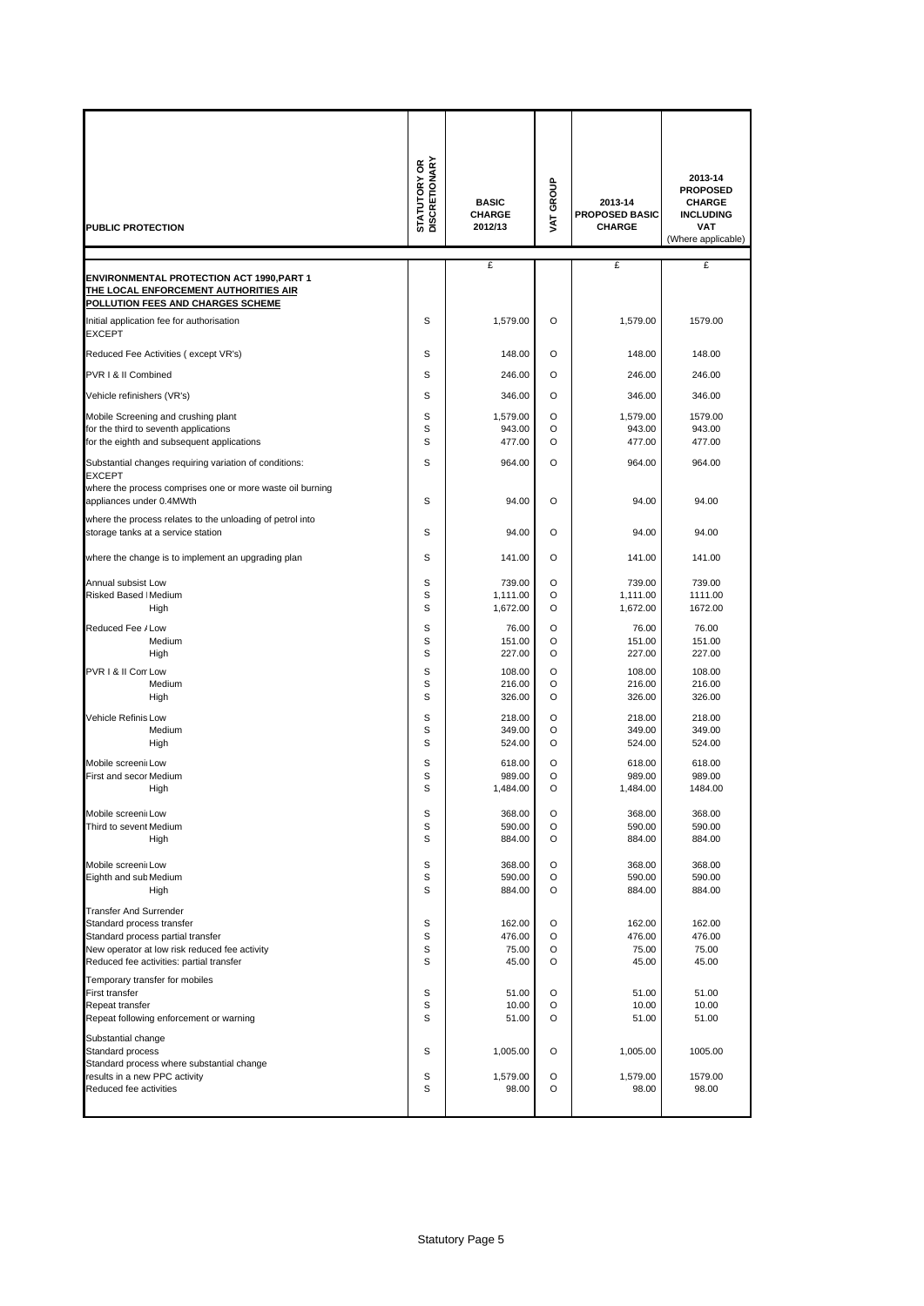| PUBLIC PROTECTION | STATUTORY OR DISCRETIONARY | BASIC CHARGE 2012/13 | VAT GROUP | 2013-14 PROPOSED BASIC CHARGE | 2013-14 PROPOSED CHARGE INCLUDING VAT (Where applicable) |
|---|---|---|---|---|---|
| | | £ | | £ | £ |
| **ENVIRONMENTAL PROTECTION ACT 1990,PART 1 THE LOCAL ENFORCEMENT AUTHORITIES AIR POLLUTION FEES AND CHARGES SCHEME** | | | | | |
| Initial application fee for authorisation EXCEPT | S | 1,579.00 | O | 1,579.00 | 1579.00 |
| Reduced Fee Activities ( except VR's) | S | 148.00 | O | 148.00 | 148.00 |
| PVR I & II Combined | S | 246.00 | O | 246.00 | 246.00 |
| Vehicle refinishers (VR's) | S | 346.00 | O | 346.00 | 346.00 |
| Mobile Screening and crushing plant | S | 1,579.00 | O | 1,579.00 | 1579.00 |
| for the third to seventh applications | S | 943.00 | O | 943.00 | 943.00 |
| for the eighth and subsequent applications | S | 477.00 | O | 477.00 | 477.00 |
| Substantial changes requiring variation of conditions: EXCEPT | S | 964.00 | O | 964.00 | 964.00 |
| where the process comprises one or more waste oil burning appliances under 0.4MWth | S | 94.00 | O | 94.00 | 94.00 |
| where the process relates to the unloading of petrol into storage tanks at a service station | S | 94.00 | O | 94.00 | 94.00 |
| where the change is to implement an upgrading plan | S | 141.00 | O | 141.00 | 141.00 |
| Annual subsist Low | S | 739.00 | O | 739.00 | 739.00 |
| Risked Based I Medium | S | 1,111.00 | O | 1,111.00 | 1111.00 |
| High | S | 1,672.00 | O | 1,672.00 | 1672.00 |
| Reduced Fee / Low | S | 76.00 | O | 76.00 | 76.00 |
| Medium | S | 151.00 | O | 151.00 | 151.00 |
| High | S | 227.00 | O | 227.00 | 227.00 |
| PVR I & II Com Low | S | 108.00 | O | 108.00 | 108.00 |
| Medium | S | 216.00 | O | 216.00 | 216.00 |
| High | S | 326.00 | O | 326.00 | 326.00 |
| Vehicle Refinis Low | S | 218.00 | O | 218.00 | 218.00 |
| Medium | S | 349.00 | O | 349.00 | 349.00 |
| High | S | 524.00 | O | 524.00 | 524.00 |
| Mobile screeni Low | S | 618.00 | O | 618.00 | 618.00 |
| First and secor Medium | S | 989.00 | O | 989.00 | 989.00 |
| High | S | 1,484.00 | O | 1,484.00 | 1484.00 |
| Mobile screeni Low | S | 368.00 | O | 368.00 | 368.00 |
| Third to sevent Medium | S | 590.00 | O | 590.00 | 590.00 |
| High | S | 884.00 | O | 884.00 | 884.00 |
| Mobile screeni Low | S | 368.00 | O | 368.00 | 368.00 |
| Eighth and sub Medium | S | 590.00 | O | 590.00 | 590.00 |
| High | S | 884.00 | O | 884.00 | 884.00 |
| Transfer And Surrender | | | | | |
| Standard process transfer | S | 162.00 | O | 162.00 | 162.00 |
| Standard process partial transfer | S | 476.00 | O | 476.00 | 476.00 |
| New operator at low risk reduced fee activity | S | 75.00 | O | 75.00 | 75.00 |
| Reduced fee activities: partial transfer | S | 45.00 | O | 45.00 | 45.00 |
| Temporary transfer for mobiles | | | | | |
| First transfer | S | 51.00 | O | 51.00 | 51.00 |
| Repeat transfer | S | 10.00 | O | 10.00 | 10.00 |
| Repeat following enforcement or warning | S | 51.00 | O | 51.00 | 51.00 |
| Substantial change | | | | | |
| Standard process | S | 1,005.00 | O | 1,005.00 | 1005.00 |
| Standard process where substantial change results in a new PPC activity | S | 1,579.00 | O | 1,579.00 | 1579.00 |
| Reduced fee activities | S | 98.00 | O | 98.00 | 98.00 |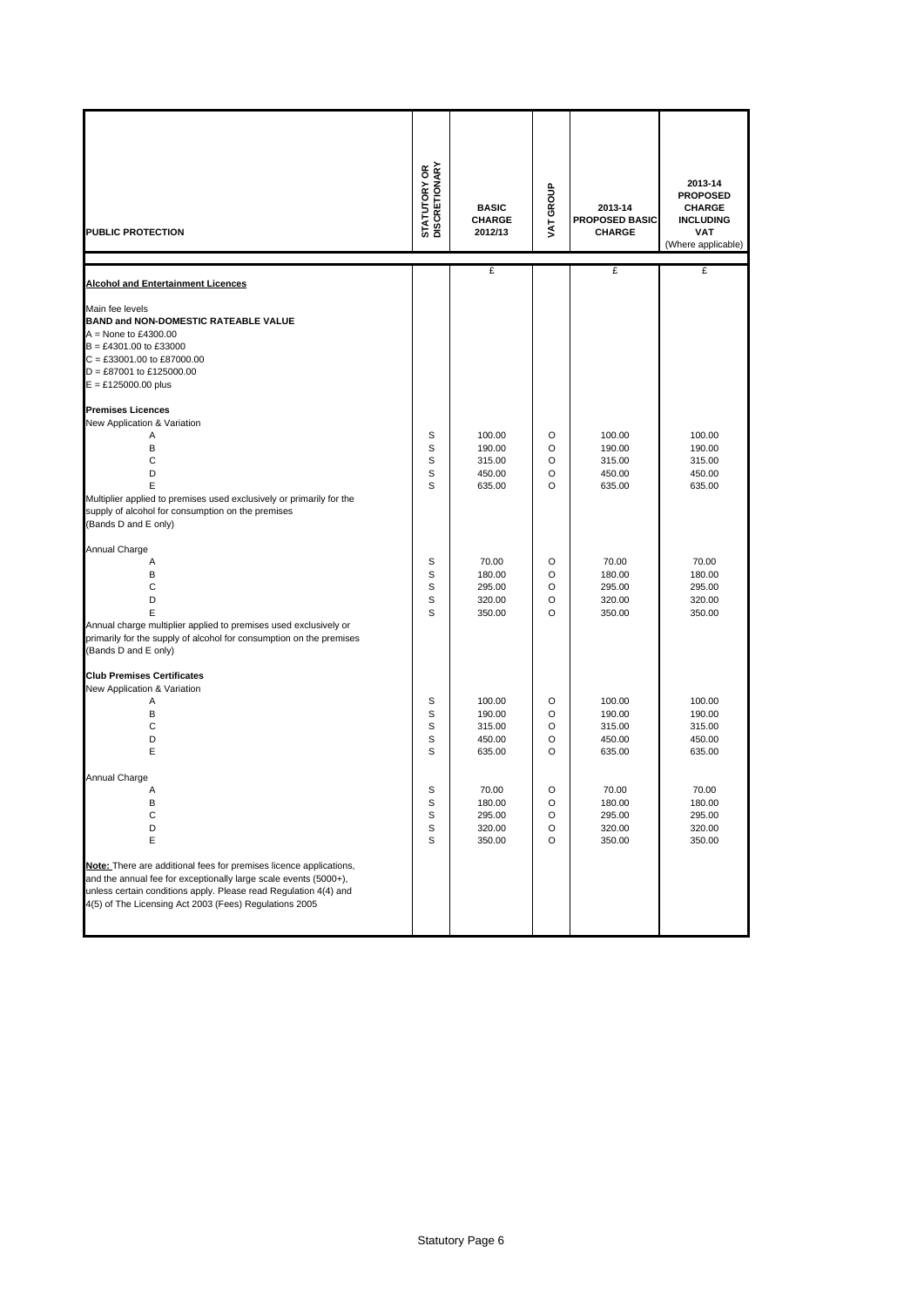| PUBLIC PROTECTION | STATUTORY OR DISCRETIONARY | BASIC CHARGE 2012/13 | VAT GROUP | 2013-14 PROPOSED BASIC CHARGE | 2013-14 PROPOSED CHARGE INCLUDING VAT (Where applicable) |
|---|---|---|---|---|---|
| | | £ | | £ | £ |
| **Alcohol and Entertainment Licences** | | | | | |
| Main fee levels | | | | | |
| **BAND and NON-DOMESTIC RATEABLE VALUE** | | | | | |
| A = None to £4300.00 | | | | | |
| B = £4301.00 to £33000 | | | | | |
| C = £33001.00 to £87000.00 | | | | | |
| D = £87001 to £125000.00 | | | | | |
| E = £125000.00 plus | | | | | |
| **Premises Licences** | | | | | |
| New Application & Variation | | | | | |
| A | S | 100.00 | O | 100.00 | 100.00 |
| B | S | 190.00 | O | 190.00 | 190.00 |
| C | S | 315.00 | O | 315.00 | 315.00 |
| D | S | 450.00 | O | 450.00 | 450.00 |
| E | S | 635.00 | O | 635.00 | 635.00 |
| Multiplier applied to premises used exclusively or primarily for the supply of alcohol for consumption on the premises (Bands D and E only) | | | | | |
| Annual Charge | | | | | |
| A | S | 70.00 | O | 70.00 | 70.00 |
| B | S | 180.00 | O | 180.00 | 180.00 |
| C | S | 295.00 | O | 295.00 | 295.00 |
| D | S | 320.00 | O | 320.00 | 320.00 |
| E | S | 350.00 | O | 350.00 | 350.00 |
| Annual charge multiplier applied to premises used exclusively or primarily for the supply of alcohol for consumption on the premises (Bands D and E only) | | | | | |
| **Club Premises Certificates** | | | | | |
| New Application & Variation | | | | | |
| A | S | 100.00 | O | 100.00 | 100.00 |
| B | S | 190.00 | O | 190.00 | 190.00 |
| C | S | 315.00 | O | 315.00 | 315.00 |
| D | S | 450.00 | O | 450.00 | 450.00 |
| E | S | 635.00 | O | 635.00 | 635.00 |
| Annual Charge | | | | | |
| A | S | 70.00 | O | 70.00 | 70.00 |
| B | S | 180.00 | O | 180.00 | 180.00 |
| C | S | 295.00 | O | 295.00 | 295.00 |
| D | S | 320.00 | O | 320.00 | 320.00 |
| E | S | 350.00 | O | 350.00 | 350.00 |
| **Note:** There are additional fees for premises licence applications, and the annual fee for exceptionally large scale events (5000+), unless certain conditions apply. Please read Regulation 4(4) and 4(5) of The Licensing Act 2003 (Fees) Regulations 2005 | | | | | |

Statutory Page 6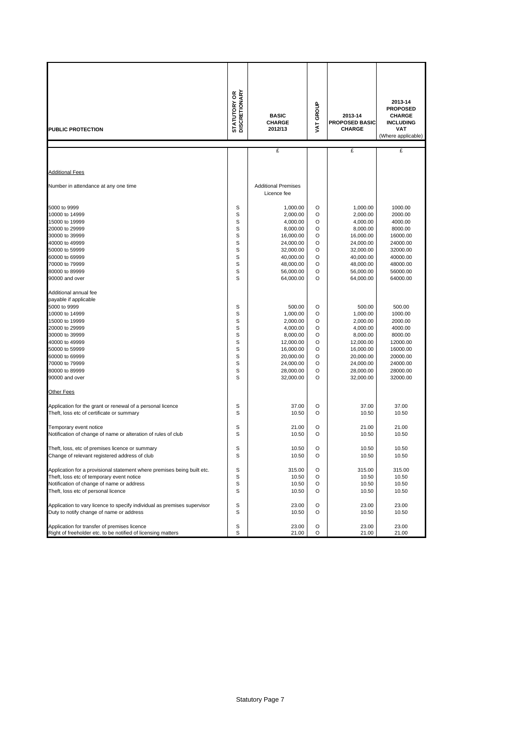| PUBLIC PROTECTION | STATUTORY OR DISCRETIONARY | BASIC CHARGE 2012/13 | VAT GROUP | 2013-14 PROPOSED BASIC CHARGE | 2013-14 PROPOSED CHARGE INCLUDING VAT (Where applicable) |
|---|---|---|---|---|---|
| | | £ | | £ | £ |
| **Additional Fees** | | | | | |
| Number in attendance at any one time | | Additional Premises Licence fee | | | |
| 5000 to 9999 | S | 1,000.00 | O | 1,000.00 | 1000.00 |
| 10000 to 14999 | S | 2,000.00 | O | 2,000.00 | 2000.00 |
| 15000 to 19999 | S | 4,000.00 | O | 4,000.00 | 4000.00 |
| 20000 to 29999 | S | 8,000.00 | O | 8,000.00 | 8000.00 |
| 30000 to 39999 | S | 16,000.00 | O | 16,000.00 | 16000.00 |
| 40000 to 49999 | S | 24,000.00 | O | 24,000.00 | 24000.00 |
| 50000 to 59999 | S | 32,000.00 | O | 32,000.00 | 32000.00 |
| 60000 to 69999 | S | 40,000.00 | O | 40,000.00 | 40000.00 |
| 70000 to 79999 | S | 48,000.00 | O | 48,000.00 | 48000.00 |
| 80000 to 89999 | S | 56,000.00 | O | 56,000.00 | 56000.00 |
| 90000 and over | S | 64,000.00 | O | 64,000.00 | 64000.00 |
| Additional annual fee payable if applicable | | | | | |
| 5000 to 9999 | S | 500.00 | O | 500.00 | 500.00 |
| 10000 to 14999 | S | 1,000.00 | O | 1,000.00 | 1000.00 |
| 15000 to 19999 | S | 2,000.00 | O | 2,000.00 | 2000.00 |
| 20000 to 29999 | S | 4,000.00 | O | 4,000.00 | 4000.00 |
| 30000 to 39999 | S | 8,000.00 | O | 8,000.00 | 8000.00 |
| 40000 to 49999 | S | 12,000.00 | O | 12,000.00 | 12000.00 |
| 50000 to 59999 | S | 16,000.00 | O | 16,000.00 | 16000.00 |
| 60000 to 69999 | S | 20,000.00 | O | 20,000.00 | 20000.00 |
| 70000 to 79999 | S | 24,000.00 | O | 24,000.00 | 24000.00 |
| 80000 to 89999 | S | 28,000.00 | O | 28,000.00 | 28000.00 |
| 90000 and over | S | 32,000.00 | O | 32,000.00 | 32000.00 |
| **Other Fees** | | | | | |
| Application for the grant or renewal of a personal licence | S | 37.00 | O | 37.00 | 37.00 |
| Theft, loss etc of certificate or summary | S | 10.50 | O | 10.50 | 10.50 |
| Temporary event notice | S | 21.00 | O | 21.00 | 21.00 |
| Notification of change of name or alteration of rules of club | S | 10.50 | O | 10.50 | 10.50 |
| Theft, loss, etc of premises licence or summary | S | 10.50 | O | 10.50 | 10.50 |
| Change of relevant registered address of club | S | 10.50 | O | 10.50 | 10.50 |
| Application for a provisional statement where premises being built etc. | S | 315.00 | O | 315.00 | 315.00 |
| Theft, loss etc of temporary event notice | S | 10.50 | O | 10.50 | 10.50 |
| Notification of change of name or address | S | 10.50 | O | 10.50 | 10.50 |
| Theft, loss etc of personal licence | S | 10.50 | O | 10.50 | 10.50 |
| Application to vary licence to specify individual as premises supervisor | S | 23.00 | O | 23.00 | 23.00 |
| Duty to notify change of name or address | S | 10.50 | O | 10.50 | 10.50 |
| Application for transfer of premises licence | S | 23.00 | O | 23.00 | 23.00 |
| Right of freeholder etc. to be notified of licensing matters | S | 21.00 | O | 21.00 | 21.00 |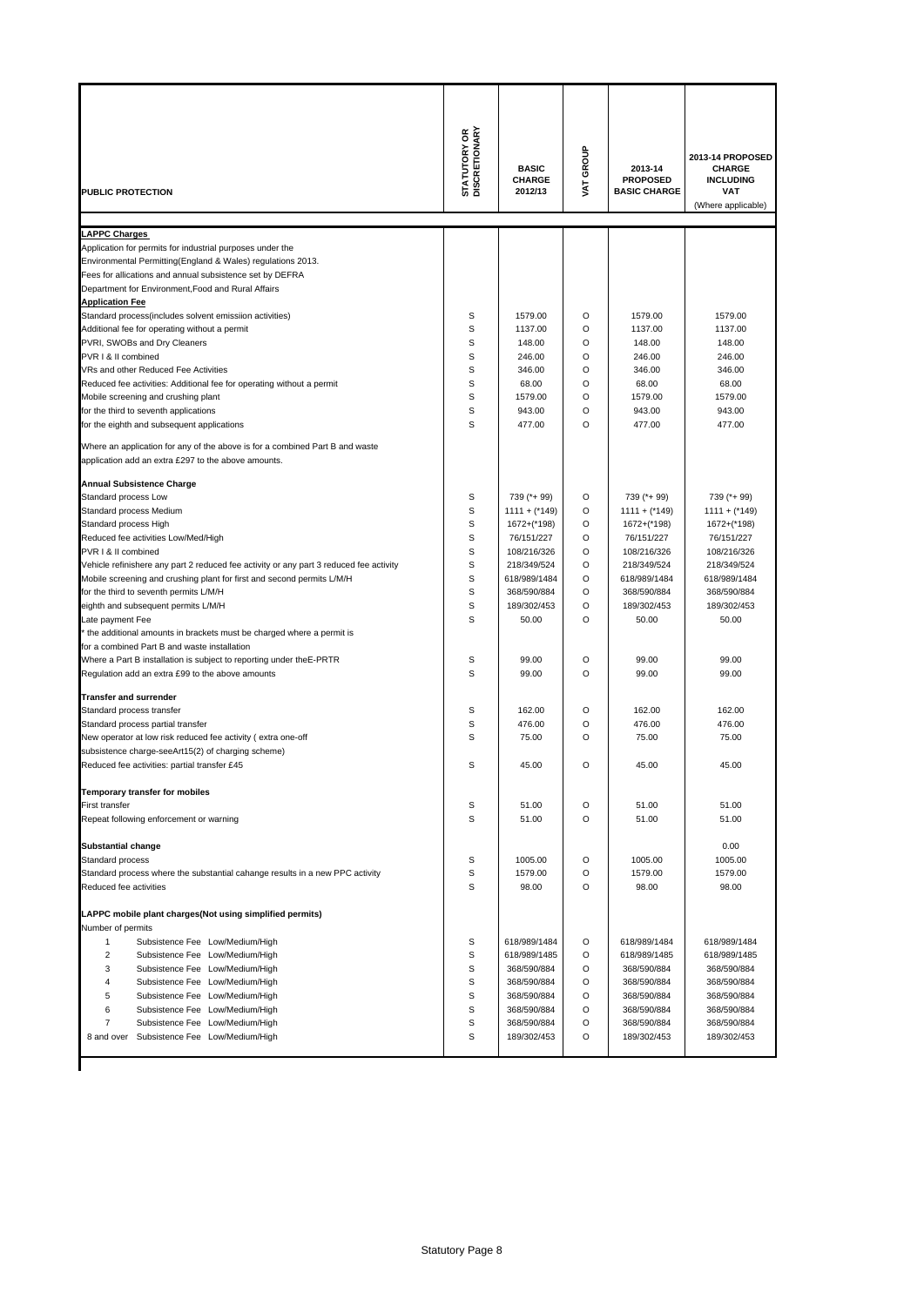| PUBLIC PROTECTION | STATUTORY OR DISCRETIONARY | BASIC CHARGE 2012/13 | VAT GROUP | 2013-14 PROPOSED BASIC CHARGE | 2013-14 PROPOSED CHARGE INCLUDING VAT (Where applicable) |
|---|---|---|---|---|---|
| **LAPPC Charges** | | | | | |
| Application for permits for industrial purposes under the | | | | | |
| Environmental Permitting(England & Wales) regulations 2013. | | | | | |
| Fees for allications and annual subsistence set by DEFRA | | | | | |
| Department for Environment,Food and Rural Affairs | | | | | |
| **Application Fee** | | | | | |
| Standard process(includes solvent emissiion activities) | S | 1579.00 | O | 1579.00 | 1579.00 |
| Additional fee for operating without a permit | S | 1137.00 | O | 1137.00 | 1137.00 |
| PVRI, SWOBs and Dry Cleaners | S | 148.00 | O | 148.00 | 148.00 |
| PVR I & II combined | S | 246.00 | O | 246.00 | 246.00 |
| VRs and other Reduced Fee Activities | S | 346.00 | O | 346.00 | 346.00 |
| Reduced fee activities: Additional fee for operating without a permit | S | 68.00 | O | 68.00 | 68.00 |
| Mobile screening and crushing plant | S | 1579.00 | O | 1579.00 | 1579.00 |
| for the third to seventh applications | S | 943.00 | O | 943.00 | 943.00 |
| for the eighth and subsequent applications | S | 477.00 | O | 477.00 | 477.00 |
| Where an application for any of the above is for a combined Part B and waste application add an extra £297 to the above amounts. | | | | | |
| **Annual Subsistence Charge** | | | | | |
| Standard process Low | S | 739 (*+ 99) | O | 739 (*+ 99) | 739 (*+ 99) |
| Standard process Medium | S | 1111 + (*149) | O | 1111 + (*149) | 1111 + (*149) |
| Standard process High | S | 1672+(*198) | O | 1672+(*198) | 1672+(*198) |
| Reduced fee activities Low/Med/High | S | 76/151/227 | O | 76/151/227 | 76/151/227 |
| PVR I & II combined | S | 108/216/326 | O | 108/216/326 | 108/216/326 |
| Vehicle refinishere any part 2 reduced fee activity or any part 3 reduced fee activity | S | 218/349/524 | O | 218/349/524 | 218/349/524 |
| Mobile screening and crushing plant for first and second permits L/M/H | S | 618/989/1484 | O | 618/989/1484 | 618/989/1484 |
| for the third to seventh permits L/M/H | S | 368/590/884 | O | 368/590/884 | 368/590/884 |
| eighth and subsequent permits L/M/H | S | 189/302/453 | O | 189/302/453 | 189/302/453 |
| Late payment Fee | S | 50.00 | O | 50.00 | 50.00 |
| * the additional amounts in brackets must be charged where a permit is for a combined Part B and waste installation | | | | | |
| Where a Part B installation is subject to reporting under theE-PRTR | S | 99.00 | O | 99.00 | 99.00 |
| Regulation add an extra £99 to the above amounts | S | 99.00 | O | 99.00 | 99.00 |
| **Transfer and surrender** | | | | | |
| Standard process transfer | S | 162.00 | O | 162.00 | 162.00 |
| Standard process partial transfer | S | 476.00 | O | 476.00 | 476.00 |
| New operator at low risk reduced fee activity ( extra one-off subsistence charge-seeArt15(2) of charging scheme) | S | 75.00 | O | 75.00 | 75.00 |
| Reduced fee activities: partial transfer £45 | S | 45.00 | O | 45.00 | 45.00 |
| **Temporary transfer for mobiles** | | | | | |
| First transfer | S | 51.00 | O | 51.00 | 51.00 |
| Repeat following enforcement or warning | S | 51.00 | O | 51.00 | 51.00 |
| **Substantial change** | | | | | 0.00 |
| Standard process | S | 1005.00 | O | 1005.00 | 1005.00 |
| Standard process where the substantial cahange results in a new PPC activity | S | 1579.00 | O | 1579.00 | 1579.00 |
| Reduced fee activities | S | 98.00 | O | 98.00 | 98.00 |
| **LAPPC mobile plant charges(Not using simplified permits)** | | | | | |
| Number of permits | | | | | |
| 1 Subsistence Fee Low/Medium/High | S | 618/989/1484 | O | 618/989/1484 | 618/989/1484 |
| 2 Subsistence Fee Low/Medium/High | S | 618/989/1485 | O | 618/989/1485 | 618/989/1485 |
| 3 Subsistence Fee Low/Medium/High | S | 368/590/884 | O | 368/590/884 | 368/590/884 |
| 4 Subsistence Fee Low/Medium/High | S | 368/590/884 | O | 368/590/884 | 368/590/884 |
| 5 Subsistence Fee Low/Medium/High | S | 368/590/884 | O | 368/590/884 | 368/590/884 |
| 6 Subsistence Fee Low/Medium/High | S | 368/590/884 | O | 368/590/884 | 368/590/884 |
| 7 Subsistence Fee Low/Medium/High | S | 368/590/884 | O | 368/590/884 | 368/590/884 |
| 8 and over Subsistence Fee Low/Medium/High | S | 189/302/453 | O | 189/302/453 | 189/302/453 |

Statutory Page 8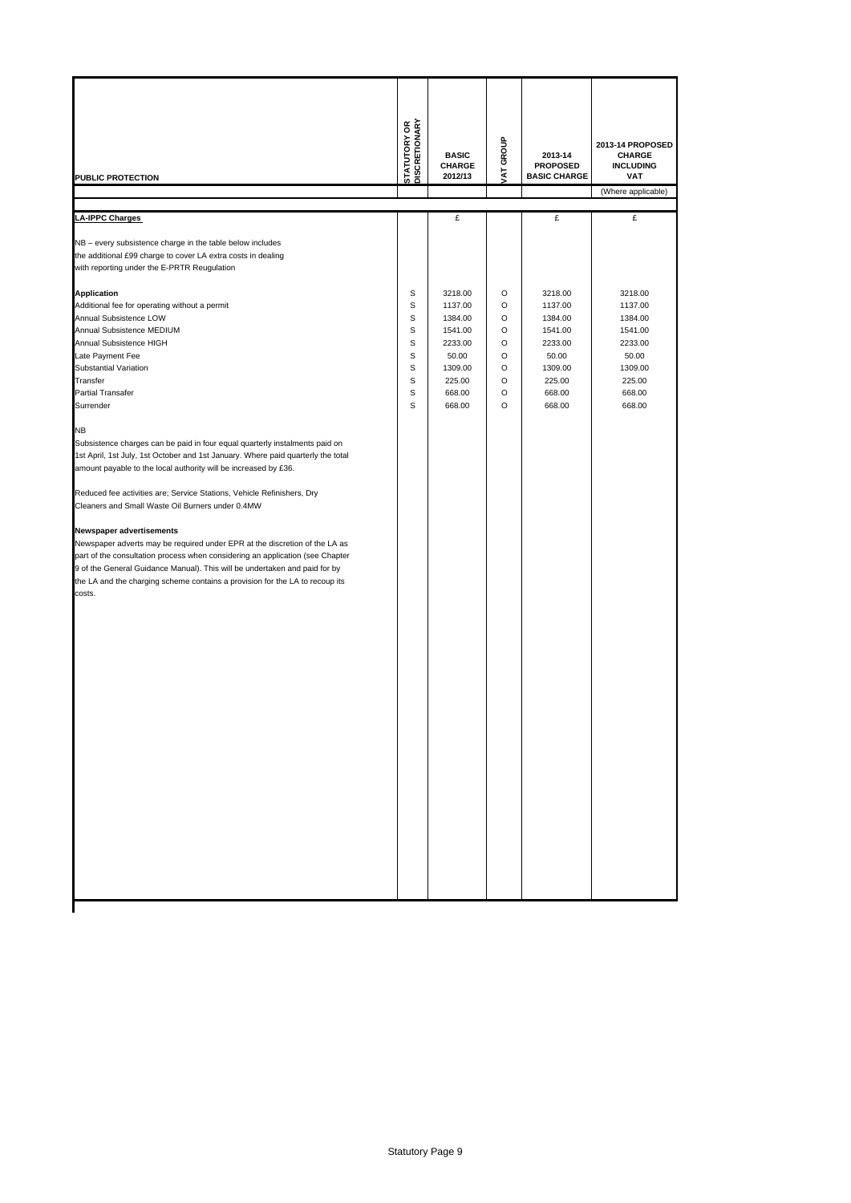| PUBLIC PROTECTION | STATUTORY OR DISCRETIONARY | BASIC CHARGE 2012/13 | VAT GROUP | 2013-14 PROPOSED BASIC CHARGE | 2013-14 PROPOSED CHARGE INCLUDING VAT |
|---|---|---|---|---|---|
| | | | | | (Where applicable) |
| **LA-IPPC Charges** | | £ | | £ | £ |
| NB – every subsistence charge in the table below includes the additional £99 charge to cover LA extra costs in dealing with reporting under the E-PRTR Reugulation | | | | | |
| **Application** | S | 3218.00 | O | 3218.00 | 3218.00 |
| Additional fee for operating without a permit | S | 1137.00 | O | 1137.00 | 1137.00 |
| Annual Subsistence LOW | S | 1384.00 | O | 1384.00 | 1384.00 |
| Annual Subsistence MEDIUM | S | 1541.00 | O | 1541.00 | 1541.00 |
| Annual Subsistence HIGH | S | 2233.00 | O | 2233.00 | 2233.00 |
| Late Payment Fee | S | 50.00 | O | 50.00 | 50.00 |
| Substantial Variation | S | 1309.00 | O | 1309.00 | 1309.00 |
| Transfer | S | 225.00 | O | 225.00 | 225.00 |
| Partial Transafer | S | 668.00 | O | 668.00 | 668.00 |
| Surrender | S | 668.00 | O | 668.00 | 668.00 |

NB

Subsistence charges can be paid in four equal quarterly instalments paid on 1st April, 1st July, 1st October and 1st January. Where paid quarterly the total amount payable to the local authority will be increased by £36.

Reduced fee activities are; Service Stations, Vehicle Refinishers, Dry Cleaners and Small Waste Oil Burners under 0.4MW

**Newspaper advertisements**

Newspaper adverts may be required under EPR at the discretion of the LA as part of the consultation process when considering an application (see Chapter 9 of the General Guidance Manual). This will be undertaken and paid for by the LA and the charging scheme contains a provision for the LA to recoup its costs.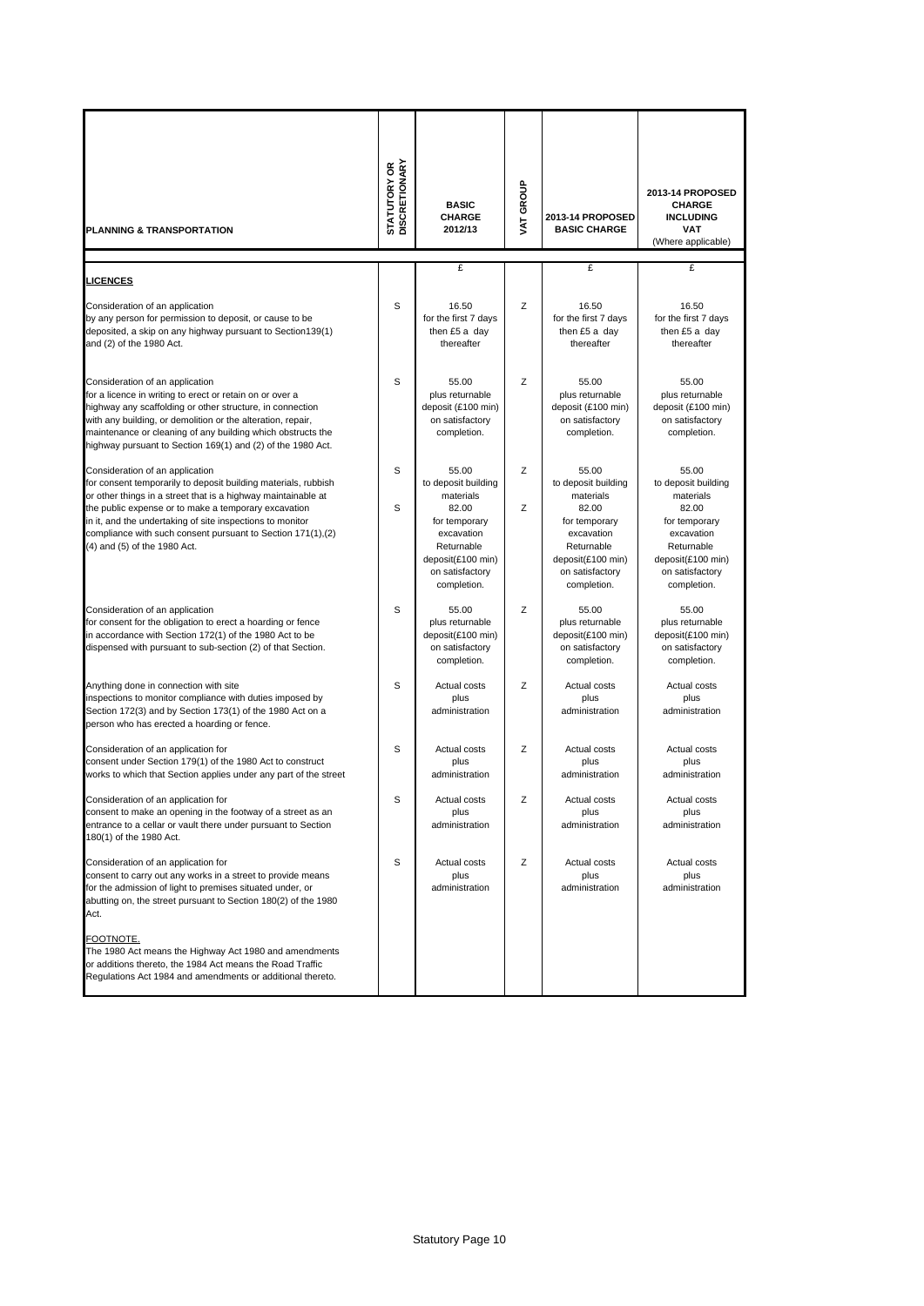| PLANNING & TRANSPORTATION | STATUTORY OR DISCRETIONARY | BASIC CHARGE 2012/13 | VAT GROUP | 2013-14 PROPOSED BASIC CHARGE | 2013-14 PROPOSED CHARGE INCLUDING VAT (Where applicable) |
|---|---|---|---|---|---|
| | | £ | | £ | £ |
| **LICENCES** | | | | | |
| Consideration of an application by any person for permission to deposit, or cause to be deposited, a skip on any highway pursuant to Section139(1) and (2) of the 1980 Act. | S | 16.50 for the first 7 days then £5 a day thereafter | Z | 16.50 for the first 7 days then £5 a day thereafter | 16.50 for the first 7 days then £5 a day thereafter |
| Consideration of an application for a licence in writing to erect or retain on or over a highway any scaffolding or other structure, in connection with any building, or demolition or the alteration, repair, maintenance or cleaning of any building which obstructs the highway pursuant to Section 169(1) and (2) of the 1980 Act. | S | 55.00 plus returnable deposit (£100 min) on satisfactory completion. | Z | 55.00 plus returnable deposit (£100 min) on satisfactory completion. | 55.00 plus returnable deposit (£100 min) on satisfactory completion. |
| Consideration of an application for consent temporarily to deposit building materials, rubbish or other things in a street that is a highway maintainable at the public expense or to make a temporary excavation in it, and the undertaking of site inspections to monitor compliance with such consent pursuant to Section 171(1),(2) (4) and (5) of the 1980 Act. | S<br>S | 55.00 to deposit building materials<br>82.00 for temporary excavation Returnable deposit(£100 min) on satisfactory completion. | Z<br>Z | 55.00 to deposit building materials<br>82.00 for temporary excavation Returnable deposit(£100 min) on satisfactory completion. | 55.00 to deposit building materials<br>82.00 for temporary excavation Returnable deposit(£100 min) on satisfactory completion. |
| Consideration of an application for consent for the obligation to erect a hoarding or fence in accordance with Section 172(1) of the 1980 Act to be dispensed with pursuant to sub-section (2) of that Section. | S | 55.00 plus returnable deposit(£100 min) on satisfactory completion. | Z | 55.00 plus returnable deposit(£100 min) on satisfactory completion. | 55.00 plus returnable deposit(£100 min) on satisfactory completion. |
| Anything done in connection with site inspections to monitor compliance with duties imposed by Section 172(3) and by Section 173(1) of the 1980 Act on a person who has erected a hoarding or fence. | S | Actual costs plus administration | Z | Actual costs plus administration | Actual costs plus administration |
| Consideration of an application for consent under Section 179(1) of the 1980 Act to construct works to which that Section applies under any part of the street | S | Actual costs plus administration | Z | Actual costs plus administration | Actual costs plus administration |
| Consideration of an application for consent to make an opening in the footway of a street as an entrance to a cellar or vault there under pursuant to Section 180(1) of the 1980 Act. | S | Actual costs plus administration | Z | Actual costs plus administration | Actual costs plus administration |
| Consideration of an application for consent to carry out any works in a street to provide means for the admission of light to premises situated under, or abutting on, the street pursuant to Section 180(2) of the 1980 Act. | S | Actual costs plus administration | Z | Actual costs plus administration | Actual costs plus administration |
| FOOTNOTE.<br>The 1980 Act means the Highway Act 1980 and amendments or additions thereto, the 1984 Act means the Road Traffic Regulations Act 1984 and amendments or additional thereto. | | | | | |

Statutory Page 10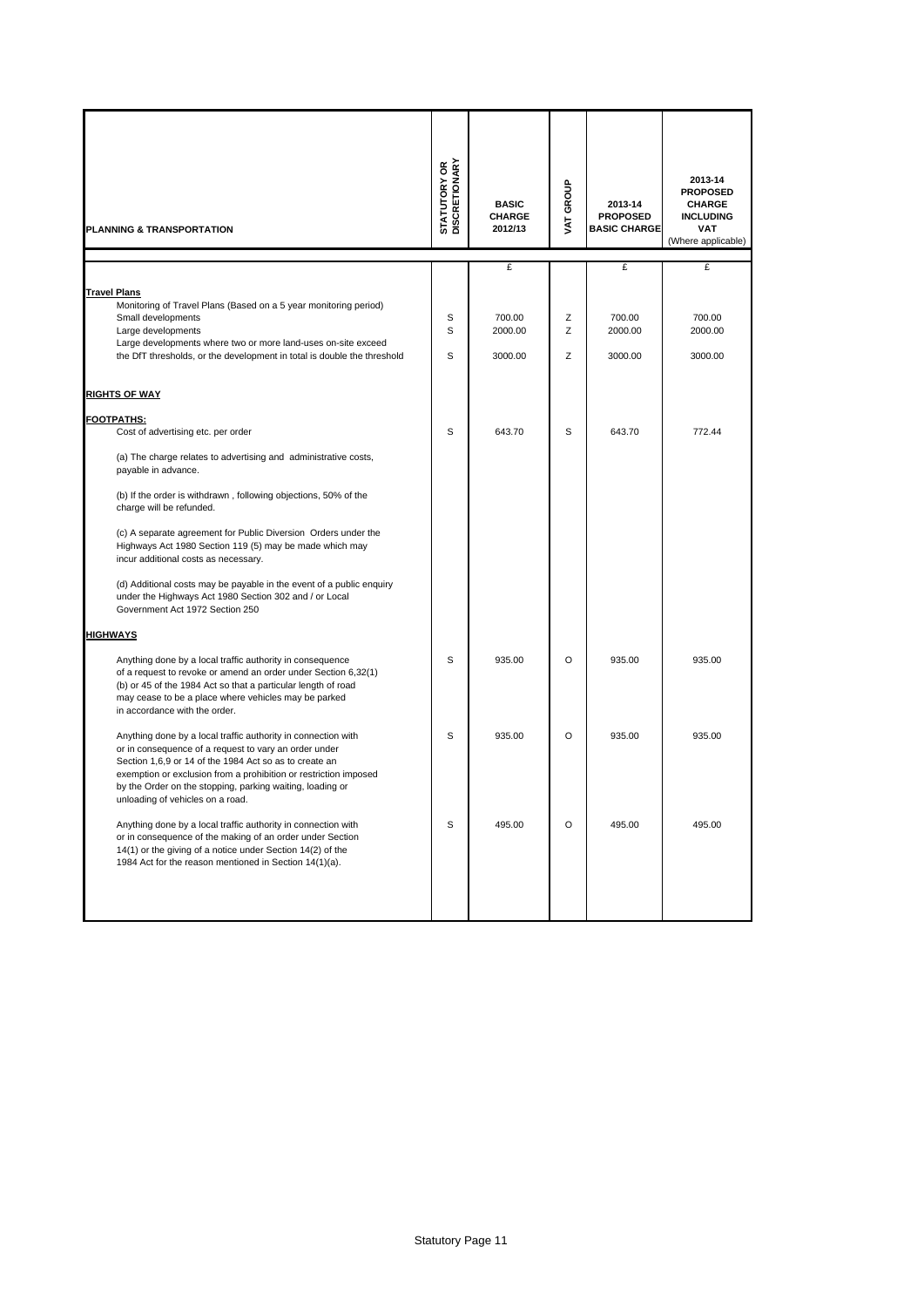| PLANNING & TRANSPORTATION | STATUTORY OR DISCRETIONARY | BASIC CHARGE 2012/13 | VAT GROUP | 2013-14 PROPOSED BASIC CHARGE | 2013-14 PROPOSED CHARGE INCLUDING VAT (Where applicable) |
|---|---|---|---|---|---|
| | | £ | | £ | £ |
| **Travel Plans** | | | | | |
| Monitoring of Travel Plans (Based on a 5 year monitoring period) | | | | | |
| Small developments | S | 700.00 | Z | 700.00 | 700.00 |
| Large developments | S | 2000.00 | Z | 2000.00 | 2000.00 |
| Large developments where two or more land-uses on-site exceed the DfT thresholds, or the development in total is double the threshold | S | 3000.00 | Z | 3000.00 | 3000.00 |
| **RIGHTS OF WAY** | | | | | |
| **FOOTPATHS:** | | | | | |
| Cost of advertising etc. per order | S | 643.70 | S | 643.70 | 772.44 |
| (a) The charge relates to advertising and administrative costs, payable in advance. | | | | | |
| (b) If the order is withdrawn , following objections, 50% of the charge will be refunded. | | | | | |
| (c) A separate agreement for Public Diversion Orders under the Highways Act 1980 Section 119 (5) may be made which may incur additional costs as necessary. | | | | | |
| (d) Additional costs may be payable in the event of a public enquiry under the Highways Act 1980 Section 302 and / or Local Government Act 1972 Section 250 | | | | | |
| **HIGHWAYS** | | | | | |
| Anything done by a local traffic authority in consequence of a request to revoke or amend an order under Section 6,32(1) (b) or 45 of the 1984 Act so that a particular length of road may cease to be a place where vehicles may be parked in accordance with the order. | S | 935.00 | O | 935.00 | 935.00 |
| Anything done by a local traffic authority in connection with or in consequence of a request to vary an order under Section 1,6,9 or 14 of the 1984 Act so as to create an exemption or exclusion from a prohibition or restriction imposed by the Order on the stopping, parking waiting, loading or unloading of vehicles on a road. | S | 935.00 | O | 935.00 | 935.00 |
| Anything done by a local traffic authority in connection with or in consequence of the making of an order under Section 14(1) or the giving of a notice under Section 14(2) of the 1984 Act for the reason mentioned in Section 14(1)(a). | S | 495.00 | O | 495.00 | 495.00 |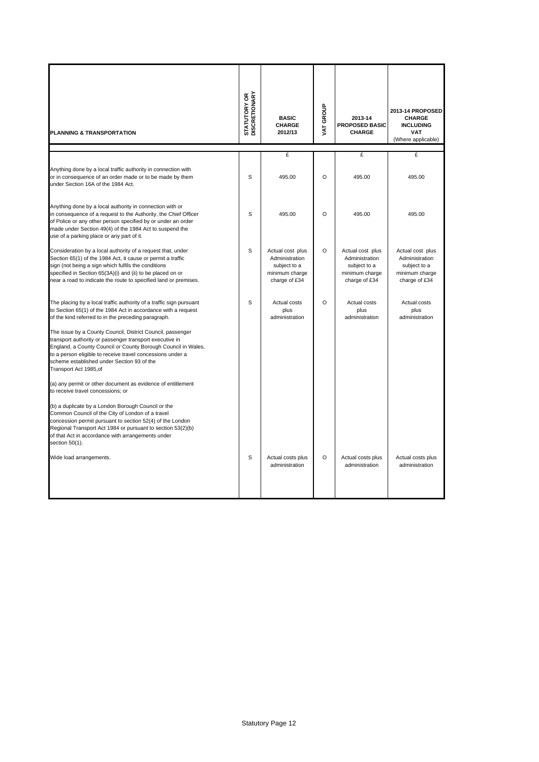| PLANNING & TRANSPORTATION | STATUTORY OR DISCRETIONARY | BASIC CHARGE 2012/13 | VAT GROUP | 2013-14 PROPOSED BASIC CHARGE | 2013-14 PROPOSED CHARGE INCLUDING VAT (Where applicable) |
|---|---|---|---|---|---|
| | | £ | | £ | £ |
| Anything done by a local traffic authority in connection with or in consequence of an order made or to be made by them under Section 16A of the 1984 Act. | S | 495.00 | O | 495.00 | 495.00 |
| Anything done by a local authority in connection with or in consequence of a request to the Authority, the Chief Officer of Police or any other person specified by or under an order made under Section 49(4) of the 1984 Act to suspend the use of a parking place or any part of it. | S | 495.00 | O | 495.00 | 495.00 |
| Consideration by a local authority of a request that, under Section 65(1) of the 1984 Act, it cause or permit a traffic sign (not being a sign which fulfils the conditions specified in Section 65(3A)(i) and (ii) to be placed on or near a road to indicate the route to specified land or premises. | S | Actual cost plus Administration subject to a minimum charge charge of £34 | O | Actual cost plus Administration subject to a minimum charge charge of £34 | Actual cost plus Administration subject to a minimum charge charge of £34 |
| The placing by a local traffic authority of a traffic sign pursuant to Section 65(1) of the 1984 Act in accordance with a request of the kind referred to in the preceding paragraph. | S | Actual costs plus administration | O | Actual costs plus administration | Actual costs plus administration |
| The issue by a County Council, District Council, passenger transport authority or passenger transport executive in England, a County Council or County Borough Council in Wales, to a person eligible to receive travel concessions under a scheme established under Section 93 of the Transport Act 1985,of | | | | | |
| (a) any permit or other document as evidence of entitlement to receive travel concessions; or | | | | | |
| (b) a duplicate by a London Borough Council or the Common Council of the City of London of a travel concession permit pursuant to section 52(4) of the London Regional Transport Act 1984 or pursuant to section 53(2)(b) of that Act in accordance with arrangements under section 50(1). | | | | | |
| Wide load arrangements. | S | Actual costs plus administration | O | Actual costs plus administration | Actual costs plus administration |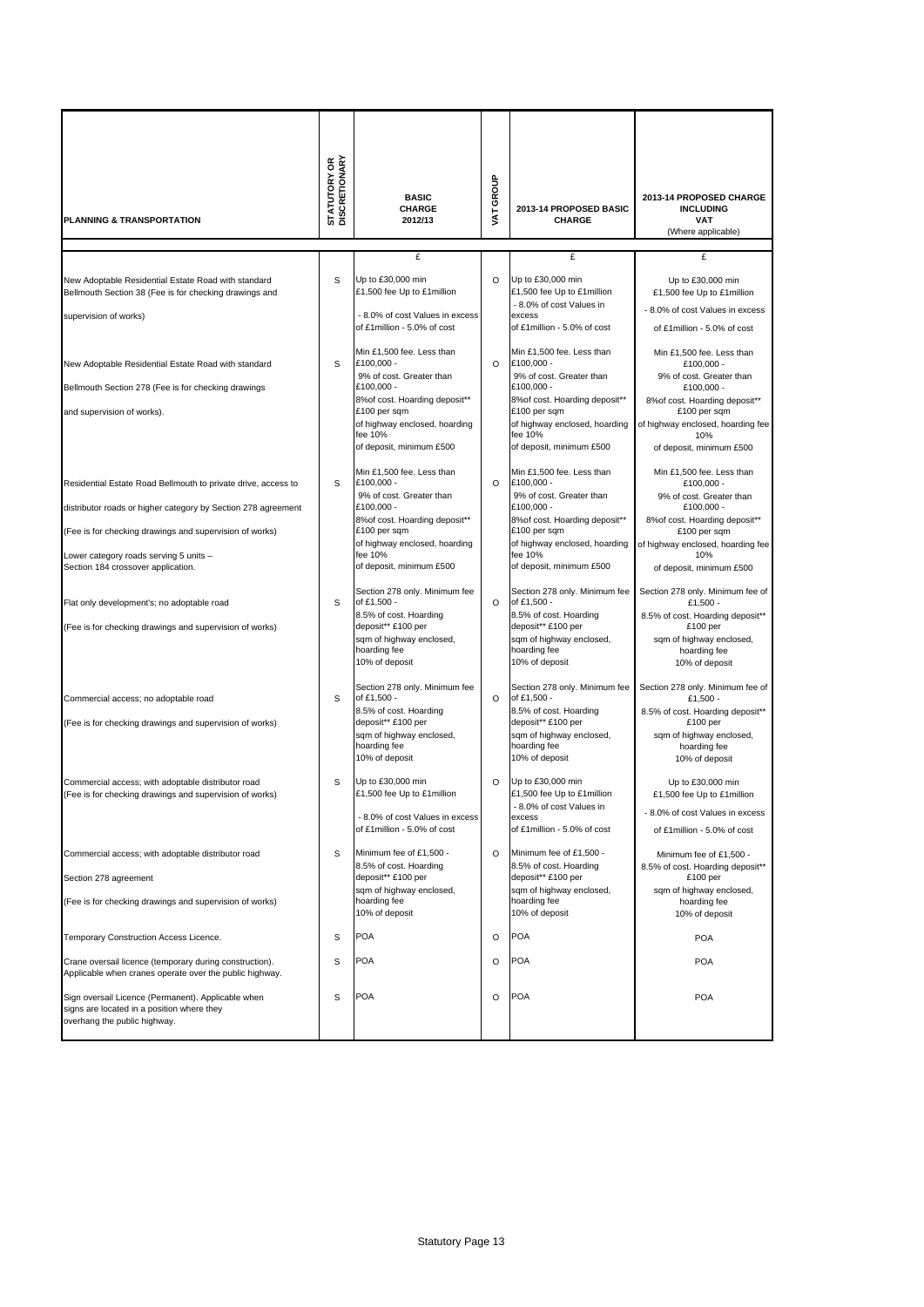| PLANNING & TRANSPORTATION | STATUTORY OR DISCRETIONARY | BASIC CHARGE 2012/13 | VAT GROUP | 2013-14 PROPOSED BASIC CHARGE | 2013-14 PROPOSED CHARGE INCLUDING VAT (Where applicable) |
|---|---|---|---|---|---|
| | | £ | | £ | £ |
| New Adoptable Residential Estate Road with standard Bellmouth Section 38 (Fee is for checking drawings and supervision of works) | S | Up to £30,000 min £1,500 fee Up to £1million - 8.0% of cost Values in excess of £1million - 5.0% of cost | O | Up to £30,000 min £1,500 fee Up to £1million - 8.0% of cost Values in excess of £1million - 5.0% of cost | Up to £30,000 min £1,500 fee Up to £1million - 8.0% of cost Values in excess of £1million - 5.0% of cost |
| New Adoptable Residential Estate Road with standard Bellmouth Section 278 (Fee is for checking drawings and supervision of works). | S | Min £1,500 fee. Less than £100,000 - 9% of cost. Greater than £100,000 - 8%of cost. Hoarding deposit** £100 per sqm of highway enclosed, hoarding fee 10% of deposit, minimum £500 | O | Min £1,500 fee. Less than £100,000 - 9% of cost. Greater than £100,000 - 8%of cost. Hoarding deposit** £100 per sqm of highway enclosed, hoarding fee 10% of deposit, minimum £500 | Min £1,500 fee. Less than £100,000 - 9% of cost. Greater than £100,000 - 8%of cost. Hoarding deposit** £100 per sqm of highway enclosed, hoarding fee 10% of deposit, minimum £500 |
| Residential Estate Road Bellmouth to private drive, access to distributor roads or higher category by Section 278 agreement (Fee is for checking drawings and supervision of works) Lower category roads serving 5 units – Section 184 crossover application. | S | Min £1,500 fee. Less than £100,000 - 9% of cost. Greater than £100,000 - 8%of cost. Hoarding deposit** £100 per sqm of highway enclosed, hoarding fee 10% of deposit, minimum £500 | O | Min £1,500 fee. Less than £100,000 - 9% of cost. Greater than £100,000 - 8%of cost. Hoarding deposit** £100 per sqm of highway enclosed, hoarding fee 10% of deposit, minimum £500 | Min £1,500 fee. Less than £100,000 - 9% of cost. Greater than £100,000 - 8%of cost. Hoarding deposit** £100 per sqm of highway enclosed, hoarding fee 10% of deposit, minimum £500 |
| Flat only development's; no adoptable road (Fee is for checking drawings and supervision of works) | S | Section 278 only. Minimum fee of £1,500 - 8.5% of cost. Hoarding deposit** £100 per sqm of highway enclosed, hoarding fee 10% of deposit | O | Section 278 only. Minimum fee of £1,500 - 8.5% of cost. Hoarding deposit** £100 per sqm of highway enclosed, hoarding fee 10% of deposit | Section 278 only. Minimum fee of £1,500 - 8.5% of cost. Hoarding deposit** £100 per sqm of highway enclosed, hoarding fee 10% of deposit |
| Commercial access; no adoptable road (Fee is for checking drawings and supervision of works) | S | Section 278 only. Minimum fee of £1,500 - 8.5% of cost. Hoarding deposit** £100 per sqm of highway enclosed, hoarding fee 10% of deposit | O | Section 278 only. Minimum fee of £1,500 - 8.5% of cost. Hoarding deposit** £100 per sqm of highway enclosed, hoarding fee 10% of deposit | Section 278 only. Minimum fee of £1,500 - 8.5% of cost. Hoarding deposit** £100 per sqm of highway enclosed, hoarding fee 10% of deposit |
| Commercial access; with adoptable distributor road (Fee is for checking drawings and supervision of works) | S | Up to £30,000 min £1,500 fee Up to £1million - 8.0% of cost Values in excess of £1million - 5.0% of cost | O | Up to £30,000 min £1,500 fee Up to £1million - 8.0% of cost Values in excess of £1million - 5.0% of cost | Up to £30,000 min £1,500 fee Up to £1million - 8.0% of cost Values in excess of £1million - 5.0% of cost |
| Commercial access; with adoptable distributor road Section 278 agreement (Fee is for checking drawings and supervision of works) | S | Minimum fee of £1,500 - 8.5% of cost. Hoarding deposit** £100 per sqm of highway enclosed, hoarding fee 10% of deposit | O | Minimum fee of £1,500 - 8.5% of cost. Hoarding deposit** £100 per sqm of highway enclosed, hoarding fee 10% of deposit | Minimum fee of £1,500 - 8.5% of cost. Hoarding deposit** £100 per sqm of highway enclosed, hoarding fee 10% of deposit |
| Temporary Construction Access Licence. | S | POA | O | POA | POA |
| Crane oversail licence (temporary during construction). Applicable when cranes operate over the public highway. | S | POA | O | POA | POA |
| Sign oversail Licence (Permanent). Applicable when signs are located in a position where they overhang the public highway. | S | POA | O | POA | POA |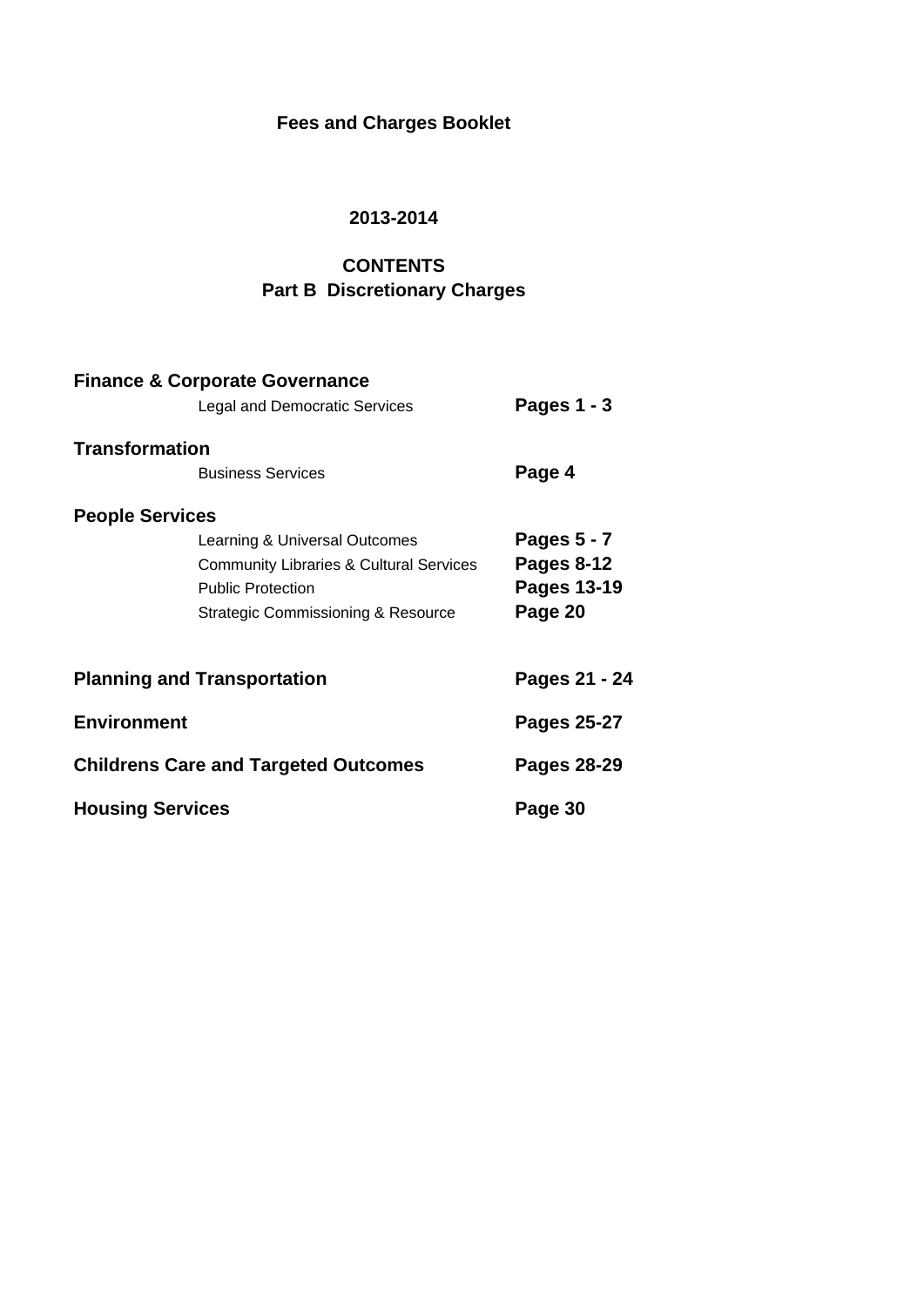# Fees and Charges Booklet

## 2013-2014

## CONTENTS
## Part B Discretionary Charges

| | |
|---|---|
| **Finance & Corporate Governance** | |
| Legal and Democratic Services | **Pages 1 - 3** |
| **Transformation** | |
| Business Services | **Page 4** |
| **People Services** | |
| Learning & Universal Outcomes | **Pages 5 - 7** |
| Community Libraries & Cultural Services | **Pages 8-12** |
| Public Protection | **Pages 13-19** |
| Strategic Commissioning & Resource | **Page 20** |
| **Planning and Transportation** | **Pages 21 - 24** |
| **Environment** | **Pages 25-27** |
| **Childrens Care and Targeted Outcomes** | **Pages 28-29** |
| **Housing Services** | **Page 30** |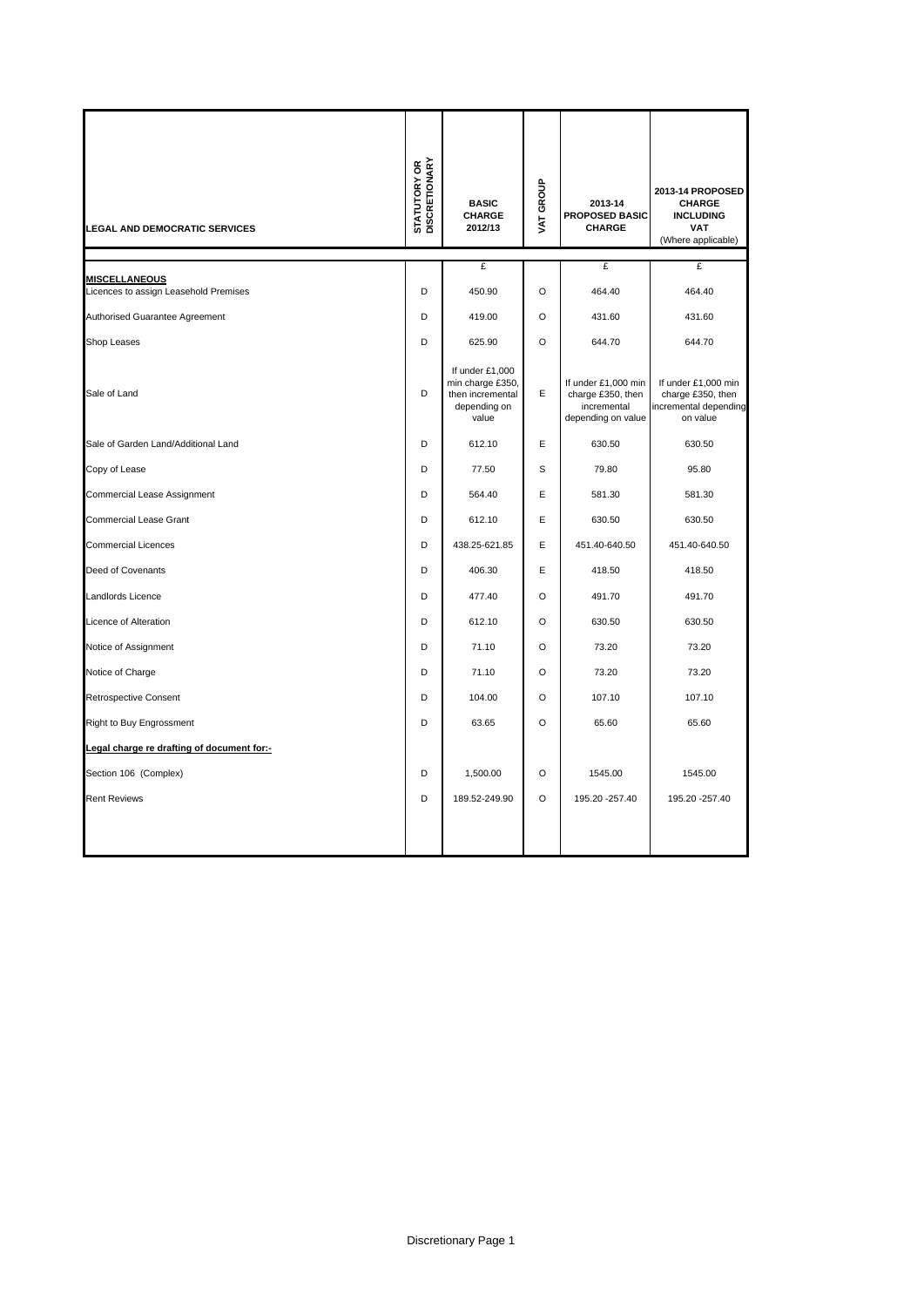| LEGAL AND DEMOCRATIC SERVICES | STATUTORY OR DISCRETIONARY | BASIC CHARGE 2012/13 | VAT GROUP | 2013-14 PROPOSED BASIC CHARGE | 2013-14 PROPOSED CHARGE INCLUDING VAT (Where applicable) |
|---|---|---|---|---|---|
| | | £ | | £ | £ |
| **MISCELLANEOUS** | | | | | |
| Licences to assign Leasehold Premises | D | 450.90 | O | 464.40 | 464.40 |
| Authorised Guarantee Agreement | D | 419.00 | O | 431.60 | 431.60 |
| Shop Leases | D | 625.90 | O | 644.70 | 644.70 |
| Sale of Land | D | If under £1,000 min charge £350, then incremental depending on value | E | If under £1,000 min charge £350, then incremental depending on value | If under £1,000 min charge £350, then incremental depending on value |
| Sale of Garden Land/Additional Land | D | 612.10 | E | 630.50 | 630.50 |
| Copy of Lease | D | 77.50 | S | 79.80 | 95.80 |
| Commercial Lease Assignment | D | 564.40 | E | 581.30 | 581.30 |
| Commercial Lease Grant | D | 612.10 | E | 630.50 | 630.50 |
| Commercial Licences | D | 438.25-621.85 | E | 451.40-640.50 | 451.40-640.50 |
| Deed of Covenants | D | 406.30 | E | 418.50 | 418.50 |
| Landlords Licence | D | 477.40 | O | 491.70 | 491.70 |
| Licence of Alteration | D | 612.10 | O | 630.50 | 630.50 |
| Notice of Assignment | D | 71.10 | O | 73.20 | 73.20 |
| Notice of Charge | D | 71.10 | O | 73.20 | 73.20 |
| Retrospective Consent | D | 104.00 | O | 107.10 | 107.10 |
| Right to Buy Engrossment | D | 63.65 | O | 65.60 | 65.60 |
| **Legal charge re drafting of document for:-** | | | | | |
| Section 106 (Complex) | D | 1,500.00 | O | 1545.00 | 1545.00 |
| Rent Reviews | D | 189.52-249.90 | O | 195.20 -257.40 | 195.20 -257.40 |

Discretionary Page 1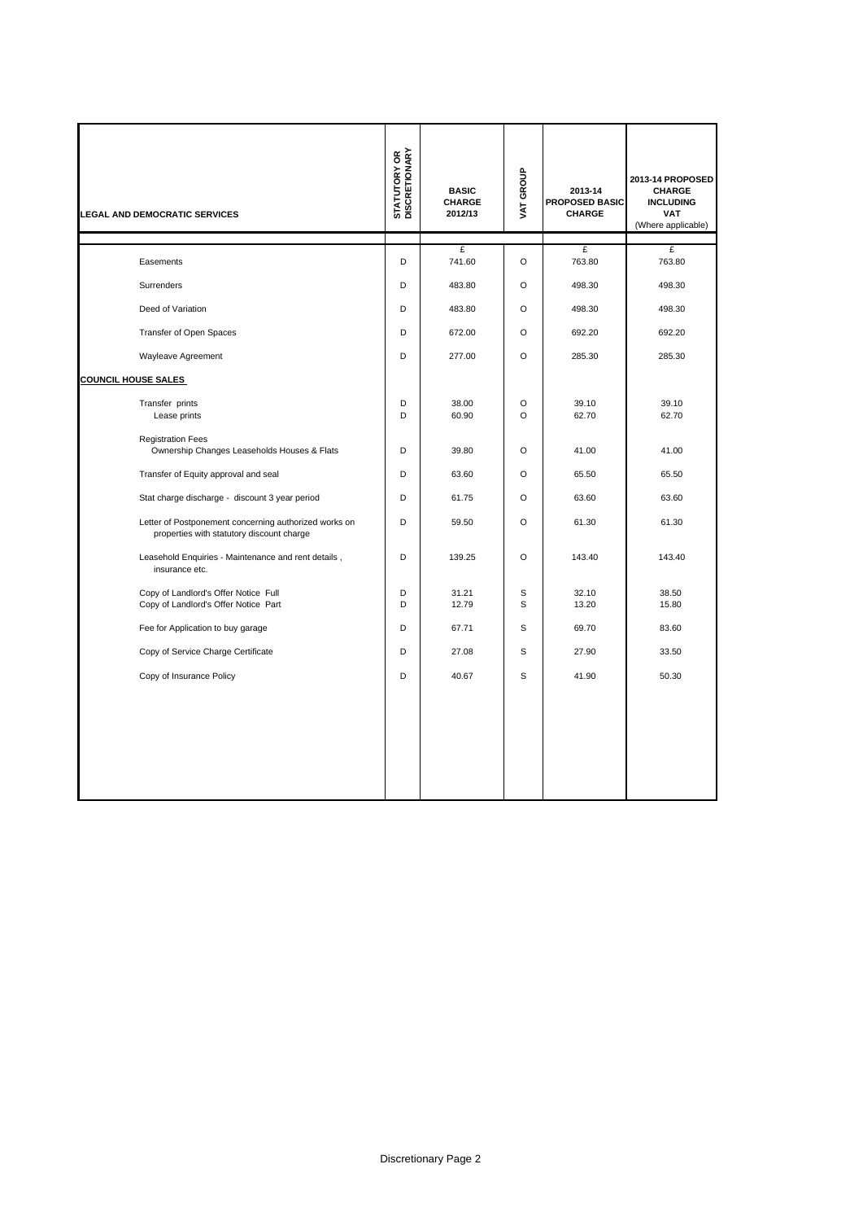| LEGAL AND DEMOCRATIC SERVICES | STATUTORY OR DISCRETIONARY | BASIC CHARGE 2012/13 | VAT GROUP | 2013-14 PROPOSED BASIC CHARGE | 2013-14 PROPOSED CHARGE INCLUDING VAT (Where applicable) |
|---|---|---|---|---|---|
| | | £ | | £ | £ |
| Easements | D | 741.60 | O | 763.80 | 763.80 |
| Surrenders | D | 483.80 | O | 498.30 | 498.30 |
| Deed of Variation | D | 483.80 | O | 498.30 | 498.30 |
| Transfer of Open Spaces | D | 672.00 | O | 692.20 | 692.20 |
| Wayleave Agreement | D | 277.00 | O | 285.30 | 285.30 |
| **COUNCIL HOUSE SALES** | | | | | |
| Transfer prints | D | 38.00 | O | 39.10 | 39.10 |
| Lease prints | D | 60.90 | O | 62.70 | 62.70 |
| Registration Fees | | | | | |
| Ownership Changes Leaseholds Houses & Flats | D | 39.80 | O | 41.00 | 41.00 |
| Transfer of Equity approval and seal | D | 63.60 | O | 65.50 | 65.50 |
| Stat charge discharge - discount 3 year period | D | 61.75 | O | 63.60 | 63.60 |
| Letter of Postponement concerning authorized works on properties with statutory discount charge | D | 59.50 | O | 61.30 | 61.30 |
| Leasehold Enquiries - Maintenance and rent details , insurance etc. | D | 139.25 | O | 143.40 | 143.40 |
| Copy of Landlord's Offer Notice Full | D | 31.21 | S | 32.10 | 38.50 |
| Copy of Landlord's Offer Notice Part | D | 12.79 | S | 13.20 | 15.80 |
| Fee for Application to buy garage | D | 67.71 | S | 69.70 | 83.60 |
| Copy of Service Charge Certificate | D | 27.08 | S | 27.90 | 33.50 |
| Copy of Insurance Policy | D | 40.67 | S | 41.90 | 50.30 |

Discretionary Page 2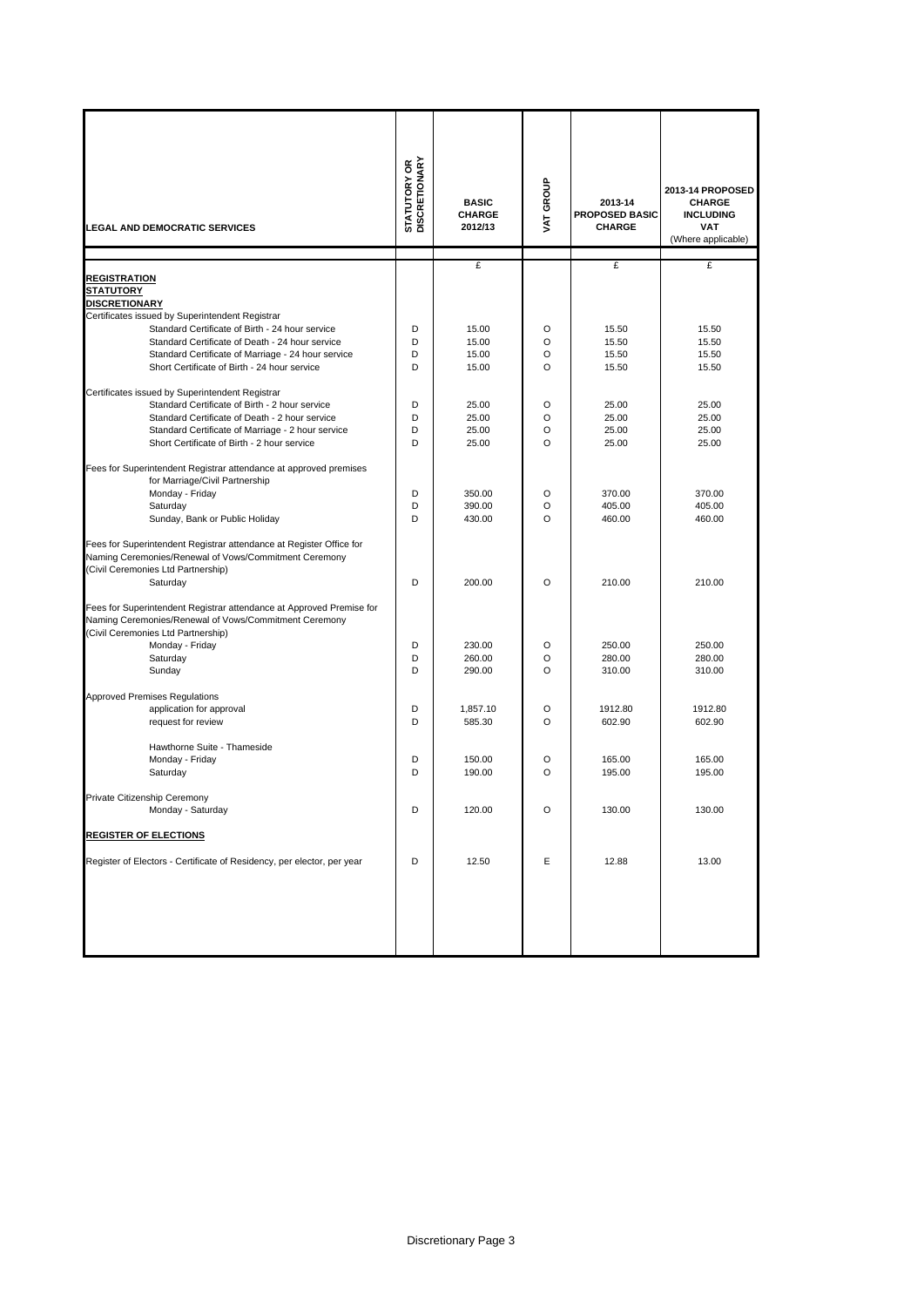| LEGAL AND DEMOCRATIC SERVICES | STATUTORY OR DISCRETIONARY | BASIC CHARGE 2012/13 | VAT GROUP | 2013-14 PROPOSED BASIC CHARGE | 2013-14 PROPOSED CHARGE INCLUDING VAT (Where applicable) |
|---|---|---|---|---|---|
| | | £ | | £ | £ |
| **REGISTRATION** | | | | | |
| **STATUTORY** | | | | | |
| **DISCRETIONARY** | | | | | |
| Certificates issued by Superintendent Registrar | | | | | |
| Standard Certificate of Birth - 24 hour service | D | 15.00 | O | 15.50 | 15.50 |
| Standard Certificate of Death - 24 hour service | D | 15.00 | O | 15.50 | 15.50 |
| Standard Certificate of Marriage - 24 hour service | D | 15.00 | O | 15.50 | 15.50 |
| Short Certificate of Birth - 24 hour service | D | 15.00 | O | 15.50 | 15.50 |
| Certificates issued by Superintendent Registrar | | | | | |
| Standard Certificate of Birth - 2 hour service | D | 25.00 | O | 25.00 | 25.00 |
| Standard Certificate of Death - 2 hour service | D | 25.00 | O | 25.00 | 25.00 |
| Standard Certificate of Marriage - 2 hour service | D | 25.00 | O | 25.00 | 25.00 |
| Short Certificate of Birth - 2 hour service | D | 25.00 | O | 25.00 | 25.00 |
| Fees for Superintendent Registrar attendance at approved premises for Marriage/Civil Partnership | | | | | |
| Monday - Friday | D | 350.00 | O | 370.00 | 370.00 |
| Saturday | D | 390.00 | O | 405.00 | 405.00 |
| Sunday, Bank or Public Holiday | D | 430.00 | O | 460.00 | 460.00 |
| Fees for Superintendent Registrar attendance at Register Office for Naming Ceremonies/Renewal of Vows/Commitment Ceremony (Civil Ceremonies Ltd Partnership) | | | | | |
| Saturday | D | 200.00 | O | 210.00 | 210.00 |
| Fees for Superintendent Registrar attendance at Approved Premise for Naming Ceremonies/Renewal of Vows/Commitment Ceremony (Civil Ceremonies Ltd Partnership) | | | | | |
| Monday - Friday | D | 230.00 | O | 250.00 | 250.00 |
| Saturday | D | 260.00 | O | 280.00 | 280.00 |
| Sunday | D | 290.00 | O | 310.00 | 310.00 |
| Approved Premises Regulations | | | | | |
| application for approval | D | 1,857.10 | O | 1912.80 | 1912.80 |
| request for review | D | 585.30 | O | 602.90 | 602.90 |
| Hawthorne Suite - Thameside | | | | | |
| Monday - Friday | D | 150.00 | O | 165.00 | 165.00 |
| Saturday | D | 190.00 | O | 195.00 | 195.00 |
| Private Citizenship Ceremony | | | | | |
| Monday - Saturday | D | 120.00 | O | 130.00 | 130.00 |
| **REGISTER OF ELECTIONS** | | | | | |
| Register of Electors - Certificate of Residency, per elector, per year | D | 12.50 | E | 12.88 | 13.00 |

Discretionary Page 3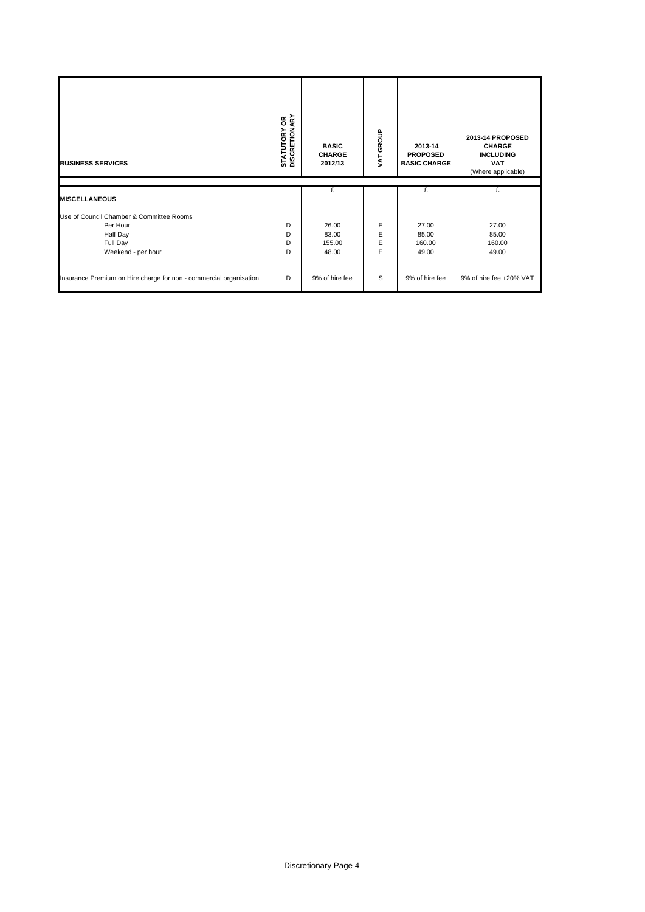| BUSINESS SERVICES | STATUTORY OR DISCRETIONARY | BASIC CHARGE 2012/13 | VAT GROUP | 2013-14 PROPOSED BASIC CHARGE | 2013-14 PROPOSED CHARGE INCLUDING VAT (Where applicable) |
|---|---|---|---|---|---|
| | | £ | | £ | £ |
| **MISCELLANEOUS** | | | | | |
| Use of Council Chamber & Committee Rooms | | | | | |
| Per Hour | D | 26.00 | E | 27.00 | 27.00 |
| Half Day | D | 83.00 | E | 85.00 | 85.00 |
| Full Day | D | 155.00 | E | 160.00 | 160.00 |
| Weekend - per hour | D | 48.00 | E | 49.00 | 49.00 |
| Insurance Premium on Hire charge for non - commercial organisation | D | 9% of hire fee | S | 9% of hire fee | 9% of hire fee +20% VAT |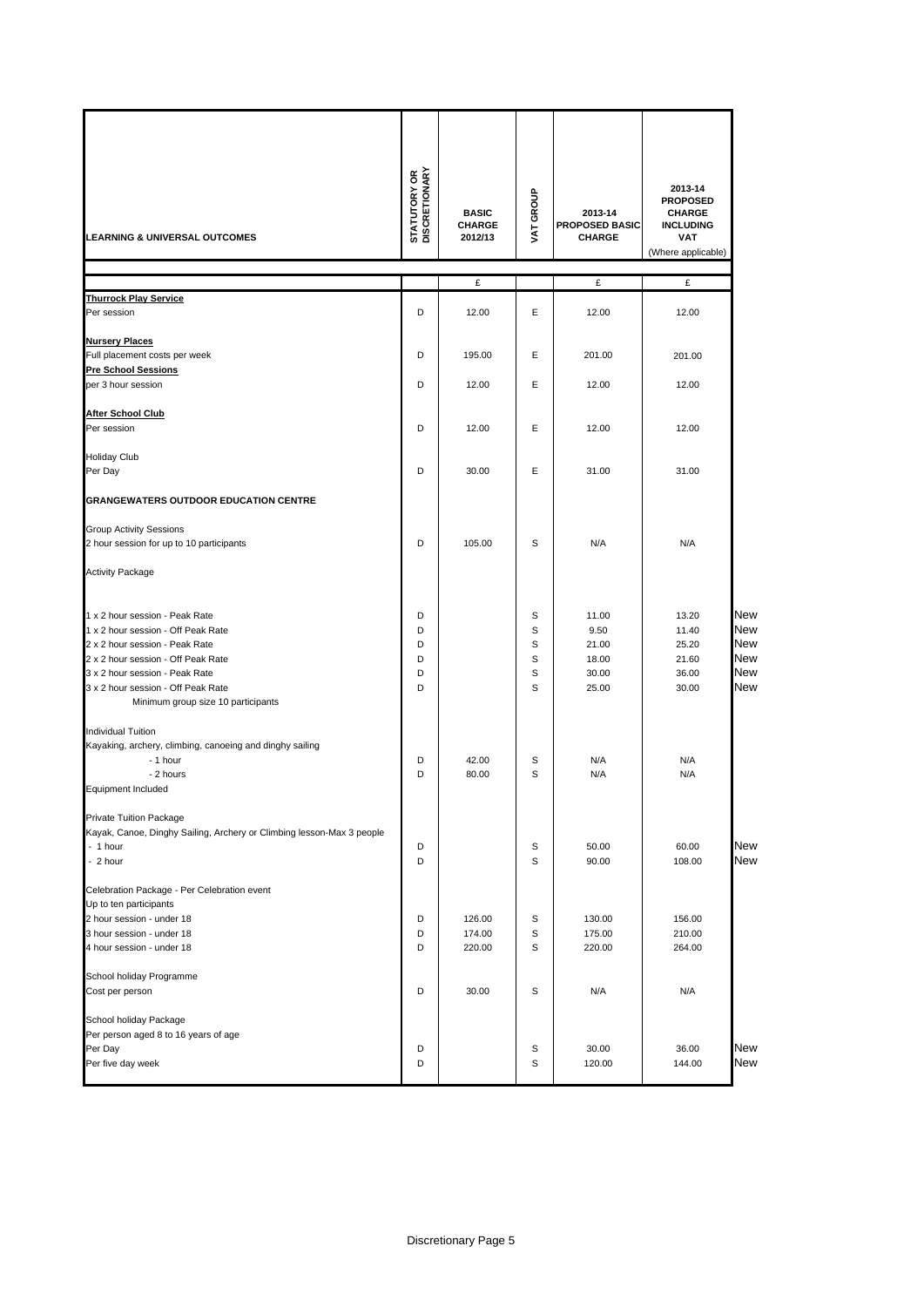| LEARNING & UNIVERSAL OUTCOMES | STATUTORY OR DISCRETIONARY | BASIC CHARGE 2012/13 | VAT GROUP | 2013-14 PROPOSED BASIC CHARGE | 2013-14 PROPOSED CHARGE INCLUDING VAT (Where applicable) | |
|---|---|---|---|---|---|---|
| | | £ | | £ | £ | |
| **Thurrock Play Service** | | | | | | |
| Per session | D | 12.00 | E | 12.00 | 12.00 | |
| **Nursery Places** | | | | | | |
| Full placement costs per week | D | 195.00 | E | 201.00 | 201.00 | |
| **Pre School Sessions** | | | | | | |
| per 3 hour session | D | 12.00 | E | 12.00 | 12.00 | |
| **After School Club** | | | | | | |
| Per session | D | 12.00 | E | 12.00 | 12.00 | |
| Holiday Club | | | | | | |
| Per Day | D | 30.00 | E | 31.00 | 31.00 | |
| **GRANGEWATERS OUTDOOR EDUCATION CENTRE** | | | | | | |
| Group Activity Sessions | | | | | | |
| 2 hour session for up to 10 participants | D | 105.00 | S | N/A | N/A | |
| Activity Package | | | | | | |
| 1 x 2 hour session - Peak Rate | D | | S | 11.00 | 13.20 | New |
| 1 x 2 hour session - Off Peak Rate | D | | S | 9.50 | 11.40 | New |
| 2 x 2 hour session - Peak Rate | D | | S | 21.00 | 25.20 | New |
| 2 x 2 hour session - Off Peak Rate | D | | S | 18.00 | 21.60 | New |
| 3 x 2 hour session - Peak Rate | D | | S | 30.00 | 36.00 | New |
| 3 x 2 hour session - Off Peak Rate | D | | S | 25.00 | 30.00 | New |
| Minimum group size 10 participants | | | | | | |
| Individual Tuition | | | | | | |
| Kayaking, archery, climbing, canoeing and dinghy sailing | | | | | | |
| - 1 hour | D | 42.00 | S | N/A | N/A | |
| - 2 hours | D | 80.00 | S | N/A | N/A | |
| Equipment Included | | | | | | |
| Private Tuition Package | | | | | | |
| Kayak, Canoe, Dinghy Sailing, Archery or Climbing lesson-Max 3 people | | | | | | |
| - 1 hour | D | | S | 50.00 | 60.00 | New |
| - 2 hour | D | | S | 90.00 | 108.00 | New |
| Celebration Package - Per Celebration event | | | | | | |
| Up to ten participants | | | | | | |
| 2 hour session - under 18 | D | 126.00 | S | 130.00 | 156.00 | |
| 3 hour session - under 18 | D | 174.00 | S | 175.00 | 210.00 | |
| 4 hour session - under 18 | D | 220.00 | S | 220.00 | 264.00 | |
| School holiday Programme | | | | | | |
| Cost per person | D | 30.00 | S | N/A | N/A | |
| School holiday Package | | | | | | |
| Per person aged 8 to 16 years of age | | | | | | |
| Per Day | D | | S | 30.00 | 36.00 | New |
| Per five day week | D | | S | 120.00 | 144.00 | New |

Discretionary Page 5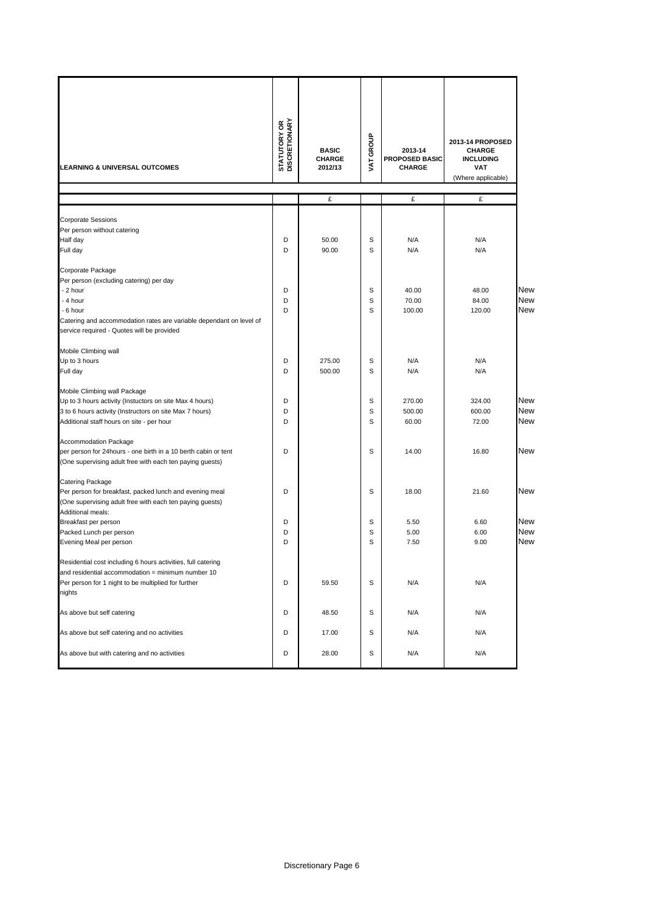| LEARNING & UNIVERSAL OUTCOMES | STATUTORY OR DISCRETIONARY | BASIC CHARGE 2012/13 | VAT GROUP | 2013-14 PROPOSED BASIC CHARGE | 2013-14 PROPOSED CHARGE INCLUDING VAT (Where applicable) | |
|---|---|---|---|---|---|---|
| | | £ | | £ | £ | |
| Corporate Sessions | | | | | | |
| Per person without catering | | | | | | |
| Half day | D | 50.00 | S | N/A | N/A | |
| Full day | D | 90.00 | S | N/A | N/A | |
| Corporate Package | | | | | | |
| Per person (excluding catering) per day | | | | | | |
| - 2 hour | D | | S | 40.00 | 48.00 | New |
| - 4 hour | D | | S | 70.00 | 84.00 | New |
| - 6 hour | D | | S | 100.00 | 120.00 | New |
| Catering and accommodation rates are variable dependant on level of service required - Quotes will be provided | | | | | | |
| Mobile Climbing wall | | | | | | |
| Up to 3 hours | D | 275.00 | S | N/A | N/A | |
| Full day | D | 500.00 | S | N/A | N/A | |
| Mobile Climbing wall Package | | | | | | |
| Up to 3 hours activity (Instuctors on site Max 4 hours) | D | | S | 270.00 | 324.00 | New |
| 3 to 6 hours activity (Instructors on site Max 7 hours) | D | | S | 500.00 | 600.00 | New |
| Additional staff hours on site - per hour | D | | S | 60.00 | 72.00 | New |
| Accommodation Package | | | | | | |
| per person for 24hours - one birth in a 10 berth cabin or tent (One supervising adult free with each ten paying guests) | D | | S | 14.00 | 16.80 | New |
| Catering Package | | | | | | |
| Per person for breakfast, packed lunch and evening meal (One supervising adult free with each ten paying guests) | D | | S | 18.00 | 21.60 | New |
| Additional meals: | | | | | | |
| Breakfast per person | D | | S | 5.50 | 6.60 | New |
| Packed Lunch per person | D | | S | 5.00 | 6.00 | New |
| Evening Meal per person | D | | S | 7.50 | 9.00 | New |
| Residential cost including 6 hours activities, full catering and residential accommodation = minimum number 10 Per person for 1 night to be multiplied for further nights | D | 59.50 | S | N/A | N/A | |
| As above but self catering | D | 48.50 | S | N/A | N/A | |
| As above but self catering and no activities | D | 17.00 | S | N/A | N/A | |
| As above but with catering and no activities | D | 28.00 | S | N/A | N/A | |

Discretionary Page 6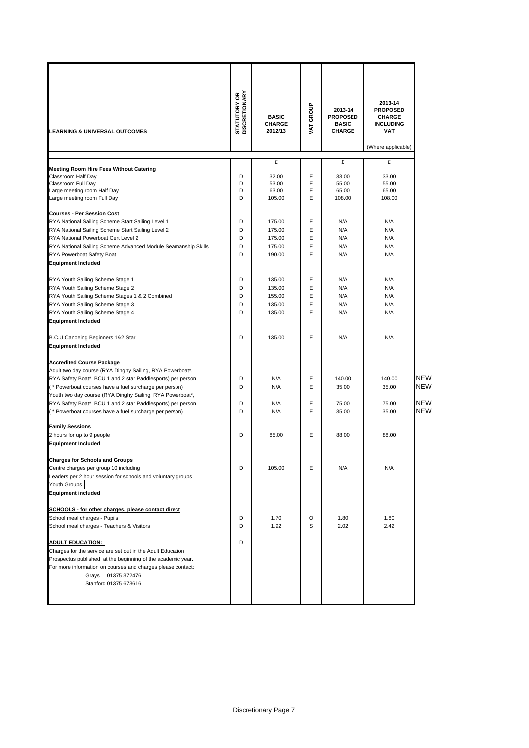| LEARNING & UNIVERSAL OUTCOMES | STATUTORY OR DISCRETIONARY | BASIC CHARGE 2012/13 | VAT GROUP | 2013-14 PROPOSED BASIC CHARGE | 2013-14 PROPOSED CHARGE INCLUDING VAT (Where applicable) | |
|---|---|---|---|---|---|---|
| | | £ | | £ | £ | |
| **Meeting Room Hire Fees Without Catering** | | | | | | |
| Classroom Half Day | D | 32.00 | E | 33.00 | 33.00 | |
| Classroom Full Day | D | 53.00 | E | 55.00 | 55.00 | |
| Large meeting room Half Day | D | 63.00 | E | 65.00 | 65.00 | |
| Large meeting room Full Day | D | 105.00 | E | 108.00 | 108.00 | |
| **Courses - Per Session Cost** | | | | | | |
| RYA National Sailing Scheme Start Sailing Level 1 | D | 175.00 | E | N/A | N/A | |
| RYA National Sailing Scheme Start Sailing Level 2 | D | 175.00 | E | N/A | N/A | |
| RYA National Powerboat Cert Level 2 | D | 175.00 | E | N/A | N/A | |
| RYA National Sailing Scheme Advanced Module Seamanship Skills | D | 175.00 | E | N/A | N/A | |
| RYA Powerboat Safety Boat | D | 190.00 | E | N/A | N/A | |
| **Equipment Included** | | | | | | |
| RYA Youth Sailing Scheme Stage 1 | D | 135.00 | E | N/A | N/A | |
| RYA Youth Sailing Scheme Stage 2 | D | 135.00 | E | N/A | N/A | |
| RYA Youth Sailing Scheme Stages 1 & 2 Combined | D | 155.00 | E | N/A | N/A | |
| RYA Youth Sailing Scheme Stage 3 | D | 135.00 | E | N/A | N/A | |
| RYA Youth Sailing Scheme Stage 4 | D | 135.00 | E | N/A | N/A | |
| **Equipment Included** | | | | | | |
| B.C.U.Canoeing Beginners 1&2 Star | D | 135.00 | E | N/A | N/A | |
| **Equipment Included** | | | | | | |
| **Accredited Course Package** | | | | | | |
| Adult two day course (RYA Dinghy Sailing, RYA Powerboat*, RYA Safety Boat*, BCU 1 and 2 star Paddlesports) per person | D | N/A | E | 140.00 | 140.00 | NEW |
| ( * Powerboat courses have a fuel surcharge per person) | D | N/A | E | 35.00 | 35.00 | NEW |
| Youth two day course (RYA Dinghy Sailing, RYA Powerboat*, RYA Safety Boat*, BCU 1 and 2 star Paddlesports) per person | D | N/A | E | 75.00 | 75.00 | NEW |
| ( * Powerboat courses have a fuel surcharge per person) | D | N/A | E | 35.00 | 35.00 | NEW |
| **Family Sessions** | | | | | | |
| 2 hours for up to 9 people | D | 85.00 | E | 88.00 | 88.00 | |
| **Equipment Included** | | | | | | |
| **Charges for Schools and Groups** | | | | | | |
| Centre charges per group 10 including Leaders per 2 hour session for schools and voluntary groups Youth Groups | D | 105.00 | E | N/A | N/A | |
| **Equipment included** | | | | | | |
| **SCHOOLS - for other charges, please contact direct** | | | | | | |
| School meal charges - Pupils | D | 1.70 | O | 1.80 | 1.80 | |
| School meal charges - Teachers & Visitors | D | 1.92 | S | 2.02 | 2.42 | |
| **ADULT EDUCATION:** | D | | | | | |
| Charges for the service are set out in the Adult Education Prospectus published at the beginning of the academic year. For more information on courses and charges please contact: Grays 01375 372476 Stanford 01375 673616 | | | | | | |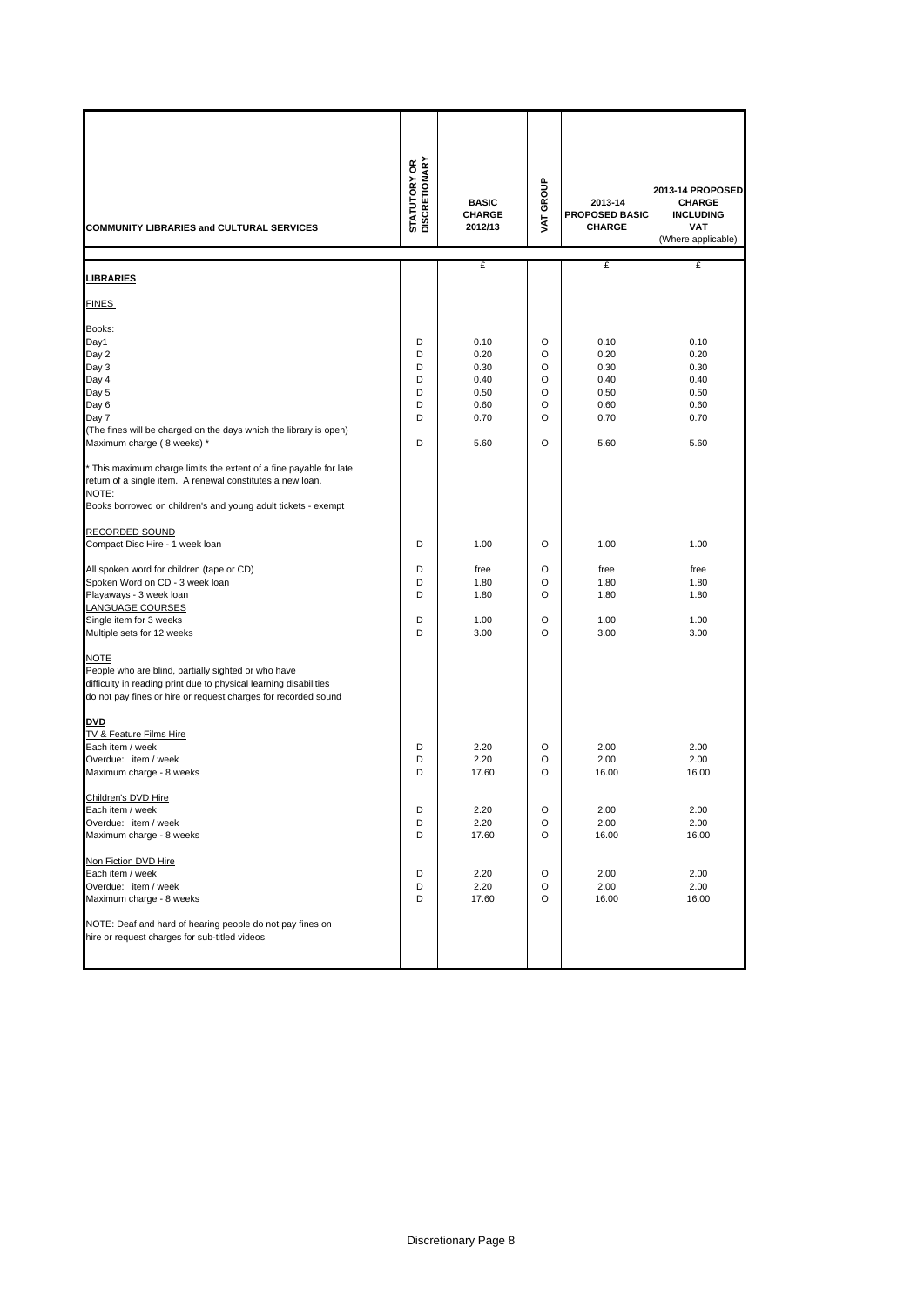| COMMUNITY LIBRARIES and CULTURAL SERVICES | STATUTORY OR DISCRETIONARY | BASIC CHARGE 2012/13 | VAT GROUP | 2013-14 PROPOSED BASIC CHARGE | 2013-14 PROPOSED CHARGE INCLUDING VAT (Where applicable) |
|---|---|---|---|---|---|
| | | £ | | £ | £ |
| **LIBRARIES** | | | | | |
| FINES | | | | | |
| Books: | | | | | |
| Day1 | D | 0.10 | O | 0.10 | 0.10 |
| Day 2 | D | 0.20 | O | 0.20 | 0.20 |
| Day 3 | D | 0.30 | O | 0.30 | 0.30 |
| Day 4 | D | 0.40 | O | 0.40 | 0.40 |
| Day 5 | D | 0.50 | O | 0.50 | 0.50 |
| Day 6 | D | 0.60 | O | 0.60 | 0.60 |
| Day 7 | D | 0.70 | O | 0.70 | 0.70 |
| (The fines will be charged on the days which the library is open) | | | | | |
| Maximum charge ( 8 weeks) * | D | 5.60 | O | 5.60 | 5.60 |
| * This maximum charge limits the extent of a fine payable for late return of a single item. A renewal constitutes a new loan. | | | | | |
| NOTE: | | | | | |
| Books borrowed on children's and young adult tickets - exempt | | | | | |
| RECORDED SOUND | | | | | |
| Compact Disc Hire - 1 week loan | D | 1.00 | O | 1.00 | 1.00 |
| All spoken word for children (tape or CD) | D | free | O | free | free |
| Spoken Word on CD - 3 week loan | D | 1.80 | O | 1.80 | 1.80 |
| Playaways - 3 week loan | D | 1.80 | O | 1.80 | 1.80 |
| LANGUAGE COURSES | | | | | |
| Single item for 3 weeks | D | 1.00 | O | 1.00 | 1.00 |
| Multiple sets for 12 weeks | D | 3.00 | O | 3.00 | 3.00 |
| NOTE | | | | | |
| People who are blind, partially sighted or who have difficulty in reading print due to physical learning disabilities do not pay fines or hire or request charges for recorded sound | | | | | |
| **DVD** | | | | | |
| TV & Feature Films Hire | | | | | |
| Each item / week | D | 2.20 | O | 2.00 | 2.00 |
| Overdue: item / week | D | 2.20 | O | 2.00 | 2.00 |
| Maximum charge - 8 weeks | D | 17.60 | O | 16.00 | 16.00 |
| Children's DVD Hire | | | | | |
| Each item / week | D | 2.20 | O | 2.00 | 2.00 |
| Overdue: item / week | D | 2.20 | O | 2.00 | 2.00 |
| Maximum charge - 8 weeks | D | 17.60 | O | 16.00 | 16.00 |
| Non Fiction DVD Hire | | | | | |
| Each item / week | D | 2.20 | O | 2.00 | 2.00 |
| Overdue: item / week | D | 2.20 | O | 2.00 | 2.00 |
| Maximum charge - 8 weeks | D | 17.60 | O | 16.00 | 16.00 |
| NOTE: Deaf and hard of hearing people do not pay fines on hire or request charges for sub-titled videos. | | | | | |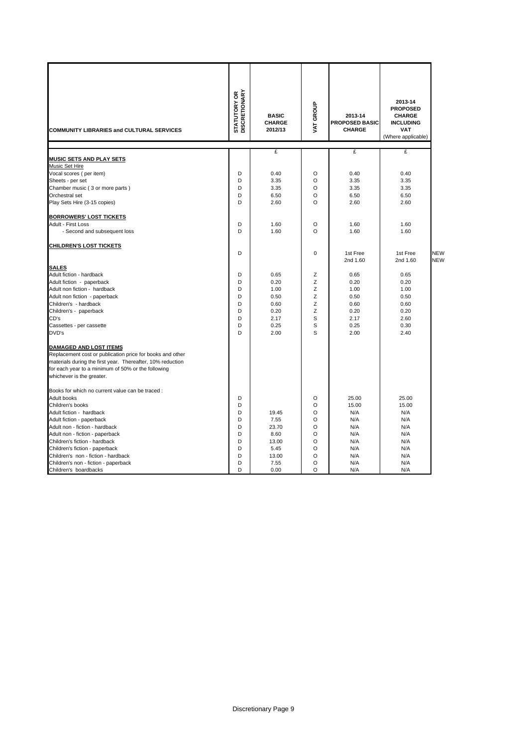| COMMUNITY LIBRARIES and CULTURAL SERVICES | STATUTORY OR DISCRETIONARY | BASIC CHARGE 2012/13 | VAT GROUP | 2013-14 PROPOSED BASIC CHARGE | 2013-14 PROPOSED CHARGE INCLUDING VAT (Where applicable) | |
|---|---|---|---|---|---|---|
| | | £ | | £ | £ | |
| **MUSIC SETS AND PLAY SETS** | | | | | | |
| Music Set Hire | | | | | | |
| Vocal scores ( per item) | D | 0.40 | O | 0.40 | 0.40 | |
| Sheets - per set | D | 3.35 | O | 3.35 | 3.35 | |
| Chamber music ( 3 or more parts ) | D | 3.35 | O | 3.35 | 3.35 | |
| Orchestral set | D | 6.50 | O | 6.50 | 6.50 | |
| Play Sets Hire (3-15 copies) | D | 2.60 | O | 2.60 | 2.60 | |
| **BORROWERS' LOST TICKETS** | | | | | | |
| Adult - First Loss | D | 1.60 | O | 1.60 | 1.60 | |
| - Second and subsequent loss | D | 1.60 | O | 1.60 | 1.60 | |
| **CHILDREN'S LOST TICKETS** | | | | | | |
| | D | | 0 | 1st Free | 1st Free | NEW |
| | | | | 2nd 1.60 | 2nd 1.60 | NEW |
| **SALES** | | | | | | |
| Adult fiction - hardback | D | 0.65 | Z | 0.65 | 0.65 | |
| Adult fiction - paperback | D | 0.20 | Z | 0.20 | 0.20 | |
| Adult non fiction - hardback | D | 1.00 | Z | 1.00 | 1.00 | |
| Adult non fiction - paperback | D | 0.50 | Z | 0.50 | 0.50 | |
| Children's - hardback | D | 0.60 | Z | 0.60 | 0.60 | |
| Children's - paperback | D | 0.20 | Z | 0.20 | 0.20 | |
| CD's | D | 2.17 | S | 2.17 | 2.60 | |
| Cassettes - per cassette | D | 0.25 | S | 0.25 | 0.30 | |
| DVD's | D | 2.00 | S | 2.00 | 2.40 | |
| **DAMAGED AND LOST ITEMS** | | | | | | |
| Replacement cost or publication price for books and other materials during the first year. Thereafter, 10% reduction for each year to a minimum of 50% or the following whichever is the greater. | | | | | | |
| Books for which no current value can be traced : | | | | | | |
| Adult books | D | | O | 25.00 | 25.00 | |
| Children's books | D | | O | 15.00 | 15.00 | |
| Adult fiction - hardback | D | 19.45 | O | N/A | N/A | |
| Adult fiction - paperback | D | 7.55 | O | N/A | N/A | |
| Adult non - fiction - hardback | D | 23.70 | O | N/A | N/A | |
| Adult non - fiction - paperback | D | 8.60 | O | N/A | N/A | |
| Children's fiction - hardback | D | 13.00 | O | N/A | N/A | |
| Children's fiction - paperback | D | 5.45 | O | N/A | N/A | |
| Children's non - fiction - hardback | D | 13.00 | O | N/A | N/A | |
| Children's non - fiction - paperback | D | 7.55 | O | N/A | N/A | |
| Children's boardbacks | D | 0.00 | O | N/A | N/A | |

Discretionary Page 9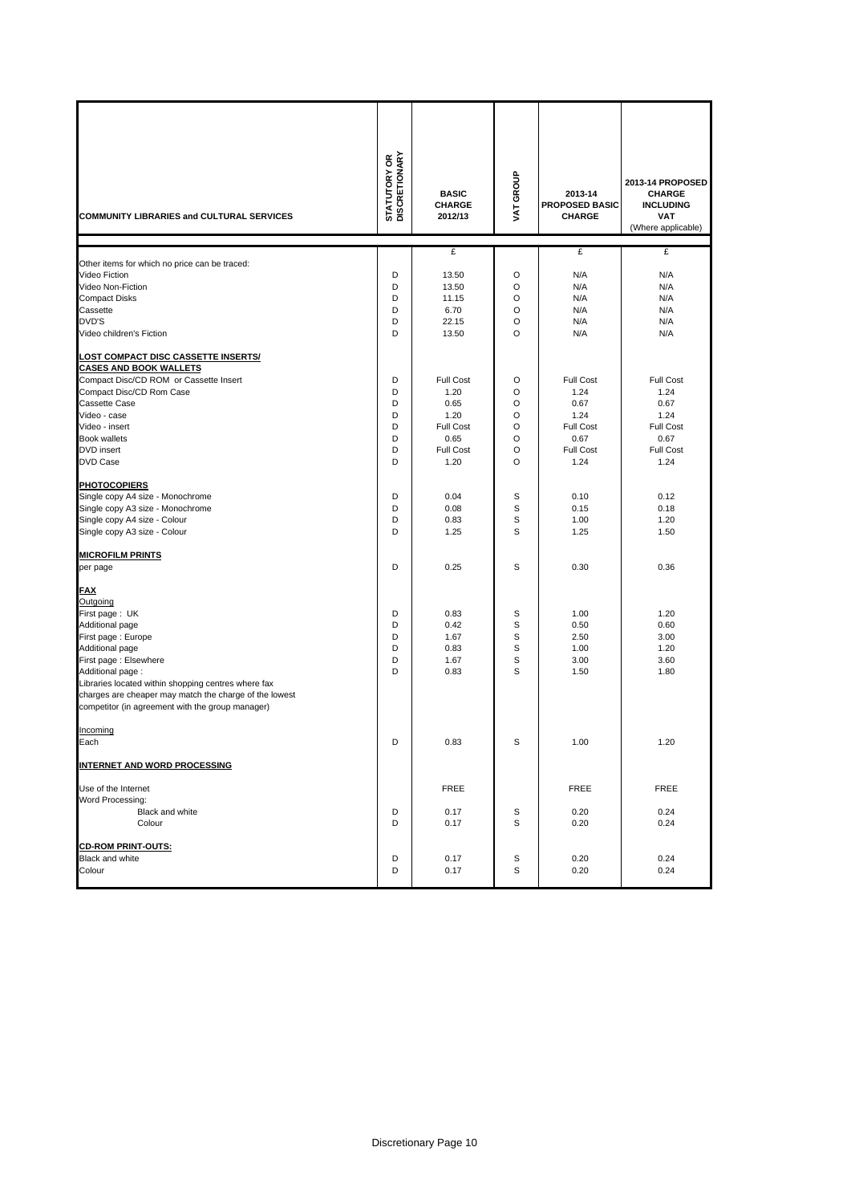| COMMUNITY LIBRARIES and CULTURAL SERVICES | STATUTORY OR DISCRETIONARY | BASIC CHARGE 2012/13 | VAT GROUP | 2013-14 PROPOSED BASIC CHARGE | 2013-14 PROPOSED CHARGE INCLUDING VAT (Where applicable) |
|---|---|---|---|---|---|
| | | £ | | £ | £ |
| Other items for which no price can be traced: | | | | | |
| Video Fiction | D | 13.50 | O | N/A | N/A |
| Video Non-Fiction | D | 13.50 | O | N/A | N/A |
| Compact Disks | D | 11.15 | O | N/A | N/A |
| Cassette | D | 6.70 | O | N/A | N/A |
| DVD'S | D | 22.15 | O | N/A | N/A |
| Video children's Fiction | D | 13.50 | O | N/A | N/A |
| **LOST COMPACT DISC CASSETTE INSERTS/ CASES AND BOOK WALLETS** | | | | | |
| Compact Disc/CD ROM or Cassette Insert | D | Full Cost | O | Full Cost | Full Cost |
| Compact Disc/CD Rom Case | D | 1.20 | O | 1.24 | 1.24 |
| Cassette Case | D | 0.65 | O | 0.67 | 0.67 |
| Video - case | D | 1.20 | O | 1.24 | 1.24 |
| Video - insert | D | Full Cost | O | Full Cost | Full Cost |
| Book wallets | D | 0.65 | O | 0.67 | 0.67 |
| DVD insert | D | Full Cost | O | Full Cost | Full Cost |
| DVD Case | D | 1.20 | O | 1.24 | 1.24 |
| **PHOTOCOPIERS** | | | | | |
| Single copy A4 size - Monochrome | D | 0.04 | S | 0.10 | 0.12 |
| Single copy A3 size - Monochrome | D | 0.08 | S | 0.15 | 0.18 |
| Single copy A4 size - Colour | D | 0.83 | S | 1.00 | 1.20 |
| Single copy A3 size - Colour | D | 1.25 | S | 1.25 | 1.50 |
| **MICROFILM PRINTS** | | | | | |
| per page | D | 0.25 | S | 0.30 | 0.36 |
| **FAX** | | | | | |
| Outgoing | | | | | |
| First page : UK | D | 0.83 | S | 1.00 | 1.20 |
| Additional page | D | 0.42 | S | 0.50 | 0.60 |
| First page : Europe | D | 1.67 | S | 2.50 | 3.00 |
| Additional page | D | 0.83 | S | 1.00 | 1.20 |
| First page : Elsewhere | D | 1.67 | S | 3.00 | 3.60 |
| Additional page : | D | 0.83 | S | 1.50 | 1.80 |
| Libraries located within shopping centres where fax charges are cheaper may match the charge of the lowest competitor (in agreement with the group manager) | | | | | |
| Incoming | | | | | |
| Each | D | 0.83 | S | 1.00 | 1.20 |
| **INTERNET AND WORD PROCESSING** | | | | | |
| Use of the Internet | | FREE | | FREE | FREE |
| Word Processing: | | | | | |
| Black and white | D | 0.17 | S | 0.20 | 0.24 |
| Colour | D | 0.17 | S | 0.20 | 0.24 |
| **CD-ROM PRINT-OUTS:** | | | | | |
| Black and white | D | 0.17 | S | 0.20 | 0.24 |
| Colour | D | 0.17 | S | 0.20 | 0.24 |

Discretionary Page 10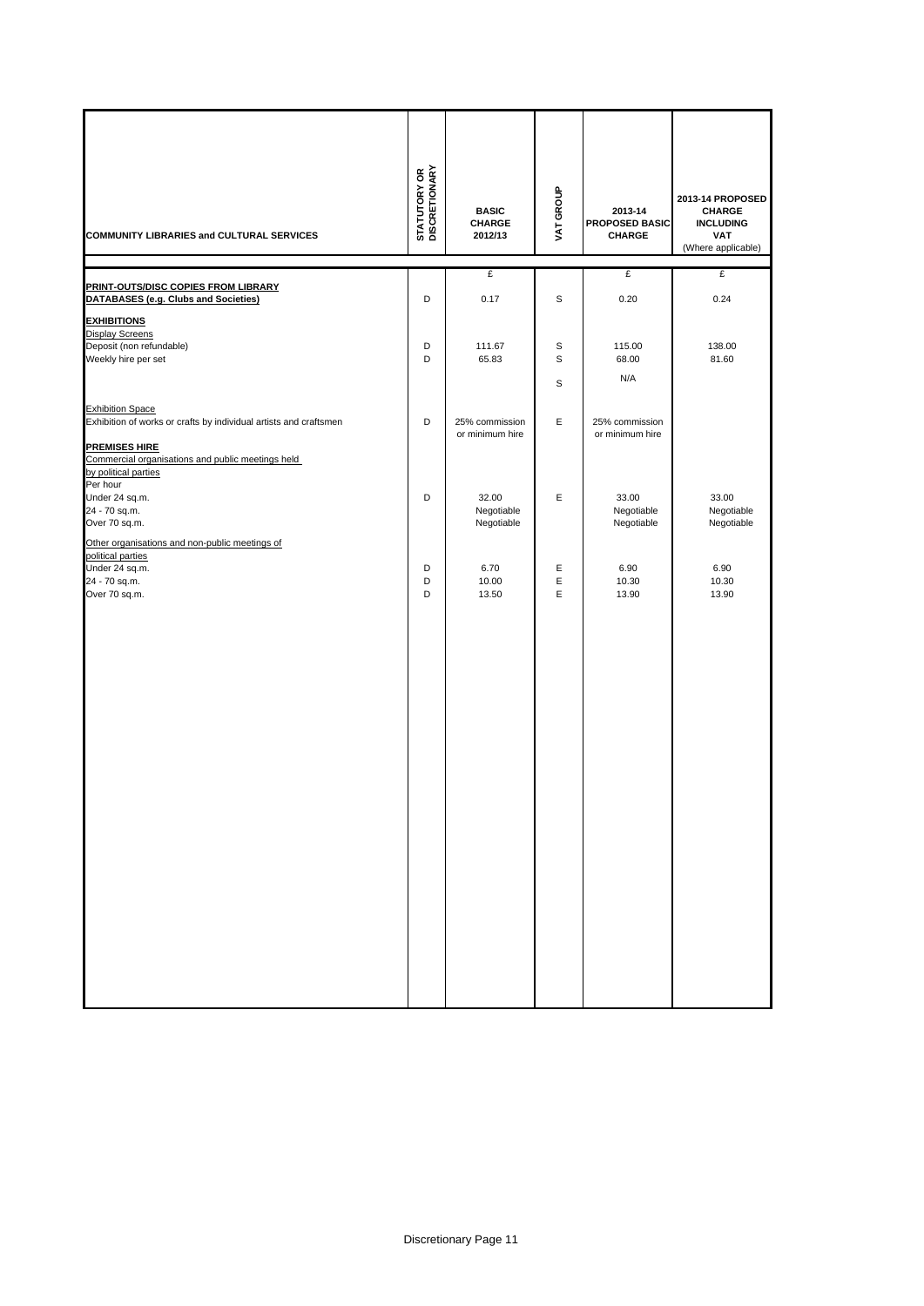| COMMUNITY LIBRARIES and CULTURAL SERVICES | STATUTORY OR DISCRETIONARY | BASIC CHARGE 2012/13 | VAT GROUP | 2013-14 PROPOSED BASIC CHARGE | 2013-14 PROPOSED CHARGE INCLUDING VAT (Where applicable) |
|---|---|---|---|---|---|
| | | £ | | £ | £ |
| **PRINT-OUTS/DISC COPIES FROM LIBRARY DATABASES (e.g. Clubs and Societies)** | D | 0.17 | S | 0.20 | 0.24 |
| **EXHIBITIONS** | | | | | |
| Display Screens | | | | | |
| Deposit (non refundable) | D | 111.67 | S | 115.00 | 138.00 |
| Weekly hire per set | D | 65.83 | S | 68.00 | 81.60 |
| | | | S | N/A | |
| Exhibition Space | | | | | |
| Exhibition of works or crafts by individual artists and craftsmen | D | 25% commission or minimum hire | E | 25% commission or minimum hire | |
| **PREMISES HIRE** | | | | | |
| Commercial organisations and public meetings held by political parties | | | | | |
| Per hour | | | | | |
| Under 24 sq.m. | D | 32.00 | E | 33.00 | 33.00 |
| 24 - 70 sq.m. | | Negotiable | | Negotiable | Negotiable |
| Over 70 sq.m. | | Negotiable | | Negotiable | Negotiable |
| Other organisations and non-public meetings of political parties | | | | | |
| Under 24 sq.m. | D | 6.70 | E | 6.90 | 6.90 |
| 24 - 70 sq.m. | D | 10.00 | E | 10.30 | 10.30 |
| Over 70 sq.m. | D | 13.50 | E | 13.90 | 13.90 |

Discretionary Page 11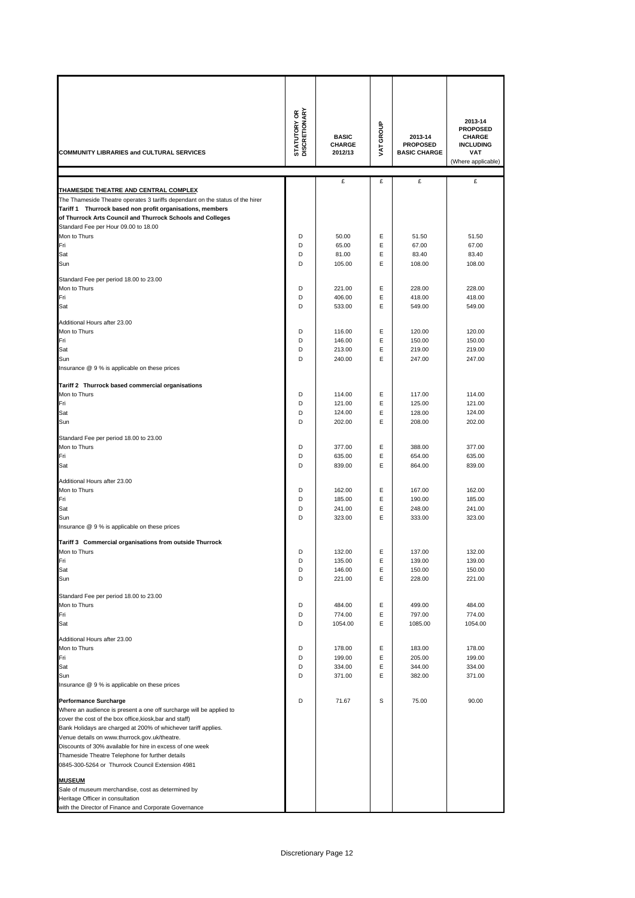| COMMUNITY LIBRARIES and CULTURAL SERVICES | STATUTORY OR DISCRETIONARY | BASIC CHARGE 2012/13 | VAT GROUP | 2013-14 PROPOSED BASIC CHARGE | 2013-14 PROPOSED CHARGE INCLUDING VAT (Where applicable) |
|---|---|---|---|---|---|
| | | £ | £ | £ | £ |
| **THAMESIDE THEATRE AND CENTRAL COMPLEX** | | | | | |
| The Thameside Theatre operates 3 tariffs dependant on the status of the hirer | | | | | |
| **Tariff 1 Thurrock based non profit organisations, members of Thurrock Arts Council and Thurrock Schools and Colleges** | | | | | |
| Standard Fee per Hour 09.00 to 18.00 | | | | | |
| Mon to Thurs | D | 50.00 | E | 51.50 | 51.50 |
| Fri | D | 65.00 | E | 67.00 | 67.00 |
| Sat | D | 81.00 | E | 83.40 | 83.40 |
| Sun | D | 105.00 | E | 108.00 | 108.00 |
| Standard Fee per period 18.00 to 23.00 | | | | | |
| Mon to Thurs | D | 221.00 | E | 228.00 | 228.00 |
| Fri | D | 406.00 | E | 418.00 | 418.00 |
| Sat | D | 533.00 | E | 549.00 | 549.00 |
| Additional Hours after 23.00 | | | | | |
| Mon to Thurs | D | 116.00 | E | 120.00 | 120.00 |
| Fri | D | 146.00 | E | 150.00 | 150.00 |
| Sat | D | 213.00 | E | 219.00 | 219.00 |
| Sun | D | 240.00 | E | 247.00 | 247.00 |
| Insurance @ 9 % is applicable on these prices | | | | | |
| **Tariff 2 Thurrock based commercial organisations** | | | | | |
| Mon to Thurs | D | 114.00 | E | 117.00 | 114.00 |
| Fri | D | 121.00 | E | 125.00 | 121.00 |
| Sat | D | 124.00 | E | 128.00 | 124.00 |
| Sun | D | 202.00 | E | 208.00 | 202.00 |
| Standard Fee per period 18.00 to 23.00 | | | | | |
| Mon to Thurs | D | 377.00 | E | 388.00 | 377.00 |
| Fri | D | 635.00 | E | 654.00 | 635.00 |
| Sat | D | 839.00 | E | 864.00 | 839.00 |
| Additional Hours after 23.00 | | | | | |
| Mon to Thurs | D | 162.00 | E | 167.00 | 162.00 |
| Fri | D | 185.00 | E | 190.00 | 185.00 |
| Sat | D | 241.00 | E | 248.00 | 241.00 |
| Sun | D | 323.00 | E | 333.00 | 323.00 |
| Insurance @ 9 % is applicable on these prices | | | | | |
| **Tariff 3 Commercial organisations from outside Thurrock** | | | | | |
| Mon to Thurs | D | 132.00 | E | 137.00 | 132.00 |
| Fri | D | 135.00 | E | 139.00 | 139.00 |
| Sat | D | 146.00 | E | 150.00 | 150.00 |
| Sun | D | 221.00 | E | 228.00 | 221.00 |
| Standard Fee per period 18.00 to 23.00 | | | | | |
| Mon to Thurs | D | 484.00 | E | 499.00 | 484.00 |
| Fri | D | 774.00 | E | 797.00 | 774.00 |
| Sat | D | 1054.00 | E | 1085.00 | 1054.00 |
| Additional Hours after 23.00 | | | | | |
| Mon to Thurs | D | 178.00 | E | 183.00 | 178.00 |
| Fri | D | 199.00 | E | 205.00 | 199.00 |
| Sat | D | 334.00 | E | 344.00 | 334.00 |
| Sun | D | 371.00 | E | 382.00 | 371.00 |
| Insurance @ 9 % is applicable on these prices | | | | | |
| **Performance Surcharge** | D | 71.67 | S | 75.00 | 90.00 |
| Where an audience is present a one off surcharge will be applied to cover the cost of the box office,kiosk,bar and staff) | | | | | |
| Bank Holidays are charged at 200% of whichever tariff applies. | | | | | |
| Venue details on www.thurrock.gov.uk/theatre. | | | | | |
| Discounts of 30% available for hire in excess of one week | | | | | |
| Thameside Theatre Telephone for further details | | | | | |
| 0845-300-5264 or Thurrock Council Extension 4981 | | | | | |
| **MUSEUM** | | | | | |
| Sale of museum merchandise, cost as determined by Heritage Officer in consultation with the Director of Finance and Corporate Governance | | | | | |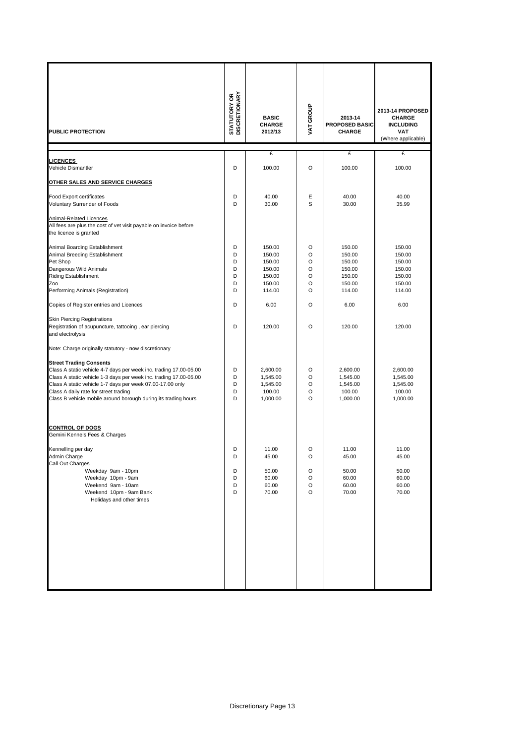| PUBLIC PROTECTION | STATUTORY OR DISCRETIONARY | BASIC CHARGE 2012/13 | VAT GROUP | 2013-14 PROPOSED BASIC CHARGE | 2013-14 PROPOSED CHARGE INCLUDING VAT (Where applicable) |
|---|---|---|---|---|---|
| | | £ | | £ | £ |
| **LICENCES** | | | | | |
| Vehicle Dismantler | D | 100.00 | O | 100.00 | 100.00 |
| **OTHER SALES AND SERVICE CHARGES** | | | | | |
| Food Export certificates | D | 40.00 | E | 40.00 | 40.00 |
| Voluntary Surrender of Foods | D | 30.00 | S | 30.00 | 35.99 |
| Animal-Related Licences | | | | | |
| All fees are plus the cost of vet visit payable on invoice before the licence is granted | | | | | |
| Animal Boarding Establishment | D | 150.00 | O | 150.00 | 150.00 |
| Animal Breeding Establishment | D | 150.00 | O | 150.00 | 150.00 |
| Pet Shop | D | 150.00 | O | 150.00 | 150.00 |
| Dangerous Wild Animals | D | 150.00 | O | 150.00 | 150.00 |
| Riding Establishment | D | 150.00 | O | 150.00 | 150.00 |
| Zoo | D | 150.00 | O | 150.00 | 150.00 |
| Performing Animals (Registration) | D | 114.00 | O | 114.00 | 114.00 |
| Copies of Register entries and Licences | D | 6.00 | O | 6.00 | 6.00 |
| Skin Piercing Registrations | | | | | |
| Registration of acupuncture, tattooing , ear piercing and electrolysis | D | 120.00 | O | 120.00 | 120.00 |
| Note: Charge originally statutory - now discretionary | | | | | |
| **Street Trading Consents** | | | | | |
| Class A static vehicle 4-7 days per week inc. trading 17.00-05.00 | D | 2,600.00 | O | 2,600.00 | 2,600.00 |
| Class A static vehicle 1-3 days per week inc. trading 17.00-05.00 | D | 1,545.00 | O | 1,545.00 | 1,545.00 |
| Class A static vehicle 1-7 days per week 07.00-17.00 only | D | 1,545.00 | O | 1,545.00 | 1,545.00 |
| Class A daily rate for street trading | D | 100.00 | O | 100.00 | 100.00 |
| Class B vehicle mobile around borough during its trading hours | D | 1,000.00 | O | 1,000.00 | 1,000.00 |
| **CONTROL OF DOGS** | | | | | |
| Gemini Kennels Fees & Charges | | | | | |
| Kennelling per day | D | 11.00 | O | 11.00 | 11.00 |
| Admin Charge | D | 45.00 | O | 45.00 | 45.00 |
| Call Out Charges | | | | | |
| Weekday 9am - 10pm | D | 50.00 | O | 50.00 | 50.00 |
| Weekday 10pm - 9am | D | 60.00 | O | 60.00 | 60.00 |
| Weekend 9am - 10am | D | 60.00 | O | 60.00 | 60.00 |
| Weekend 10pm - 9am Bank Holidays and other times | D | 70.00 | O | 70.00 | 70.00 |

Discretionary Page 13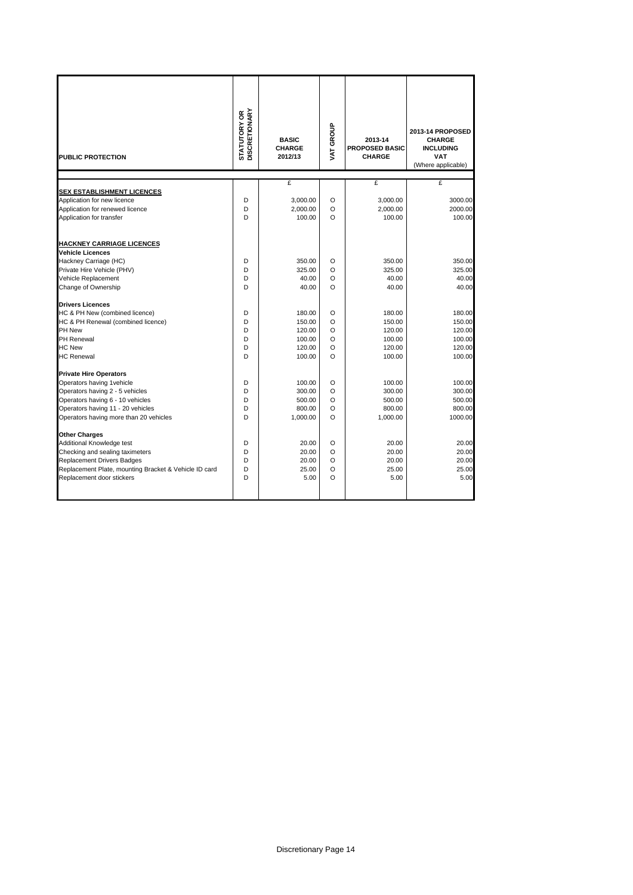| PUBLIC PROTECTION | STATUTORY OR DISCRETIONARY | BASIC CHARGE 2012/13 | VAT GROUP | 2013-14 PROPOSED BASIC CHARGE | 2013-14 PROPOSED CHARGE INCLUDING VAT (Where applicable) |
|---|---|---|---|---|---|
| | | £ | | £ | £ |
| **SEX ESTABLISHMENT LICENCES** | | | | | |
| Application for new licence | D | 3,000.00 | O | 3,000.00 | 3000.00 |
| Application for renewed licence | D | 2,000.00 | O | 2,000.00 | 2000.00 |
| Application for transfer | D | 100.00 | O | 100.00 | 100.00 |
| | | | | | |
| **HACKNEY CARRIAGE LICENCES** | | | | | |
| **Vehicle Licences** | | | | | |
| Hackney Carriage (HC) | D | 350.00 | O | 350.00 | 350.00 |
| Private Hire Vehicle (PHV) | D | 325.00 | O | 325.00 | 325.00 |
| Vehicle Replacement | D | 40.00 | O | 40.00 | 40.00 |
| Change of Ownership | D | 40.00 | O | 40.00 | 40.00 |
| | | | | | |
| **Drivers Licences** | | | | | |
| HC & PH New (combined licence) | D | 180.00 | O | 180.00 | 180.00 |
| HC & PH Renewal (combined licence) | D | 150.00 | O | 150.00 | 150.00 |
| PH New | D | 120.00 | O | 120.00 | 120.00 |
| PH Renewal | D | 100.00 | O | 100.00 | 100.00 |
| HC New | D | 120.00 | O | 120.00 | 120.00 |
| HC Renewal | D | 100.00 | O | 100.00 | 100.00 |
| | | | | | |
| **Private Hire Operators** | | | | | |
| Operators having 1vehicle | D | 100.00 | O | 100.00 | 100.00 |
| Operators having 2 - 5 vehicles | D | 300.00 | O | 300.00 | 300.00 |
| Operators having 6 - 10 vehicles | D | 500.00 | O | 500.00 | 500.00 |
| Operators having 11 - 20 vehicles | D | 800.00 | O | 800.00 | 800.00 |
| Operators having more than 20 vehicles | D | 1,000.00 | O | 1,000.00 | 1000.00 |
| | | | | | |
| **Other Charges** | | | | | |
| Additional Knowledge test | D | 20.00 | O | 20.00 | 20.00 |
| Checking and sealing taximeters | D | 20.00 | O | 20.00 | 20.00 |
| Replacement Drivers Badges | D | 20.00 | O | 20.00 | 20.00 |
| Replacement Plate, mounting Bracket & Vehicle ID card | D | 25.00 | O | 25.00 | 25.00 |
| Replacement door stickers | D | 5.00 | O | 5.00 | 5.00 |

Discretionary Page 14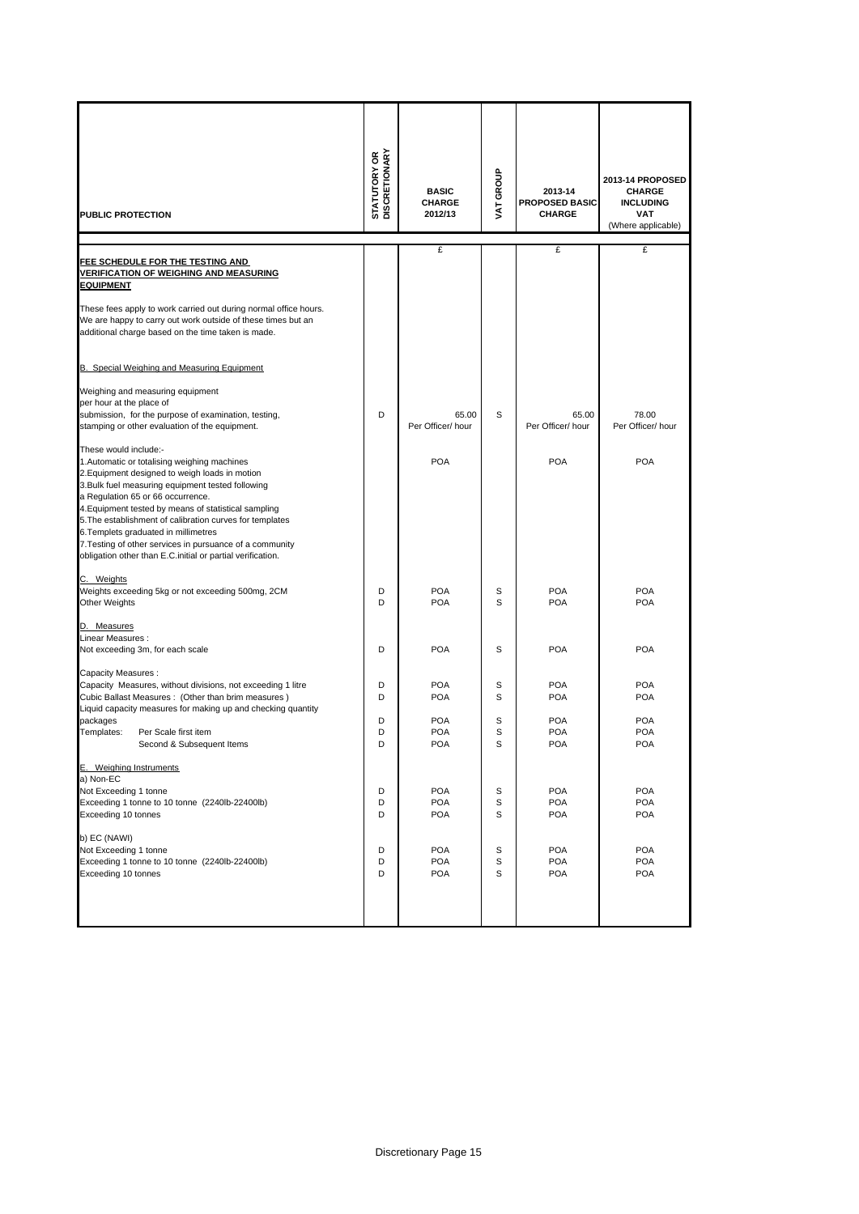| PUBLIC PROTECTION | STATUTORY OR DISCRETIONARY | BASIC CHARGE 2012/13 | VAT GROUP | 2013-14 PROPOSED BASIC CHARGE | 2013-14 PROPOSED CHARGE INCLUDING VAT (Where applicable) |
|---|---|---|---|---|---|
| | | £ | | £ | £ |
| **FEE SCHEDULE FOR THE TESTING AND VERIFICATION OF WEIGHING AND MEASURING EQUIPMENT** | | | | | |
| These fees apply to work carried out during normal office hours. We are happy to carry out work outside of these times but an additional charge based on the time taken is made. | | | | | |
| B. Special Weighing and Measuring Equipment | | | | | |
| Weighing and measuring equipment per hour at the place of submission, for the purpose of examination, testing, stamping or other evaluation of the equipment. | D | 65.00 Per Officer/ hour | S | 65.00 Per Officer/ hour | 78.00 Per Officer/ hour |
| These would include:- 1.Automatic or totalising weighing machines 2.Equipment designed to weigh loads in motion 3.Bulk fuel measuring equipment tested following a Regulation 65 or 66 occurrence. 4.Equipment tested by means of statistical sampling 5.The establishment of calibration curves for templates 6.Templets graduated in millimetres 7.Testing of other services in pursuance of a community obligation other than E.C.initial or partial verification. | | POA | | POA | POA |
| C. Weights | | | | | |
| Weights exceeding 5kg or not exceeding 500mg, 2CM | D | POA | S | POA | POA |
| Other Weights | D | POA | S | POA | POA |
| D. Measures | | | | | |
| Linear Measures : | | | | | |
| Not exceeding 3m, for each scale | D | POA | S | POA | POA |
| Capacity Measures : | | | | | |
| Capacity Measures, without divisions, not exceeding 1 litre | D | POA | S | POA | POA |
| Cubic Ballast Measures : (Other than brim measures ) | D | POA | S | POA | POA |
| Liquid capacity measures for making up and checking quantity packages | D | POA | S | POA | POA |
| Templates: Per Scale first item | D | POA | S | POA | POA |
| Second & Subsequent Items | D | POA | S | POA | POA |
| E. Weighing Instruments | | | | | |
| a) Non-EC | | | | | |
| Not Exceeding 1 tonne | D | POA | S | POA | POA |
| Exceeding 1 tonne to 10 tonne (2240lb-22400lb) | D | POA | S | POA | POA |
| Exceeding 10 tonnes | D | POA | S | POA | POA |
| b) EC (NAWI) | | | | | |
| Not Exceeding 1 tonne | D | POA | S | POA | POA |
| Exceeding 1 tonne to 10 tonne (2240lb-22400lb) | D | POA | S | POA | POA |
| Exceeding 10 tonnes | D | POA | S | POA | POA |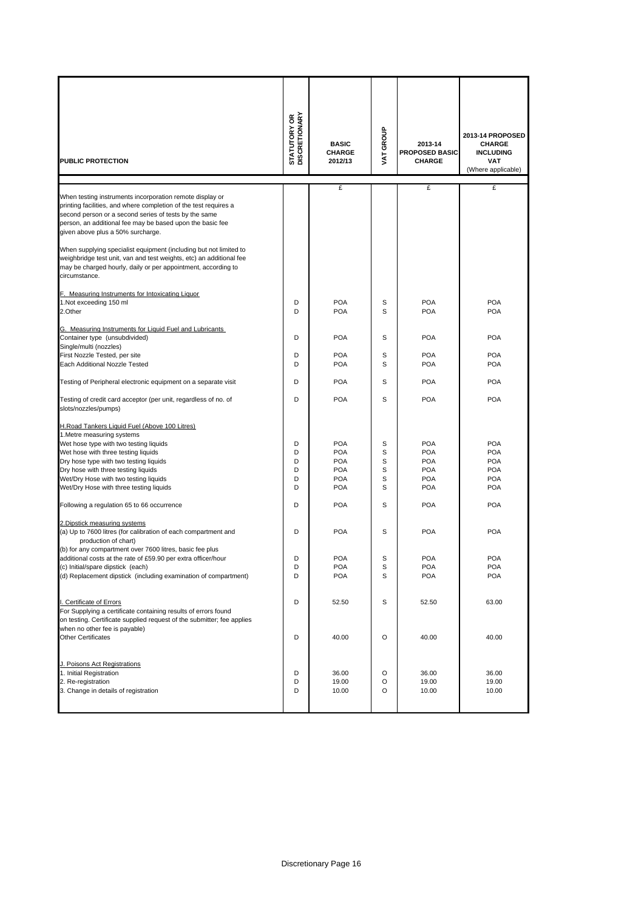| PUBLIC PROTECTION | STATUTORY OR DISCRETIONARY | BASIC CHARGE 2012/13 | VAT GROUP | 2013-14 PROPOSED BASIC CHARGE | 2013-14 PROPOSED CHARGE INCLUDING VAT (Where applicable) |
|---|---|---|---|---|---|
| | | £ | | £ | £ |
| When testing instruments incorporation remote display or printing facilities, and where completion of the test requires a second person or a second series of tests by the same person, an additional fee may be based upon the basic fee given above plus a 50% surcharge. | | | | | |
| When supplying specialist equipment (including but not limited to weighbridge test unit, van and test weights, etc) an additional fee may be charged hourly, daily or per appointment, according to circumstance. | | | | | |
| F. Measuring Instruments for Intoxicating Liquor | | | | | |
| 1.Not exceeding 150 ml | D | POA | S | POA | POA |
| 2.Other | D | POA | S | POA | POA |
| G. Measuring Instruments for Liquid Fuel and Lubricants | | | | | |
| Container type (unsubdivided) | D | POA | S | POA | POA |
| Single/multi (nozzles) | | | | | |
| First Nozzle Tested, per site | D | POA | S | POA | POA |
| Each Additional Nozzle Tested | D | POA | S | POA | POA |
| Testing of Peripheral electronic equipment on a separate visit | D | POA | S | POA | POA |
| Testing of credit card acceptor (per unit, regardless of no. of slots/nozzles/pumps) | D | POA | S | POA | POA |
| H.Road Tankers Liquid Fuel (Above 100 Litres) | | | | | |
| 1.Metre measuring systems | | | | | |
| Wet hose type with two testing liquids | D | POA | S | POA | POA |
| Wet hose with three testing liquids | D | POA | S | POA | POA |
| Dry hose type with two testing liquids | D | POA | S | POA | POA |
| Dry hose with three testing liquids | D | POA | S | POA | POA |
| Wet/Dry Hose with two testing liquids | D | POA | S | POA | POA |
| Wet/Dry Hose with three testing liquids | D | POA | S | POA | POA |
| Following a regulation 65 to 66 occurrence | D | POA | S | POA | POA |
| 2.Dipstick measuring systems | | | | | |
| (a) Up to 7600 litres (for calibration of each compartment and production of chart) | D | POA | S | POA | POA |
| (b) for any compartment over 7600 litres, basic fee plus additional costs at the rate of £59.90 per extra officer/hour | D | POA | S | POA | POA |
| (c) Initial/spare dipstick (each) | D | POA | S | POA | POA |
| (d) Replacement dipstick (including examination of compartment) | D | POA | S | POA | POA |
| I. Certificate of Errors | D | 52.50 | S | 52.50 | 63.00 |
| For Supplying a certificate containing results of errors found on testing. Certificate supplied request of the submitter; fee applies when no other fee is payable) | | | | | |
| Other Certificates | D | 40.00 | O | 40.00 | 40.00 |
| J. Poisons Act Registrations | | | | | |
| 1. Initial Registration | D | 36.00 | O | 36.00 | 36.00 |
| 2. Re-registration | D | 19.00 | O | 19.00 | 19.00 |
| 3. Change in details of registration | D | 10.00 | O | 10.00 | 10.00 |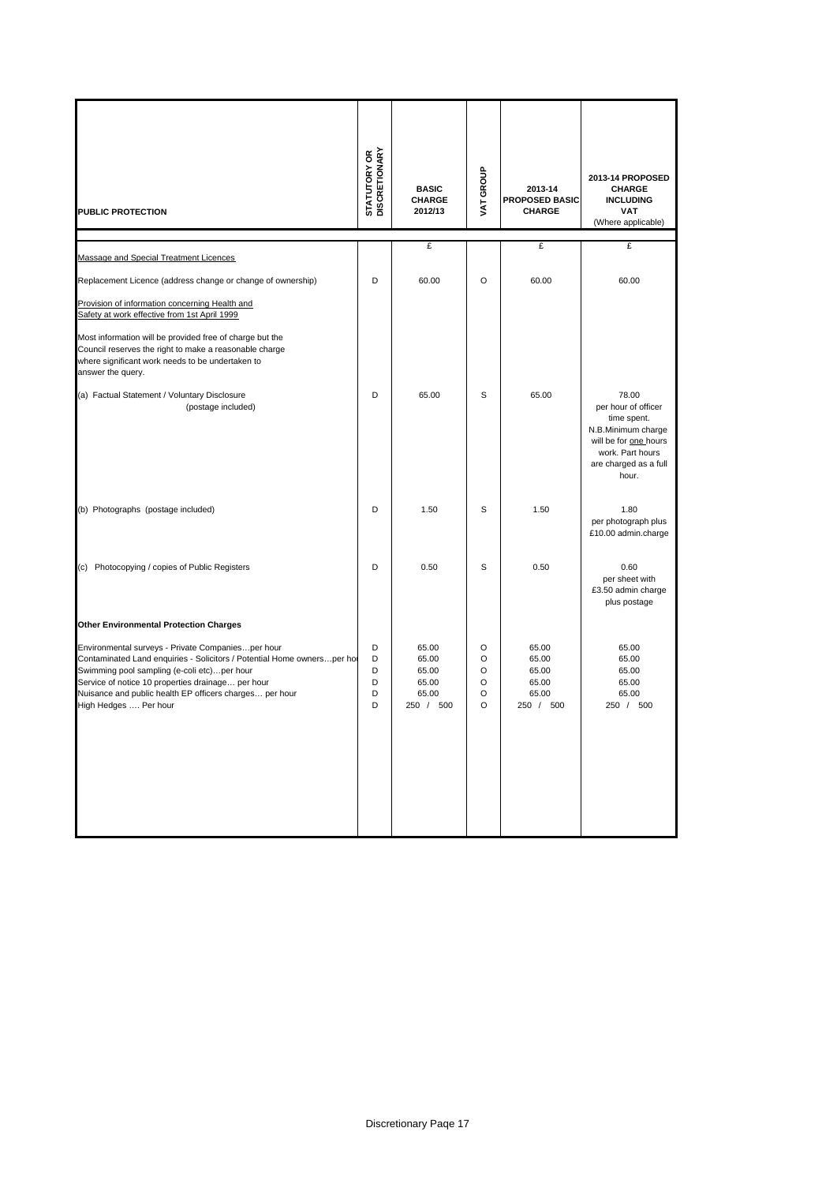| PUBLIC PROTECTION | STATUTORY OR DISCRETIONARY | BASIC CHARGE 2012/13 | VAT GROUP | 2013-14 PROPOSED BASIC CHARGE | 2013-14 PROPOSED CHARGE INCLUDING VAT (Where applicable) |
|---|---|---|---|---|---|
| | | £ | | £ | £ |
| Massage and Special Treatment Licences | | | | | |
| Replacement Licence (address change or change of ownership) | D | 60.00 | O | 60.00 | 60.00 |
| Provision of information concerning Health and Safety at work effective from 1st April 1999 | | | | | |
| Most information will be provided free of charge but the Council reserves the right to make a reasonable charge where significant work needs to be undertaken to answer the query. | | | | | |
| (a) Factual Statement / Voluntary Disclosure (postage included) | D | 65.00 | S | 65.00 | 78.00 per hour of officer time spent. N.B.Minimum charge will be for one hours work. Part hours are charged as a full hour. |
| (b) Photographs (postage included) | D | 1.50 | S | 1.50 | 1.80 per photograph plus £10.00 admin.charge |
| (c) Photocopying / copies of Public Registers | D | 0.50 | S | 0.50 | 0.60 per sheet with £3.50 admin charge plus postage |
| **Other Environmental Protection Charges** | | | | | |
| Environmental surveys - Private Companies…per hour | D | 65.00 | O | 65.00 | 65.00 |
| Contaminated Land enquiries - Solicitors / Potential Home owners…per hou | D | 65.00 | O | 65.00 | 65.00 |
| Swimming pool sampling (e-coli etc)…per hour | D | 65.00 | O | 65.00 | 65.00 |
| Service of notice 10 properties drainage… per hour | D | 65.00 | O | 65.00 | 65.00 |
| Nuisance and public health EP officers charges… per hour | D | 65.00 | O | 65.00 | 65.00 |
| High Hedges …. Per hour | D | 250 / 500 | O | 250 / 500 | 250 / 500 |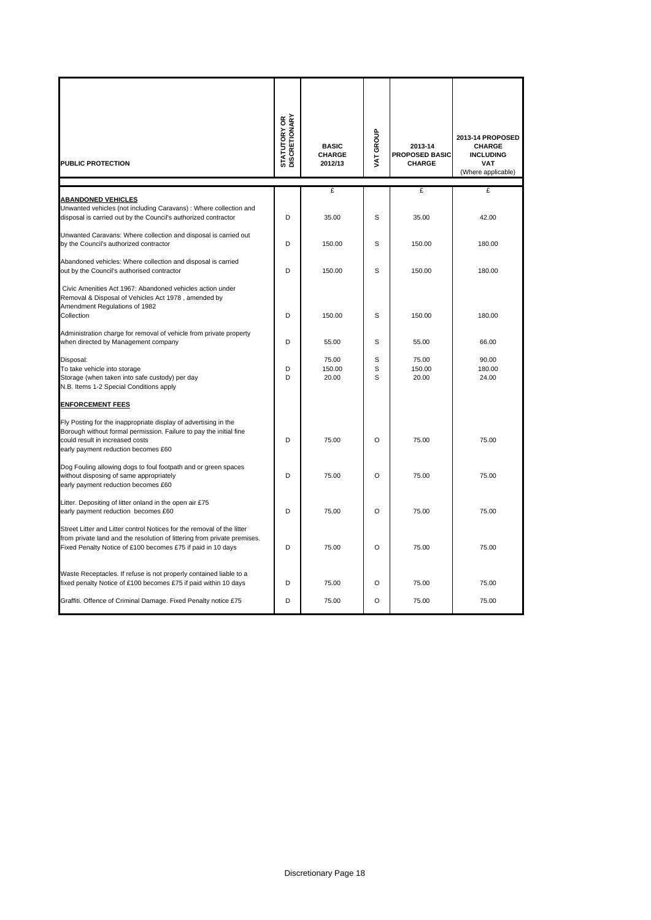| PUBLIC PROTECTION | STATUTORY OR DISCRETIONARY | BASIC CHARGE 2012/13 | VAT GROUP | 2013-14 PROPOSED BASIC CHARGE | 2013-14 PROPOSED CHARGE INCLUDING VAT (Where applicable) |
|---|---|---|---|---|---|
| | | £ | | £ | £ |
| **ABANDONED VEHICLES** | | | | | |
| Unwanted vehicles (not including Caravans) : Where collection and disposal is carried out by the Council's authorized contractor | D | 35.00 | S | 35.00 | 42.00 |
| Unwanted Caravans: Where collection and disposal is carried out by the Council's authorized contractor | D | 150.00 | S | 150.00 | 180.00 |
| Abandoned vehicles: Where collection and disposal is carried out by the Council's authorised contractor | D | 150.00 | S | 150.00 | 180.00 |
| Civic Amenities Act 1967: Abandoned vehicles action under Removal & Disposal of Vehicles Act 1978 , amended by Amendment Regulations of 1982 Collection | D | 150.00 | S | 150.00 | 180.00 |
| Administration charge for removal of vehicle from private property when directed by Management company | D | 55.00 | S | 55.00 | 66.00 |
| Disposal: | | 75.00 | S | 75.00 | 90.00 |
| To take vehicle into storage | D | 150.00 | S | 150.00 | 180.00 |
| Storage (when taken into safe custody) per day | D | 20.00 | S | 20.00 | 24.00 |
| N.B. Items 1-2 Special Conditions apply | | | | | |
| **ENFORCEMENT FEES** | | | | | |
| Fly Posting for the inappropriate display of advertising in the Borough without formal permission. Failure to pay the initial fine could result in increased costs early payment reduction becomes £60 | D | 75.00 | O | 75.00 | 75.00 |
| Dog Fouling allowing dogs to foul footpath and or green spaces without disposing of same appropriately early payment reduction becomes £60 | D | 75.00 | O | 75.00 | 75.00 |
| Litter. Depositing of litter onland in the open air £75 early payment reduction becomes £60 | D | 75.00 | O | 75.00 | 75.00 |
| Street Litter and Litter control Notices for the removal of the litter from private land and the resolution of littering from private premises. Fixed Penalty Notice of £100 becomes £75 if paid in 10 days | D | 75.00 | O | 75.00 | 75.00 |
| Waste Receptacles. If refuse is not properly contained liable to a fixed penalty Notice of £100 becomes £75 if paid within 10 days | D | 75.00 | O | 75.00 | 75.00 |
| Graffiti. Offence of Criminal Damage. Fixed Penalty notice £75 | D | 75.00 | O | 75.00 | 75.00 |

Discretionary Page 18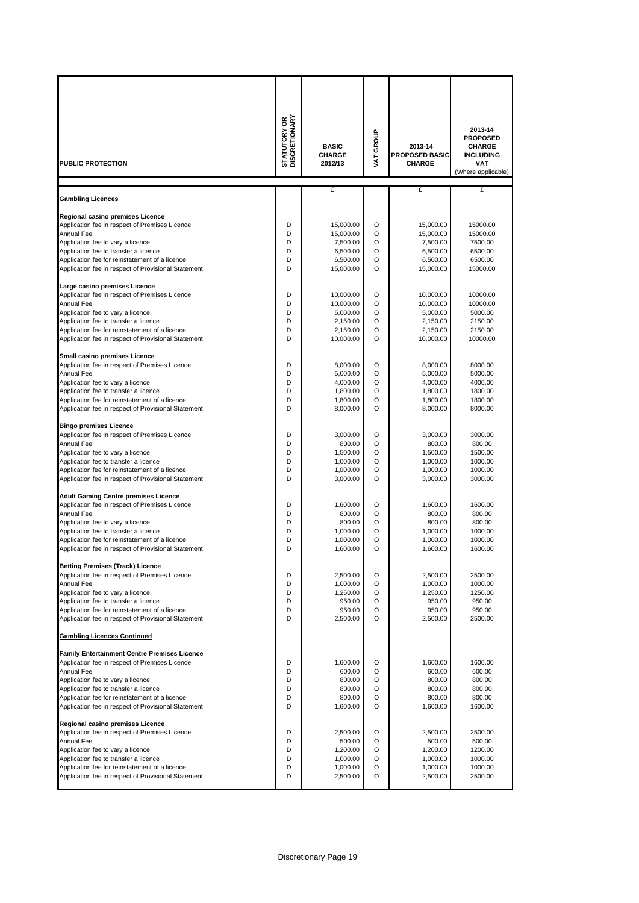| PUBLIC PROTECTION | STATUTORY OR DISCRETIONARY | BASIC CHARGE 2012/13 | VAT GROUP | 2013-14 PROPOSED BASIC CHARGE | 2013-14 PROPOSED CHARGE INCLUDING VAT (Where applicable) |
|---|---|---|---|---|---|
| | | £ | | £ | £ |
| **Gambling Licences** | | | | | |
| **Regional casino premises Licence** | | | | | |
| Application fee in respect of Premises Licence | D | 15,000.00 | O | 15,000.00 | 15000.00 |
| Annual Fee | D | 15,000.00 | O | 15,000.00 | 15000.00 |
| Application fee to vary a licence | D | 7,500.00 | O | 7,500.00 | 7500.00 |
| Application fee to transfer a licence | D | 6,500.00 | O | 6,500.00 | 6500.00 |
| Application fee for reinstatement of a licence | D | 6,500.00 | O | 6,500.00 | 6500.00 |
| Application fee in respect of Provisional Statement | D | 15,000.00 | O | 15,000.00 | 15000.00 |
| **Large casino premises Licence** | | | | | |
| Application fee in respect of Premises Licence | D | 10,000.00 | O | 10,000.00 | 10000.00 |
| Annual Fee | D | 10,000.00 | O | 10,000.00 | 10000.00 |
| Application fee to vary a licence | D | 5,000.00 | O | 5,000.00 | 5000.00 |
| Application fee to transfer a licence | D | 2,150.00 | O | 2,150.00 | 2150.00 |
| Application fee for reinstatement of a licence | D | 2,150.00 | O | 2,150.00 | 2150.00 |
| Application fee in respect of Provisional Statement | D | 10,000.00 | O | 10,000.00 | 10000.00 |
| **Small casino premises Licence** | | | | | |
| Application fee in respect of Premises Licence | D | 8,000.00 | O | 8,000.00 | 8000.00 |
| Annual Fee | D | 5,000.00 | O | 5,000.00 | 5000.00 |
| Application fee to vary a licence | D | 4,000.00 | O | 4,000.00 | 4000.00 |
| Application fee to transfer a licence | D | 1,800.00 | O | 1,800.00 | 1800.00 |
| Application fee for reinstatement of a licence | D | 1,800.00 | O | 1,800.00 | 1800.00 |
| Application fee in respect of Provisional Statement | D | 8,000.00 | O | 8,000.00 | 8000.00 |
| **Bingo premises Licence** | | | | | |
| Application fee in respect of Premises Licence | D | 3,000.00 | O | 3,000.00 | 3000.00 |
| Annual Fee | D | 800.00 | O | 800.00 | 800.00 |
| Application fee to vary a licence | D | 1,500.00 | O | 1,500.00 | 1500.00 |
| Application fee to transfer a licence | D | 1,000.00 | O | 1,000.00 | 1000.00 |
| Application fee for reinstatement of a licence | D | 1,000.00 | O | 1,000.00 | 1000.00 |
| Application fee in respect of Provisional Statement | D | 3,000.00 | O | 3,000.00 | 3000.00 |
| **Adult Gaming Centre premises Licence** | | | | | |
| Application fee in respect of Premises Licence | D | 1,600.00 | O | 1,600.00 | 1600.00 |
| Annual Fee | D | 800.00 | O | 800.00 | 800.00 |
| Application fee to vary a licence | D | 800.00 | O | 800.00 | 800.00 |
| Application fee to transfer a licence | D | 1,000.00 | O | 1,000.00 | 1000.00 |
| Application fee for reinstatement of a licence | D | 1,000.00 | O | 1,000.00 | 1000.00 |
| Application fee in respect of Provisional Statement | D | 1,600.00 | O | 1,600.00 | 1600.00 |
| **Betting Premises (Track) Licence** | | | | | |
| Application fee in respect of Premises Licence | D | 2,500.00 | O | 2,500.00 | 2500.00 |
| Annual Fee | D | 1,000.00 | O | 1,000.00 | 1000.00 |
| Application fee to vary a licence | D | 1,250.00 | O | 1,250.00 | 1250.00 |
| Application fee to transfer a licence | D | 950.00 | O | 950.00 | 950.00 |
| Application fee for reinstatement of a licence | D | 950.00 | O | 950.00 | 950.00 |
| Application fee in respect of Provisional Statement | D | 2,500.00 | O | 2,500.00 | 2500.00 |
| **Gambling Licences Continued** | | | | | |
| **Family Entertainment Centre Premises Licence** | | | | | |
| Application fee in respect of Premises Licence | D | 1,600.00 | O | 1,600.00 | 1600.00 |
| Annual Fee | D | 600.00 | O | 600.00 | 600.00 |
| Application fee to vary a licence | D | 800.00 | O | 800.00 | 800.00 |
| Application fee to transfer a licence | D | 800.00 | O | 800.00 | 800.00 |
| Application fee for reinstatement of a licence | D | 800.00 | O | 800.00 | 800.00 |
| Application fee in respect of Provisional Statement | D | 1,600.00 | O | 1,600.00 | 1600.00 |
| **Regional casino premises Licence** | | | | | |
| Application fee in respect of Premises Licence | D | 2,500.00 | O | 2,500.00 | 2500.00 |
| Annual Fee | D | 500.00 | O | 500.00 | 500.00 |
| Application fee to vary a licence | D | 1,200.00 | O | 1,200.00 | 1200.00 |
| Application fee to transfer a licence | D | 1,000.00 | O | 1,000.00 | 1000.00 |
| Application fee for reinstatement of a licence | D | 1,000.00 | O | 1,000.00 | 1000.00 |
| Application fee in respect of Provisional Statement | D | 2,500.00 | O | 2,500.00 | 2500.00 |

Discretionary Page 19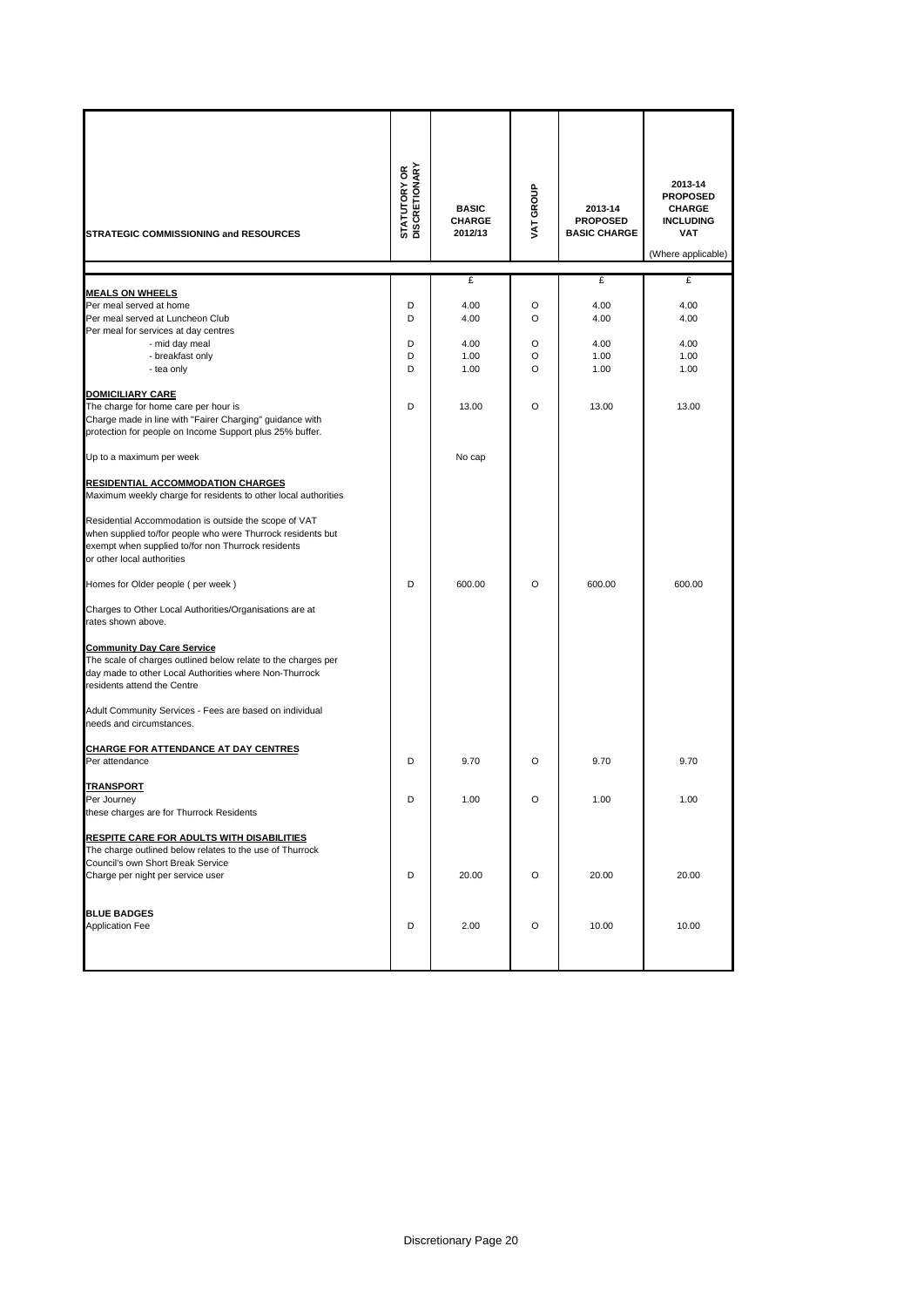| STRATEGIC COMMISSIONING and RESOURCES | STATUTORY OR DISCRETIONARY | BASIC CHARGE 2012/13 | VAT GROUP | 2013-14 PROPOSED BASIC CHARGE | 2013-14 PROPOSED CHARGE INCLUDING VAT (Where applicable) |
|---|---|---|---|---|---|
| | | £ | | £ | £ |
| **MEALS ON WHEELS** | | | | | |
| Per meal served at home | D | 4.00 | O | 4.00 | 4.00 |
| Per meal served at Luncheon Club | D | 4.00 | O | 4.00 | 4.00 |
| Per meal for services at day centres | | | | | |
| - mid day meal | D | 4.00 | O | 4.00 | 4.00 |
| - breakfast only | D | 1.00 | O | 1.00 | 1.00 |
| - tea only | D | 1.00 | O | 1.00 | 1.00 |
| **DOMICILIARY CARE** | | | | | |
| The charge for home care per hour is | D | 13.00 | O | 13.00 | 13.00 |
| Charge made in line with "Fairer Charging" guidance with protection for people on Income Support plus 25% buffer. | | | | | |
| Up to a maximum per week | | No cap | | | |
| **RESIDENTIAL ACCOMMODATION CHARGES** | | | | | |
| Maximum weekly charge for residents to other local authorities | | | | | |
| Residential Accommodation is outside the scope of VAT when supplied to/for people who were Thurrock residents but exempt when supplied to/for non Thurrock residents or other local authorities | | | | | |
| Homes for Older people ( per week ) | D | 600.00 | O | 600.00 | 600.00 |
| Charges to Other Local Authorities/Organisations are at rates shown above. | | | | | |
| **Community Day Care Service** | | | | | |
| The scale of charges outlined below relate to the charges per day made to other Local Authorities where Non-Thurrock residents attend the Centre | | | | | |
| Adult Community Services - Fees are based on individual needs and circumstances. | | | | | |
| **CHARGE FOR ATTENDANCE AT DAY CENTRES** | | | | | |
| Per attendance | D | 9.70 | O | 9.70 | 9.70 |
| **TRANSPORT** | | | | | |
| Per Journey | D | 1.00 | O | 1.00 | 1.00 |
| these charges are for Thurrock Residents | | | | | |
| **RESPITE CARE FOR ADULTS WITH DISABILITIES** | | | | | |
| The charge outlined below relates to the use of Thurrock Council's own Short Break Service | | | | | |
| Charge per night per service user | D | 20.00 | O | 20.00 | 20.00 |
| **BLUE BADGES** | | | | | |
| Application Fee | D | 2.00 | O | 10.00 | 10.00 |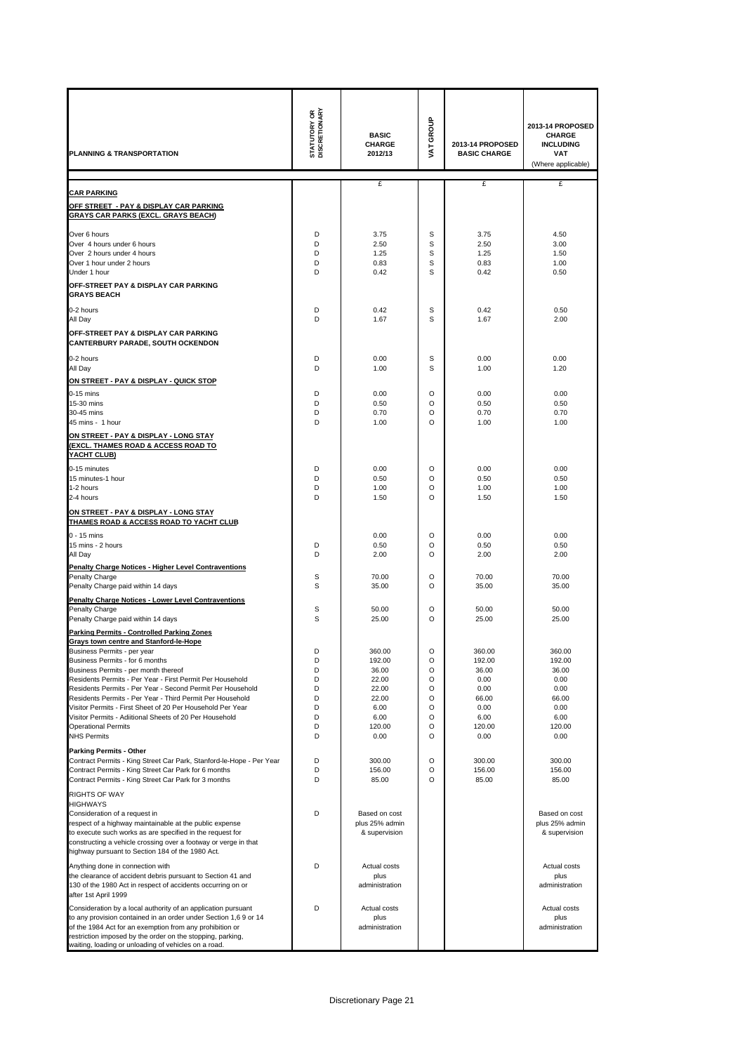| PLANNING & TRANSPORTATION | STATUTORY OR DISCRETIONARY | BASIC CHARGE 2012/13 | VAT GROUP | 2013-14 PROPOSED BASIC CHARGE | 2013-14 PROPOSED CHARGE INCLUDING VAT (Where applicable) |
|---|---|---|---|---|---|
| | | £ | | £ | £ |
| **CAR PARKING** | | | | | |
| **OFF STREET - PAY & DISPLAY CAR PARKING GRAYS CAR PARKS (EXCL. GRAYS BEACH)** | | | | | |
| Over 6 hours | D | 3.75 | S | 3.75 | 4.50 |
| Over 4 hours under 6 hours | D | 2.50 | S | 2.50 | 3.00 |
| Over 2 hours under 4 hours | D | 1.25 | S | 1.25 | 1.50 |
| Over 1 hour under 2 hours | D | 0.83 | S | 0.83 | 1.00 |
| Under 1 hour | D | 0.42 | S | 0.42 | 0.50 |
| **OFF-STREET PAY & DISPLAY CAR PARKING GRAYS BEACH** | | | | | |
| 0-2 hours | D | 0.42 | S | 0.42 | 0.50 |
| All Day | D | 1.67 | S | 1.67 | 2.00 |
| **OFF-STREET PAY & DISPLAY CAR PARKING CANTERBURY PARADE, SOUTH OCKENDON** | | | | | |
| 0-2 hours | D | 0.00 | S | 0.00 | 0.00 |
| All Day | D | 1.00 | S | 1.00 | 1.20 |
| **ON STREET - PAY & DISPLAY - QUICK STOP** | | | | | |
| 0-15 mins | D | 0.00 | O | 0.00 | 0.00 |
| 15-30 mins | D | 0.50 | O | 0.50 | 0.50 |
| 30-45 mins | D | 0.70 | O | 0.70 | 0.70 |
| 45 mins - 1 hour | D | 1.00 | O | 1.00 | 1.00 |
| **ON STREET - PAY & DISPLAY - LONG STAY (EXCL. THAMES ROAD & ACCESS ROAD TO YACHT CLUB)** | | | | | |
| 0-15 minutes | D | 0.00 | O | 0.00 | 0.00 |
| 15 minutes-1 hour | D | 0.50 | O | 0.50 | 0.50 |
| 1-2 hours | D | 1.00 | O | 1.00 | 1.00 |
| 2-4 hours | D | 1.50 | O | 1.50 | 1.50 |
| **ON STREET - PAY & DISPLAY - LONG STAY THAMES ROAD & ACCESS ROAD TO YACHT CLUB** | | | | | |
| 0 - 15 mins | | 0.00 | O | 0.00 | 0.00 |
| 15 mins - 2 hours | D | 0.50 | O | 0.50 | 0.50 |
| All Day | D | 2.00 | O | 2.00 | 2.00 |
| **Penalty Charge Notices - Higher Level Contraventions** | | | | | |
| Penalty Charge | S | 70.00 | O | 70.00 | 70.00 |
| Penalty Charge paid within 14 days | S | 35.00 | O | 35.00 | 35.00 |
| **Penalty Charge Notices - Lower Level Contraventions** | | | | | |
| Penalty Charge | S | 50.00 | O | 50.00 | 50.00 |
| Penalty Charge paid within 14 days | S | 25.00 | O | 25.00 | 25.00 |
| **Parking Permits - Controlled Parking Zones Grays town centre and Stanford-le-Hope** | | | | | |
| Business Permits - per year | D | 360.00 | O | 360.00 | 360.00 |
| Business Permits - for 6 months | D | 192.00 | O | 192.00 | 192.00 |
| Business Permits - per month thereof | D | 36.00 | O | 36.00 | 36.00 |
| Residents Permits - Per Year - First Permit Per Household | D | 22.00 | O | 0.00 | 0.00 |
| Residents Permits - Per Year - Second Permit Per Household | D | 22.00 | O | 0.00 | 0.00 |
| Residents Permits - Per Year - Third Permit Per Household | D | 22.00 | O | 66.00 | 66.00 |
| Visitor Permits - First Sheet of 20 Per Household Per Year | D | 6.00 | O | 0.00 | 0.00 |
| Visitor Permits - Adiitional Sheets of 20 Per Household | D | 6.00 | O | 6.00 | 6.00 |
| Operational Permits | D | 120.00 | O | 120.00 | 120.00 |
| NHS Permits | D | 0.00 | O | 0.00 | 0.00 |
| **Parking Permits - Other** | | | | | |
| Contract Permits - King Street Car Park, Stanford-le-Hope - Per Year | D | 300.00 | O | 300.00 | 300.00 |
| Contract Permits - King Street Car Park for 6 months | D | 156.00 | O | 156.00 | 156.00 |
| Contract Permits - King Street Car Park for 3 months | D | 85.00 | O | 85.00 | 85.00 |
| RIGHTS OF WAY | | | | | |
| HIGHWAYS | | | | | |
| Consideration of a request in respect of a highway maintainable at the public expense to execute such works as are specified in the request for constructing a vehicle crossing over a footway or verge in that highway pursuant to Section 184 of the 1980 Act. | D | Based on cost plus 25% admin & supervision | | | Based on cost plus 25% admin & supervision |
| Anything done in connection with the clearance of accident debris pursuant to Section 41 and 130 of the 1980 Act in respect of accidents occurring on or after 1st April 1999 | D | Actual costs plus administration | | | Actual costs plus administration |
| Consideration by a local authority of an application pursuant to any provision contained in an order under Section 1,6 9 or 14 of the 1984 Act for an exemption from any prohibition or restriction imposed by the order on the stopping, parking, waiting, loading or unloading of vehicles on a road. | D | Actual costs plus administration | | | Actual costs plus administration |

Discretionary Page 21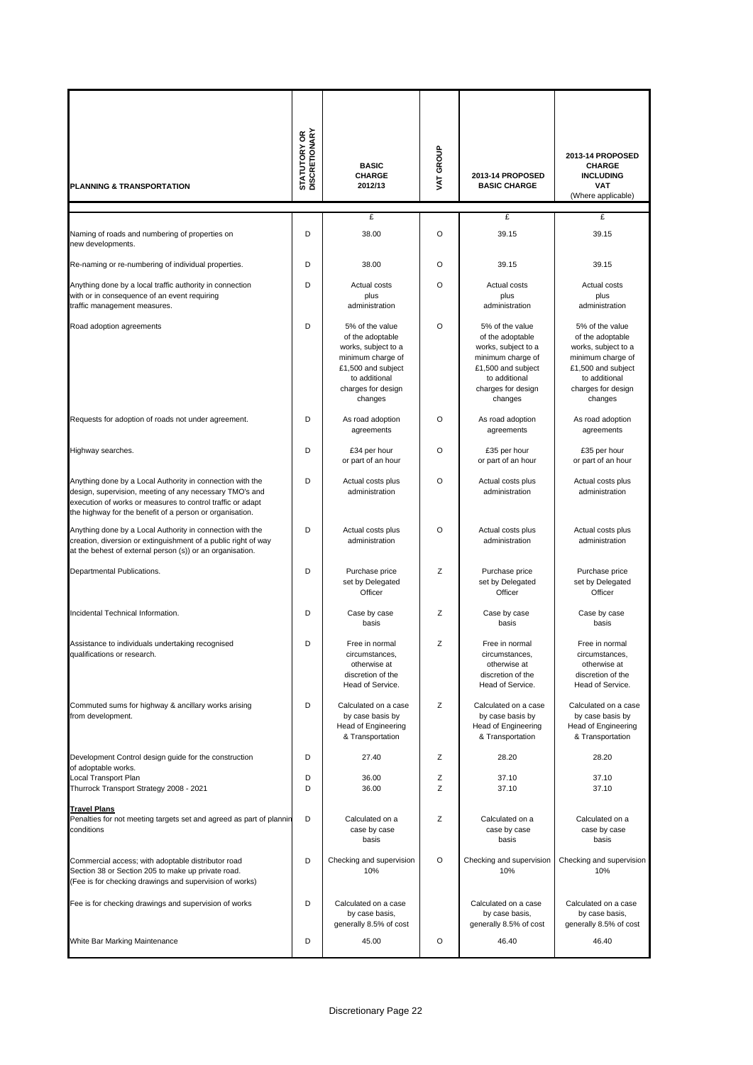| PLANNING & TRANSPORTATION | STATUTORY OR DISCRETIONARY | BASIC CHARGE 2012/13 | VAT GROUP | 2013-14 PROPOSED BASIC CHARGE | 2013-14 PROPOSED CHARGE INCLUDING VAT (Where applicable) |
|---|---|---|---|---|---|
| | | £ | | £ | £ |
| Naming of roads and numbering of properties on new developments. | D | 38.00 | O | 39.15 | 39.15 |
| Re-naming or re-numbering of individual properties. | D | 38.00 | O | 39.15 | 39.15 |
| Anything done by a local traffic authority in connection with or in consequence of an event requiring traffic management measures. | D | Actual costs plus administration | O | Actual costs plus administration | Actual costs plus administration |
| Road adoption agreements | D | 5% of the value of the adoptable works, subject to a minimum charge of £1,500 and subject to additional charges for design changes | O | 5% of the value of the adoptable works, subject to a minimum charge of £1,500 and subject to additional charges for design changes | 5% of the value of the adoptable works, subject to a minimum charge of £1,500 and subject to additional charges for design changes |
| Requests for adoption of roads not under agreement. | D | As road adoption agreements | O | As road adoption agreements | As road adoption agreements |
| Highway searches. | D | £34 per hour or part of an hour | O | £35 per hour or part of an hour | £35 per hour or part of an hour |
| Anything done by a Local Authority in connection with the design, supervision, meeting of any necessary TMO's and execution of works or measures to control traffic or adapt the highway for the benefit of a person or organisation. | D | Actual costs plus administration | O | Actual costs plus administration | Actual costs plus administration |
| Anything done by a Local Authority in connection with the creation, diversion or extinguishment of a public right of way at the behest of external person (s)) or an organisation. | D | Actual costs plus administration | O | Actual costs plus administration | Actual costs plus administration |
| Departmental Publications. | D | Purchase price set by Delegated Officer | Z | Purchase price set by Delegated Officer | Purchase price set by Delegated Officer |
| Incidental Technical Information. | D | Case by case basis | Z | Case by case basis | Case by case basis |
| Assistance to individuals undertaking recognised qualifications or research. | D | Free in normal circumstances, otherwise at discretion of the Head of Service. | Z | Free in normal circumstances, otherwise at discretion of the Head of Service. | Free in normal circumstances, otherwise at discretion of the Head of Service. |
| Commuted sums for highway & ancillary works arising from development. | D | Calculated on a case by case basis by Head of Engineering & Transportation | Z | Calculated on a case by case basis by Head of Engineering & Transportation | Calculated on a case by case basis by Head of Engineering & Transportation |
| Development Control design guide for the construction of adoptable works. | D | 27.40 | Z | 28.20 | 28.20 |
| Local Transport Plan | D | 36.00 | Z | 37.10 | 37.10 |
| Thurrock Transport Strategy 2008 - 2021 | D | 36.00 | Z | 37.10 | 37.10 |
| **Travel Plans** Penalties for not meeting targets set and agreed as part of plannin conditions | D | Calculated on a case by case basis | Z | Calculated on a case by case basis | Calculated on a case by case basis |
| Commercial access; with adoptable distributor road Section 38 or Section 205 to make up private road. (Fee is for checking drawings and supervision of works) | D | Checking and supervision 10% | O | Checking and supervision 10% | Checking and supervision 10% |
| Fee is for checking drawings and supervision of works | D | Calculated on a case by case basis, generally 8.5% of cost | | Calculated on a case by case basis, generally 8.5% of cost | Calculated on a case by case basis, generally 8.5% of cost |
| White Bar Marking Maintenance | D | 45.00 | O | 46.40 | 46.40 |

Discretionary Page 22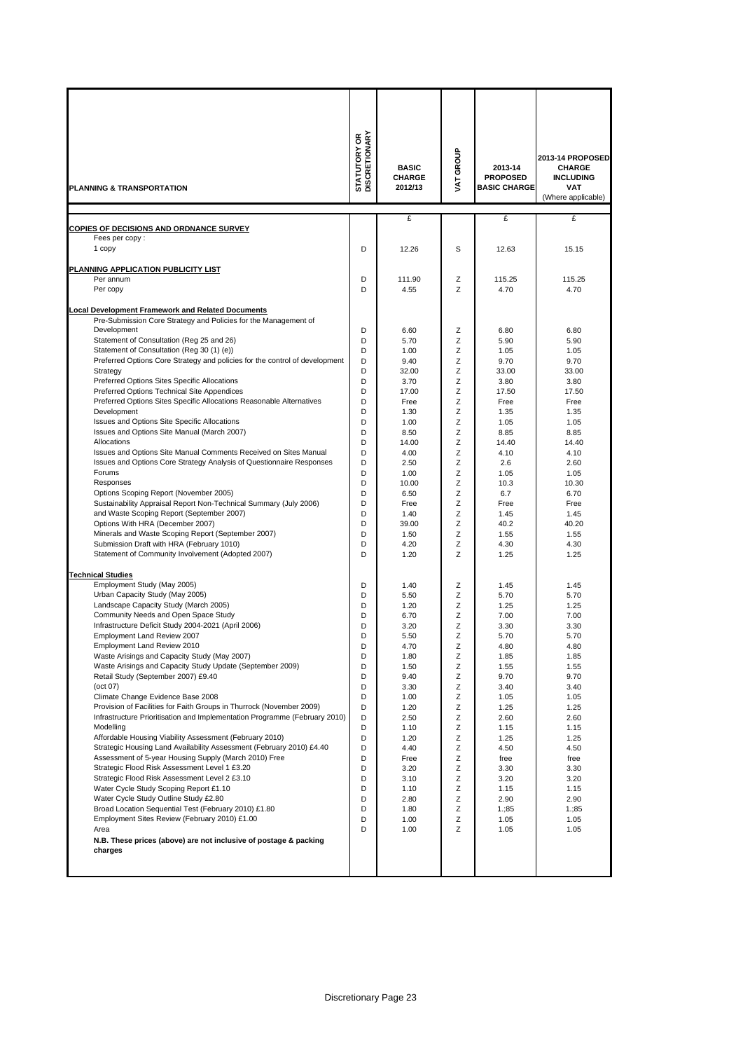| PLANNING & TRANSPORTATION | STATUTORY OR DISCRETIONARY | BASIC CHARGE 2012/13 | VAT GROUP | 2013-14 PROPOSED BASIC CHARGE | 2013-14 PROPOSED CHARGE INCLUDING VAT (Where applicable) |
|---|---|---|---|---|---|
| | | £ | | £ | £ |
| **COPIES OF DECISIONS AND ORDNANCE SURVEY** | | | | | |
| Fees per copy : | | | | | |
| 1 copy | D | 12.26 | S | 12.63 | 15.15 |
| **PLANNING APPLICATION PUBLICITY LIST** | | | | | |
| Per annum | D | 111.90 | Z | 115.25 | 115.25 |
| Per copy | D | 4.55 | Z | 4.70 | 4.70 |
| **Local Development Framework and Related Documents** | | | | | |
| Pre-Submission Core Strategy and Policies for the Management of Development | D | 6.60 | Z | 6.80 | 6.80 |
| Statement of Consultation (Reg 25 and 26) | D | 5.70 | Z | 5.90 | 5.90 |
| Statement of Consultation (Reg 30 (1) (e)) | D | 1.00 | Z | 1.05 | 1.05 |
| Preferred Options Core Strategy and policies for the control of development | D | 9.40 | Z | 9.70 | 9.70 |
| Strategy | D | 32.00 | Z | 33.00 | 33.00 |
| Preferred Options Sites Specific Allocations | D | 3.70 | Z | 3.80 | 3.80 |
| Preferred Options Technical Site Appendices | D | 17.00 | Z | 17.50 | 17.50 |
| Preferred Options Sites Specific Allocations Reasonable Alternatives | D | Free | Z | Free | Free |
| Development | D | 1.30 | Z | 1.35 | 1.35 |
| Issues and Options Site Specific Allocations | D | 1.00 | Z | 1.05 | 1.05 |
| Issues and Options Site Manual (March 2007) | D | 8.50 | Z | 8.85 | 8.85 |
| Allocations | D | 14.00 | Z | 14.40 | 14.40 |
| Issues and Options Site Manual Comments Received on Sites Manual | D | 4.00 | Z | 4.10 | 4.10 |
| Issues and Options Core Strategy Analysis of Questionnaire Responses | D | 2.50 | Z | 2.6 | 2.60 |
| Forums | D | 1.00 | Z | 1.05 | 1.05 |
| Responses | D | 10.00 | Z | 10.3 | 10.30 |
| Options Scoping Report (November 2005) | D | 6.50 | Z | 6.7 | 6.70 |
| Sustainability Appraisal Report Non-Technical Summary (July 2006) | D | Free | Z | Free | Free |
| and Waste Scoping Report (September 2007) | D | 1.40 | Z | 1.45 | 1.45 |
| Options With HRA (December 2007) | D | 39.00 | Z | 40.2 | 40.20 |
| Minerals and Waste Scoping Report (September 2007) | D | 1.50 | Z | 1.55 | 1.55 |
| Submission Draft with HRA (February 1010) | D | 4.20 | Z | 4.30 | 4.30 |
| Statement of Community Involvement (Adopted 2007) | D | 1.20 | Z | 1.25 | 1.25 |
| **Technical Studies** | | | | | |
| Employment Study (May 2005) | D | 1.40 | Z | 1.45 | 1.45 |
| Urban Capacity Study (May 2005) | D | 5.50 | Z | 5.70 | 5.70 |
| Landscape Capacity Study (March 2005) | D | 1.20 | Z | 1.25 | 1.25 |
| Community Needs and Open Space Study | D | 6.70 | Z | 7.00 | 7.00 |
| Infrastructure Deficit Study 2004-2021 (April 2006) | D | 3.20 | Z | 3.30 | 3.30 |
| Employment Land Review 2007 | D | 5.50 | Z | 5.70 | 5.70 |
| Employment Land Review 2010 | D | 4.70 | Z | 4.80 | 4.80 |
| Waste Arisings and Capacity Study (May 2007) | D | 1.80 | Z | 1.85 | 1.85 |
| Waste Arisings and Capacity Study Update (September 2009) | D | 1.50 | Z | 1.55 | 1.55 |
| Retail Study (September 2007) £9.40 | D | 9.40 | Z | 9.70 | 9.70 |
| (oct 07) | D | 3.30 | Z | 3.40 | 3.40 |
| Climate Change Evidence Base 2008 | D | 1.00 | Z | 1.05 | 1.05 |
| Provision of Facilities for Faith Groups in Thurrock (November 2009) | D | 1.20 | Z | 1.25 | 1.25 |
| Infrastructure Prioritisation and Implementation Programme (February 2010) | D | 2.50 | Z | 2.60 | 2.60 |
| Modelling | D | 1.10 | Z | 1.15 | 1.15 |
| Affordable Housing Viability Assessment (February 2010) | D | 1.20 | Z | 1.25 | 1.25 |
| Strategic Housing Land Availability Assessment (February 2010) £4.40 | D | 4.40 | Z | 4.50 | 4.50 |
| Assessment of 5-year Housing Supply (March 2010) Free | D | Free | Z | free | free |
| Strategic Flood Risk Assessment Level 1 £3.20 | D | 3.20 | Z | 3.30 | 3.30 |
| Strategic Flood Risk Assessment Level 2 £3.10 | D | 3.10 | Z | 3.20 | 3.20 |
| Water Cycle Study Scoping Report £1.10 | D | 1.10 | Z | 1.15 | 1.15 |
| Water Cycle Study Outline Study £2.80 | D | 2.80 | Z | 2.90 | 2.90 |
| Broad Location Sequential Test (February 2010) £1.80 | D | 1.80 | Z | 1.;85 | 1.;85 |
| Employment Sites Review (February 2010) £1.00 | D | 1.00 | Z | 1.05 | 1.05 |
| Area | D | 1.00 | Z | 1.05 | 1.05 |
| **N.B. These prices (above) are not inclusive of postage & packing charges** | | | | | |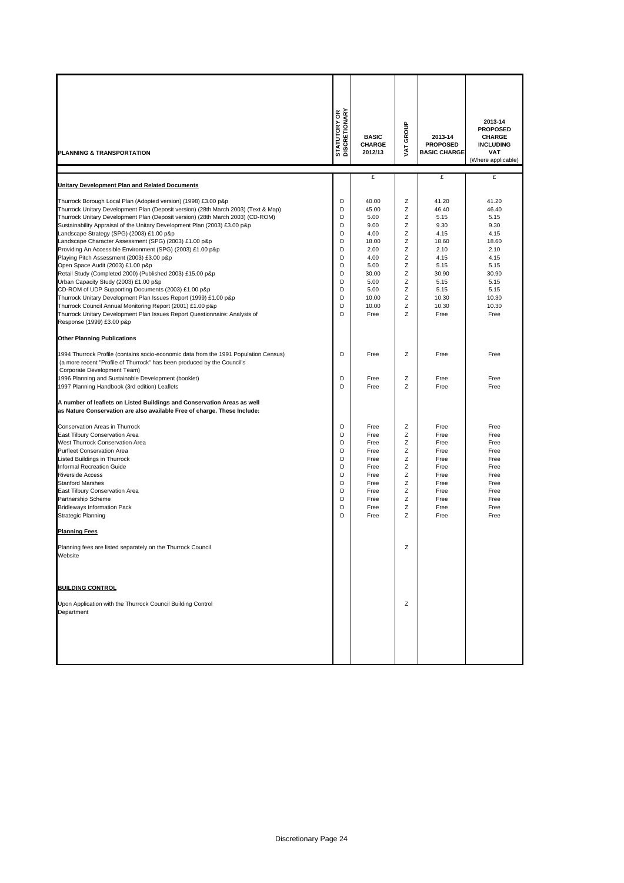| PLANNING & TRANSPORTATION | STATUTORY OR DISCRETIONARY | BASIC CHARGE 2012/13 | VAT GROUP | 2013-14 PROPOSED BASIC CHARGE | 2013-14 PROPOSED CHARGE INCLUDING VAT (Where applicable) |
|---|---|---|---|---|---|
| | | £ | | £ | £ |
| **Unitary Development Plan and Related Documents** | | | | | |
| Thurrock Borough Local Plan (Adopted version) (1998) £3.00 p&p | D | 40.00 | Z | 41.20 | 41.20 |
| Thurrock Unitary Development Plan (Deposit version) (28th March 2003) (Text & Map) | D | 45.00 | Z | 46.40 | 46.40 |
| Thurrock Unitary Development Plan (Deposit version) (28th March 2003) (CD-ROM) | D | 5.00 | Z | 5.15 | 5.15 |
| Sustainability Appraisal of the Unitary Development Plan (2003) £3.00 p&p | D | 9.00 | Z | 9.30 | 9.30 |
| Landscape Strategy (SPG) (2003) £1.00 p&p | D | 4.00 | Z | 4.15 | 4.15 |
| Landscape Character Assessment (SPG) (2003) £1.00 p&p | D | 18.00 | Z | 18.60 | 18.60 |
| Providing An Accessible Environment (SPG) (2003) £1.00 p&p | D | 2.00 | Z | 2.10 | 2.10 |
| Playing Pitch Assessment (2003) £3.00 p&p | D | 4.00 | Z | 4.15 | 4.15 |
| Open Space Audit (2003) £1.00 p&p | D | 5.00 | Z | 5.15 | 5.15 |
| Retail Study (Completed 2000) (Published 2003) £15.00 p&p | D | 30.00 | Z | 30.90 | 30.90 |
| Urban Capacity Study (2003) £1.00 p&p | D | 5.00 | Z | 5.15 | 5.15 |
| CD-ROM of UDP Supporting Documents (2003) £1.00 p&p | D | 5.00 | Z | 5.15 | 5.15 |
| Thurrock Unitary Development Plan Issues Report (1999) £1.00 p&p | D | 10.00 | Z | 10.30 | 10.30 |
| Thurrock Council Annual Monitoring Report (2001) £1.00 p&p | D | 10.00 | Z | 10.30 | 10.30 |
| Thurrock Unitary Development Plan Issues Report Questionnaire: Analysis of Response (1999) £3.00 p&p | D | Free | Z | Free | Free |
| **Other Planning Publications** | | | | | |
| 1994 Thurrock Profile (contains socio-economic data from the 1991 Population Census) (a more recent "Profile of Thurrock" has been produced by the Council's Corporate Development Team) | D | Free | Z | Free | Free |
| 1996 Planning and Sustainable Development (booklet) | D | Free | Z | Free | Free |
| 1997 Planning Handbook (3rd edition) Leaflets | D | Free | Z | Free | Free |
| **A number of leaflets on Listed Buildings and Conservation Areas as well as Nature Conservation are also available Free of charge. These Include:** | | | | | |
| Conservation Areas in Thurrock | D | Free | Z | Free | Free |
| East Tilbury Conservation Area | D | Free | Z | Free | Free |
| West Thurrock Conservation Area | D | Free | Z | Free | Free |
| Purfleet Conservation Area | D | Free | Z | Free | Free |
| Listed Buildings in Thurrock | D | Free | Z | Free | Free |
| Informal Recreation Guide | D | Free | Z | Free | Free |
| Riverside Access | D | Free | Z | Free | Free |
| Stanford Marshes | D | Free | Z | Free | Free |
| East Tilbury Conservation Area | D | Free | Z | Free | Free |
| Partnership Scheme | D | Free | Z | Free | Free |
| Bridleways Information Pack | D | Free | Z | Free | Free |
| Strategic Planning | D | Free | Z | Free | Free |
| **Planning Fees** | | | | | |
| Planning fees are listed separately on the Thurrock Council Website | | | Z | | |
| **BUILDING CONTROL** | | | | | |
| Upon Application with the Thurrock Council Building Control Department | | | Z | | |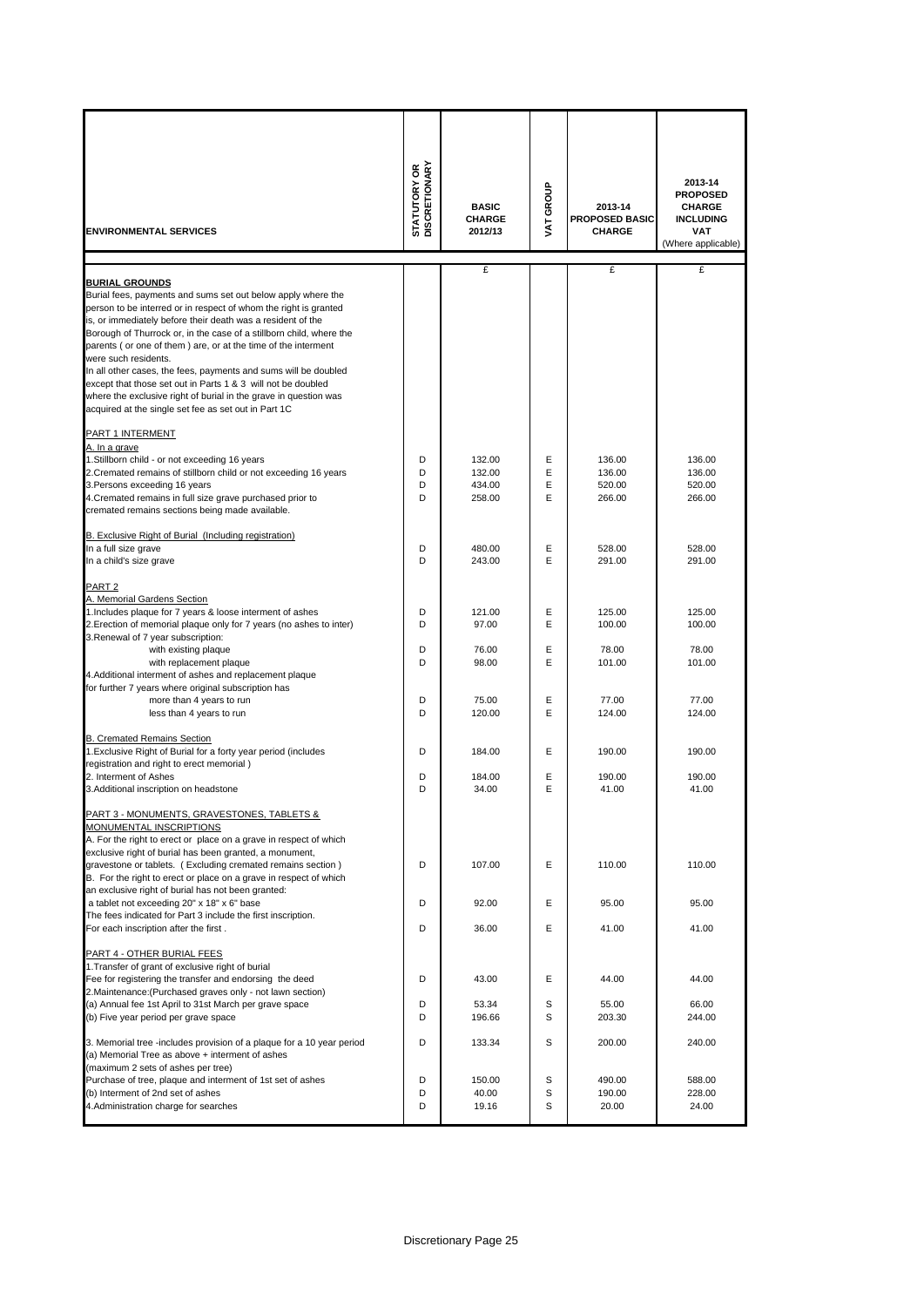| ENVIRONMENTAL SERVICES | STATUTORY OR DISCRETIONARY | BASIC CHARGE 2012/13 | VAT GROUP | 2013-14 PROPOSED BASIC CHARGE | 2013-14 PROPOSED CHARGE INCLUDING VAT (Where applicable) |
|---|---|---|---|---|---|
| | | £ | | £ | £ |
| **BURIAL GROUNDS** | | | | | |
| Burial fees, payments and sums set out below apply where the person to be interred or in respect of whom the right is granted is, or immediately before their death was a resident of the Borough of Thurrock or, in the case of a stillborn child, where the parents ( or one of them ) are, or at the time of the interment were such residents. | | | | | |
| In all other cases, the fees, payments and sums will be doubled except that those set out in Parts 1 & 3 will not be doubled where the exclusive right of burial in the grave in question was acquired at the single set fee as set out in Part 1C | | | | | |
| PART 1 INTERMENT | | | | | |
| A. In a grave | | | | | |
| 1.Stillborn child - or not exceeding 16 years | D | 132.00 | E | 136.00 | 136.00 |
| 2.Cremated remains of stillborn child or not exceeding 16 years | D | 132.00 | E | 136.00 | 136.00 |
| 3.Persons exceeding 16 years | D | 434.00 | E | 520.00 | 520.00 |
| 4.Cremated remains in full size grave purchased prior to cremated remains sections being made available. | D | 258.00 | E | 266.00 | 266.00 |
| B. Exclusive Right of Burial (Including registration) | | | | | |
| In a full size grave | D | 480.00 | E | 528.00 | 528.00 |
| In a child's size grave | D | 243.00 | E | 291.00 | 291.00 |
| PART 2 | | | | | |
| A. Memorial Gardens Section | | | | | |
| 1.Includes plaque for 7 years & loose interment of ashes | D | 121.00 | E | 125.00 | 125.00 |
| 2.Erection of memorial plaque only for 7 years (no ashes to inter) | D | 97.00 | E | 100.00 | 100.00 |
| 3.Renewal of 7 year subscription: | | | | | |
| with existing plaque | D | 76.00 | E | 78.00 | 78.00 |
| with replacement plaque | D | 98.00 | E | 101.00 | 101.00 |
| 4.Additional interment of ashes and replacement plaque for further 7 years where original subscription has | | | | | |
| more than 4 years to run | D | 75.00 | E | 77.00 | 77.00 |
| less than 4 years to run | D | 120.00 | E | 124.00 | 124.00 |
| B. Cremated Remains Section | | | | | |
| 1.Exclusive Right of Burial for a forty year period (includes registration and right to erect memorial ) | D | 184.00 | E | 190.00 | 190.00 |
| 2. Interment of Ashes | D | 184.00 | E | 190.00 | 190.00 |
| 3.Additional inscription on headstone | D | 34.00 | E | 41.00 | 41.00 |
| PART 3 - MONUMENTS, GRAVESTONES, TABLETS & MONUMENTAL INSCRIPTIONS | | | | | |
| A. For the right to erect or place on a grave in respect of which exclusive right of burial has been granted, a monument, gravestone or tablets. ( Excluding cremated remains section ) | D | 107.00 | E | 110.00 | 110.00 |
| B. For the right to erect or place on a grave in respect of which an exclusive right of burial has not been granted: | | | | | |
| a tablet not exceeding 20" x 18" x 6" base | D | 92.00 | E | 95.00 | 95.00 |
| The fees indicated for Part 3 include the first inscription. | | | | | |
| For each inscription after the first . | D | 36.00 | E | 41.00 | 41.00 |
| PART 4 - OTHER BURIAL FEES | | | | | |
| 1.Transfer of grant of exclusive right of burial | | | | | |
| Fee for registering the transfer and endorsing the deed | D | 43.00 | E | 44.00 | 44.00 |
| 2.Maintenance:(Purchased graves only - not lawn section) | | | | | |
| (a) Annual fee 1st April to 31st March per grave space | D | 53.34 | S | 55.00 | 66.00 |
| (b) Five year period per grave space | D | 196.66 | S | 203.30 | 244.00 |
| 3. Memorial tree -includes provision of a plaque for a 10 year period | D | 133.34 | S | 200.00 | 240.00 |
| (a) Memorial Tree as above + interment of ashes (maximum 2 sets of ashes per tree) | | | | | |
| Purchase of tree, plaque and interment of 1st set of ashes | D | 150.00 | S | 490.00 | 588.00 |
| (b) Interment of 2nd set of ashes | D | 40.00 | S | 190.00 | 228.00 |
| 4.Administration charge for searches | D | 19.16 | S | 20.00 | 24.00 |

Discretionary Page 25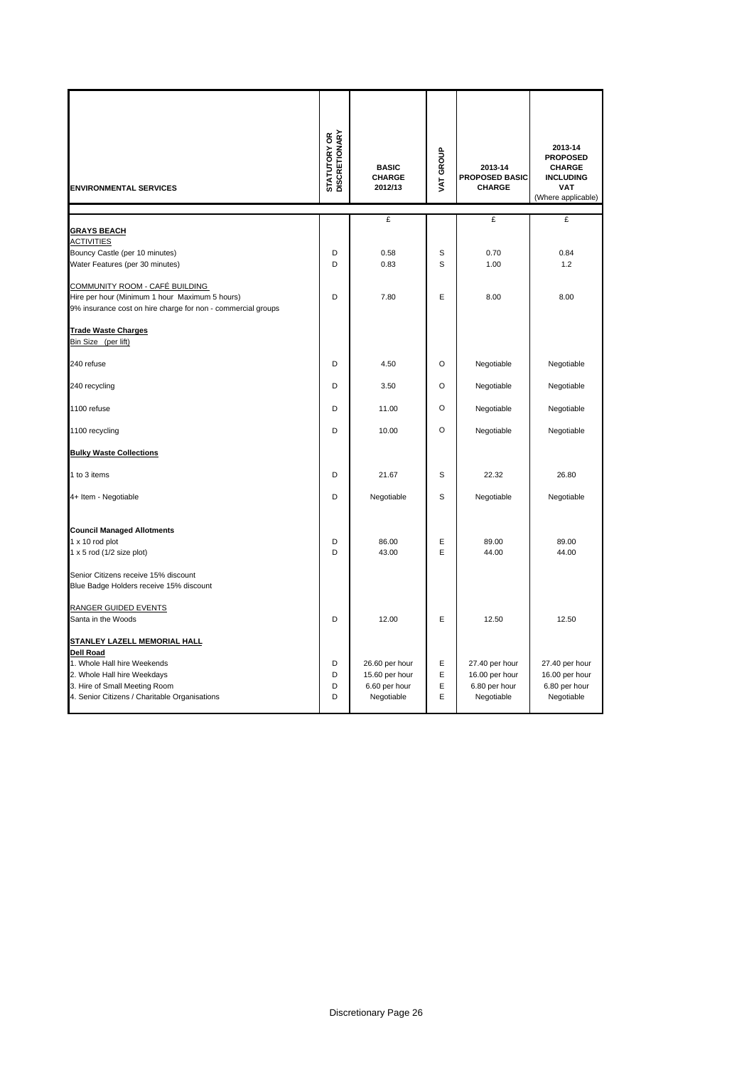| ENVIRONMENTAL SERVICES | STATUTORY OR DISCRETIONARY | BASIC CHARGE 2012/13 | VAT GROUP | 2013-14 PROPOSED BASIC CHARGE | 2013-14 PROPOSED CHARGE INCLUDING VAT (Where applicable) |
|---|---|---|---|---|---|
| | | £ | | £ | £ |
| **GRAYS BEACH** | | | | | |
| ACTIVITIES | | | | | |
| Bouncy Castle (per 10 minutes) | D | 0.58 | S | 0.70 | 0.84 |
| Water Features (per 30 minutes) | D | 0.83 | S | 1.00 | 1.2 |
| COMMUNITY ROOM - CAFÉ BUILDING | | | | | |
| Hire per hour (Minimum 1 hour Maximum 5 hours) | D | 7.80 | E | 8.00 | 8.00 |
| 9% insurance cost on hire charge for non - commercial groups | | | | | |
| **Trade Waste Charges** | | | | | |
| Bin Size (per lift) | | | | | |
| 240 refuse | D | 4.50 | O | Negotiable | Negotiable |
| 240 recycling | D | 3.50 | O | Negotiable | Negotiable |
| 1100 refuse | D | 11.00 | O | Negotiable | Negotiable |
| 1100 recycling | D | 10.00 | O | Negotiable | Negotiable |
| **Bulky Waste Collections** | | | | | |
| 1 to 3 items | D | 21.67 | S | 22.32 | 26.80 |
| 4+ Item - Negotiable | D | Negotiable | S | Negotiable | Negotiable |
| **Council Managed Allotments** | | | | | |
| 1 x 10 rod plot | D | 86.00 | E | 89.00 | 89.00 |
| 1 x 5 rod (1/2 size plot) | D | 43.00 | E | 44.00 | 44.00 |
| Senior Citizens receive 15% discount | | | | | |
| Blue Badge Holders receive 15% discount | | | | | |
| RANGER GUIDED EVENTS | | | | | |
| Santa in the Woods | D | 12.00 | E | 12.50 | 12.50 |
| **STANLEY LAZELL MEMORIAL HALL** | | | | | |
| **Dell Road** | | | | | |
| 1. Whole Hall hire Weekends | D | 26.60 per hour | E | 27.40 per hour | 27.40 per hour |
| 2. Whole Hall hire Weekdays | D | 15.60 per hour | E | 16.00 per hour | 16.00 per hour |
| 3. Hire of Small Meeting Room | D | 6.60 per hour | E | 6.80 per hour | 6.80 per hour |
| 4. Senior Citizens / Charitable Organisations | D | Negotiable | E | Negotiable | Negotiable |

Discretionary Page 26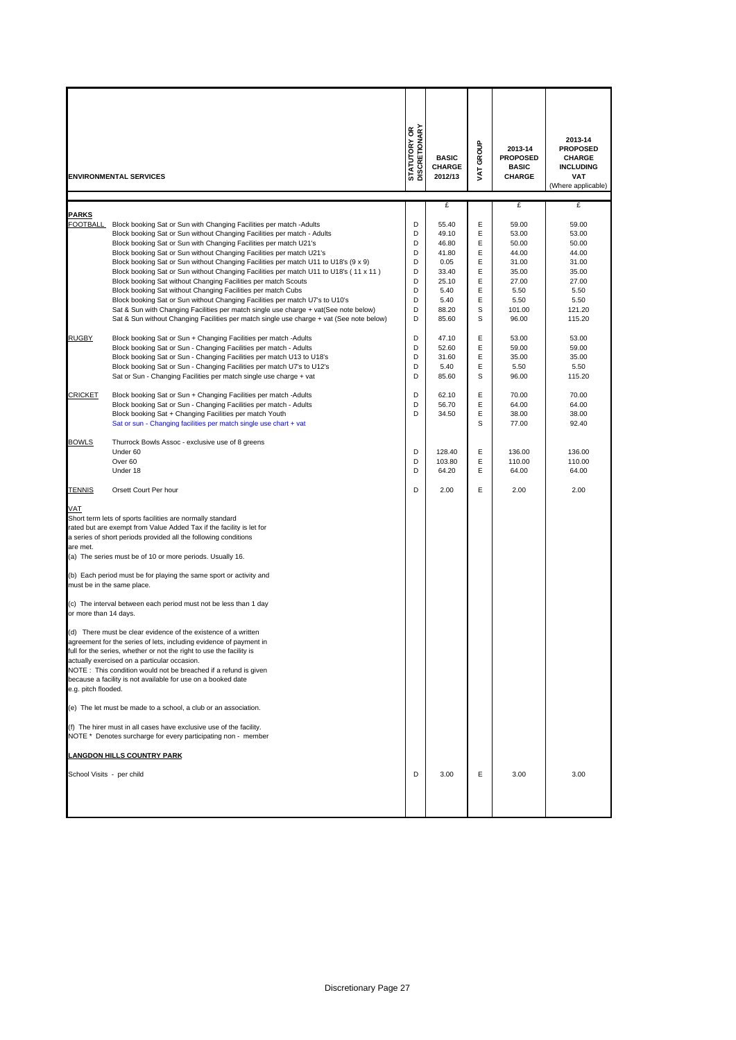| ENVIRONMENTAL SERVICES | | STATUTORY OR DISCRETIONARY | BASIC CHARGE 2012/13 | VAT GROUP | 2013-14 PROPOSED BASIC CHARGE | 2013-14 PROPOSED CHARGE INCLUDING VAT (Where applicable) |
|---|---|---|---|---|---|---|
| | | | £ | | £ | £ |
| **PARKS** | | | | | | |
| **FOOTBALL** | Block booking Sat or Sun with Changing Facilities per match -Adults | D | 55.40 | E | 59.00 | 59.00 |
| | Block booking Sat or Sun without Changing Facilities per match - Adults | D | 49.10 | E | 53.00 | 53.00 |
| | Block booking Sat or Sun with Changing Facilities per match U21's | D | 46.80 | E | 50.00 | 50.00 |
| | Block booking Sat or Sun without Changing Facilities per match U21's | D | 41.80 | E | 44.00 | 44.00 |
| | Block booking Sat or Sun without Changing Facilities per match U11 to U18's (9 x 9) | D | 0.05 | E | 31.00 | 31.00 |
| | Block booking Sat or Sun without Changing Facilities per match U11 to U18's ( 11 x 11 ) | D | 33.40 | E | 35.00 | 35.00 |
| | Block booking Sat without Changing Facilities per match Scouts | D | 25.10 | E | 27.00 | 27.00 |
| | Block booking Sat without Changing Facilities per match Cubs | D | 5.40 | E | 5.50 | 5.50 |
| | Block booking Sat or Sun without Changing Facilities per match U7's to U10's | D | 5.40 | E | 5.50 | 5.50 |
| | Sat & Sun with Changing Facilities per match single use charge + vat(See note below) | D | 88.20 | S | 101.00 | 121.20 |
| | Sat & Sun without Changing Facilities per match single use charge + vat (See note below) | D | 85.60 | S | 96.00 | 115.20 |
| **RUGBY** | Block booking Sat or Sun + Changing Facilities per match -Adults | D | 47.10 | E | 53.00 | 53.00 |
| | Block booking Sat or Sun - Changing Facilities per match - Adults | D | 52.60 | E | 59.00 | 59.00 |
| | Block booking Sat or Sun - Changing Facilities per match U13 to U18's | D | 31.60 | E | 35.00 | 35.00 |
| | Block booking Sat or Sun - Changing Facilities per match U7's to U12's | D | 5.40 | E | 5.50 | 5.50 |
| | Sat or Sun - Changing Facilities per match single use charge + vat | D | 85.60 | S | 96.00 | 115.20 |
| **CRICKET** | Block booking Sat or Sun + Changing Facilities per match -Adults | D | 62.10 | E | 70.00 | 70.00 |
| | Block booking Sat or Sun - Changing Facilities per match - Adults | D | 56.70 | E | 64.00 | 64.00 |
| | Block booking Sat + Changing Facilities per match Youth | D | 34.50 | E | 38.00 | 38.00 |
| | Sat or sun - Changing facilities per match single use chart + vat | | | S | 77.00 | 92.40 |
| **BOWLS** | Thurrock Bowls Assoc - exclusive use of 8 greens | | | | | |
| | Under 60 | D | 128.40 | E | 136.00 | 136.00 |
| | Over 60 | D | 103.80 | E | 110.00 | 110.00 |
| | Under 18 | D | 64.20 | E | 64.00 | 64.00 |
| **TENNIS** | Orsett Court Per hour | D | 2.00 | E | 2.00 | 2.00 |
| **LANGDON HILLS COUNTRY PARK** | | | | | | |
| School Visits - per child | | D | 3.00 | E | 3.00 | 3.00 |

**VAT**

Short term lets of sports facilities are normally standard rated but are exempt from Value Added Tax if the facility is let for a series of short periods provided all the following conditions are met.

(a) The series must be of 10 or more periods. Usually 16.

(b) Each period must be for playing the same sport or activity and must be in the same place.

(c) The interval between each period must not be less than 1 day or more than 14 days.

(d) There must be clear evidence of the existence of a written agreement for the series of lets, including evidence of payment in full for the series, whether or not the right to use the facility is actually exercised on a particular occasion.
NOTE : This condition would not be breached if a refund is given because a facility is not available for use on a booked date e.g. pitch flooded.

(e) The let must be made to a school, a club or an association.

(f) The hirer must in all cases have exclusive use of the facility.
NOTE * Denotes surcharge for every participating non - member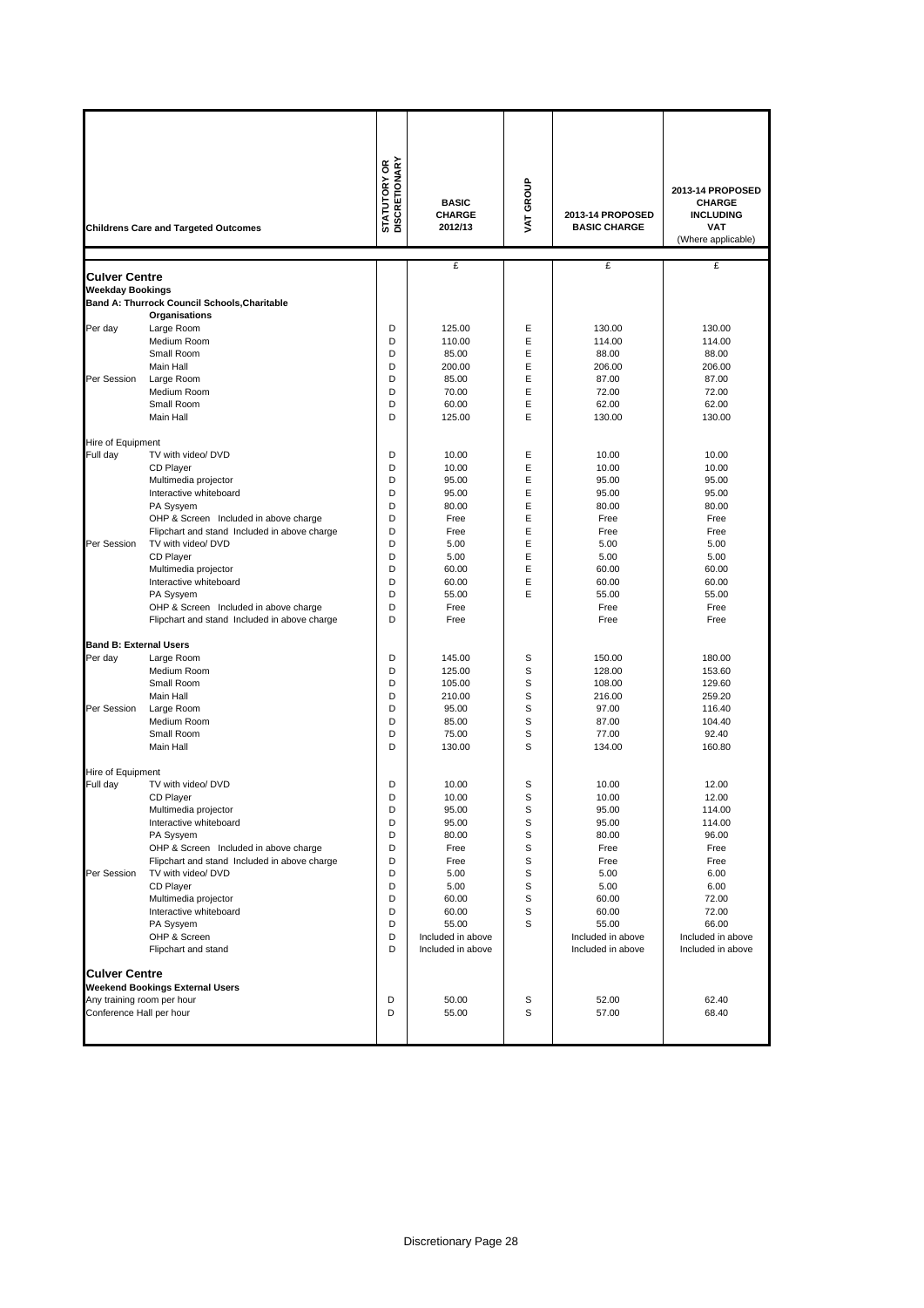| | Childrens Care and Targeted Outcomes | STATUTORY OR DISCRETIONARY | BASIC CHARGE 2012/13 | VAT GROUP | 2013-14 PROPOSED BASIC CHARGE | 2013-14 PROPOSED CHARGE INCLUDING VAT (Where applicable) |
|---|---|---|---|---|---|---|
| | | | £ | | £ | £ |
| **Culver Centre** | | | | | | |
| **Weekday Bookings** | | | | | | |
| **Band A: Thurrock Council Schools,Charitable Organisations** | | | | | | |
| Per day | Large Room | D | 125.00 | E | 130.00 | 130.00 |
| | Medium Room | D | 110.00 | E | 114.00 | 114.00 |
| | Small Room | D | 85.00 | E | 88.00 | 88.00 |
| | Main Hall | D | 200.00 | E | 206.00 | 206.00 |
| Per Session | Large Room | D | 85.00 | E | 87.00 | 87.00 |
| | Medium Room | D | 70.00 | E | 72.00 | 72.00 |
| | Small Room | D | 60.00 | E | 62.00 | 62.00 |
| | Main Hall | D | 125.00 | E | 130.00 | 130.00 |
| Hire of Equipment | | | | | | |
| Full day | TV with video/ DVD | D | 10.00 | E | 10.00 | 10.00 |
| | CD Player | D | 10.00 | E | 10.00 | 10.00 |
| | Multimedia projector | D | 95.00 | E | 95.00 | 95.00 |
| | Interactive whiteboard | D | 95.00 | E | 95.00 | 95.00 |
| | PA Sysyem | D | 80.00 | E | 80.00 | 80.00 |
| | OHP & Screen Included in above charge | D | Free | E | Free | Free |
| | Flipchart and stand Included in above charge | D | Free | E | Free | Free |
| Per Session | TV with video/ DVD | D | 5.00 | E | 5.00 | 5.00 |
| | CD Player | D | 5.00 | E | 5.00 | 5.00 |
| | Multimedia projector | D | 60.00 | E | 60.00 | 60.00 |
| | Interactive whiteboard | D | 60.00 | E | 60.00 | 60.00 |
| | PA Sysyem | D | 55.00 | E | 55.00 | 55.00 |
| | OHP & Screen Included in above charge | D | Free | | Free | Free |
| | Flipchart and stand Included in above charge | D | Free | | Free | Free |
| **Band B: External Users** | | | | | | |
| Per day | Large Room | D | 145.00 | S | 150.00 | 180.00 |
| | Medium Room | D | 125.00 | S | 128.00 | 153.60 |
| | Small Room | D | 105.00 | S | 108.00 | 129.60 |
| | Main Hall | D | 210.00 | S | 216.00 | 259.20 |
| Per Session | Large Room | D | 95.00 | S | 97.00 | 116.40 |
| | Medium Room | D | 85.00 | S | 87.00 | 104.40 |
| | Small Room | D | 75.00 | S | 77.00 | 92.40 |
| | Main Hall | D | 130.00 | S | 134.00 | 160.80 |
| Hire of Equipment | | | | | | |
| Full day | TV with video/ DVD | D | 10.00 | S | 10.00 | 12.00 |
| | CD Player | D | 10.00 | S | 10.00 | 12.00 |
| | Multimedia projector | D | 95.00 | S | 95.00 | 114.00 |
| | Interactive whiteboard | D | 95.00 | S | 95.00 | 114.00 |
| | PA Sysyem | D | 80.00 | S | 80.00 | 96.00 |
| | OHP & Screen Included in above charge | D | Free | S | Free | Free |
| | Flipchart and stand Included in above charge | D | Free | S | Free | Free |
| Per Session | TV with video/ DVD | D | 5.00 | S | 5.00 | 6.00 |
| | CD Player | D | 5.00 | S | 5.00 | 6.00 |
| | Multimedia projector | D | 60.00 | S | 60.00 | 72.00 |
| | Interactive whiteboard | D | 60.00 | S | 60.00 | 72.00 |
| | PA Sysyem | D | 55.00 | S | 55.00 | 66.00 |
| | OHP & Screen | D | Included in above | | Included in above | Included in above |
| | Flipchart and stand | D | Included in above | | Included in above | Included in above |
| **Culver Centre** | | | | | | |
| **Weekend Bookings External Users** | | | | | | |
| Any training room per hour | | D | 50.00 | S | 52.00 | 62.40 |
| Conference Hall per hour | | D | 55.00 | S | 57.00 | 68.40 |

Discretionary Page 28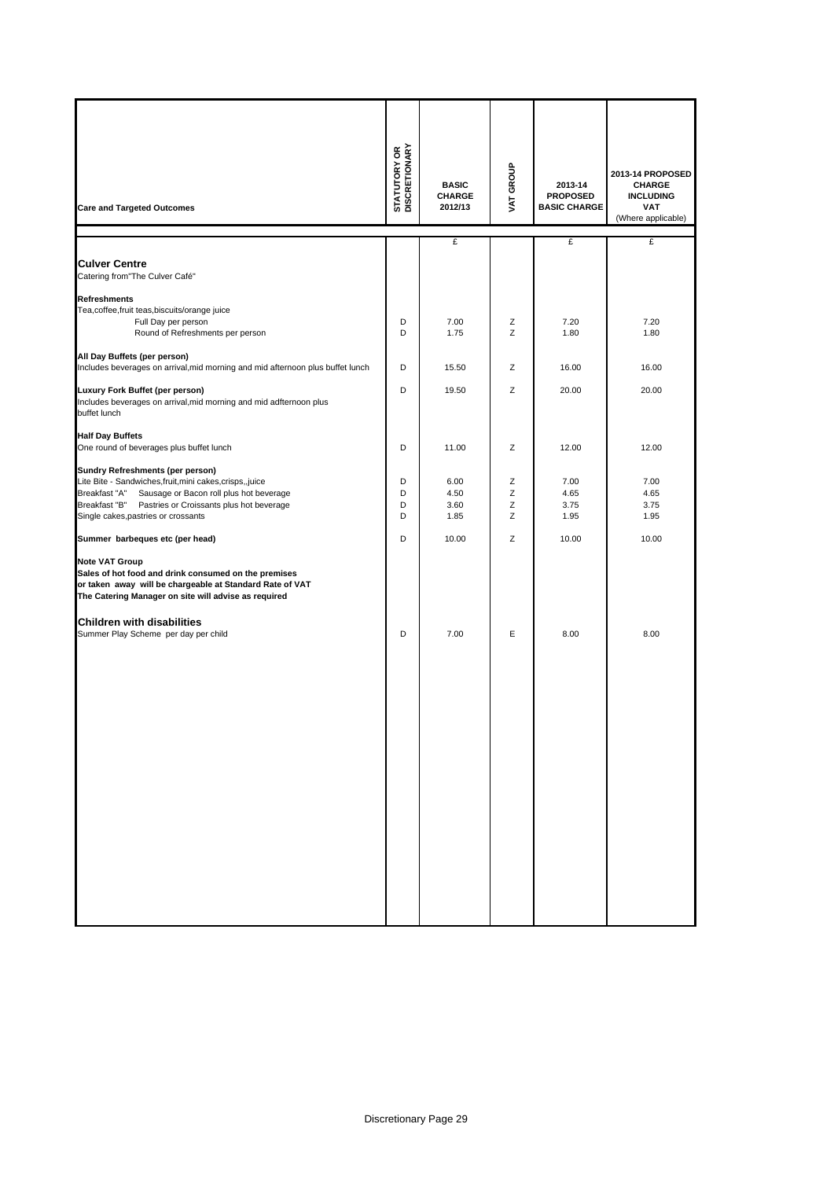| Care and Targeted Outcomes | STATUTORY OR DISCRETIONARY | BASIC CHARGE 2012/13 | VAT GROUP | 2013-14 PROPOSED BASIC CHARGE | 2013-14 PROPOSED CHARGE INCLUDING VAT (Where applicable) |
|---|---|---|---|---|---|
| | | £ | | £ | £ |
| **Culver Centre** | | | | | |
| Catering from"The Culver Café" | | | | | |
| **Refreshments** | | | | | |
| Tea,coffee,fruit teas,biscuits/orange juice | | | | | |
| Full Day per person | D | 7.00 | Z | 7.20 | 7.20 |
| Round of Refreshments per person | D | 1.75 | Z | 1.80 | 1.80 |
| **All Day Buffets (per person)** | | | | | |
| Includes beverages on arrival,mid morning and mid afternoon plus buffet lunch | D | 15.50 | Z | 16.00 | 16.00 |
| **Luxury Fork Buffet (per person)** | D | 19.50 | Z | 20.00 | 20.00 |
| Includes beverages on arrival,mid morning and mid adfternoon plus buffet lunch | | | | | |
| **Half Day Buffets** | | | | | |
| One round of beverages plus buffet lunch | D | 11.00 | Z | 12.00 | 12.00 |
| **Sundry Refreshments (per person)** | | | | | |
| Lite Bite - Sandwiches,fruit,mini cakes,crisps,,juice | D | 6.00 | Z | 7.00 | 7.00 |
| Breakfast "A" Sausage or Bacon roll plus hot beverage | D | 4.50 | Z | 4.65 | 4.65 |
| Breakfast "B" Pastries or Croissants plus hot beverage | D | 3.60 | Z | 3.75 | 3.75 |
| Single cakes,pastries or crossants | D | 1.85 | Z | 1.95 | 1.95 |
| **Summer barbeques etc (per head)** | D | 10.00 | Z | 10.00 | 10.00 |
| **Note VAT Group** | | | | | |
| **Sales of hot food and drink consumed on the premises or taken away will be chargeable at Standard Rate of VAT** | | | | | |
| **The Catering Manager on site will advise as required** | | | | | |
| **Children with disabilities** | | | | | |
| Summer Play Scheme per day per child | D | 7.00 | E | 8.00 | 8.00 |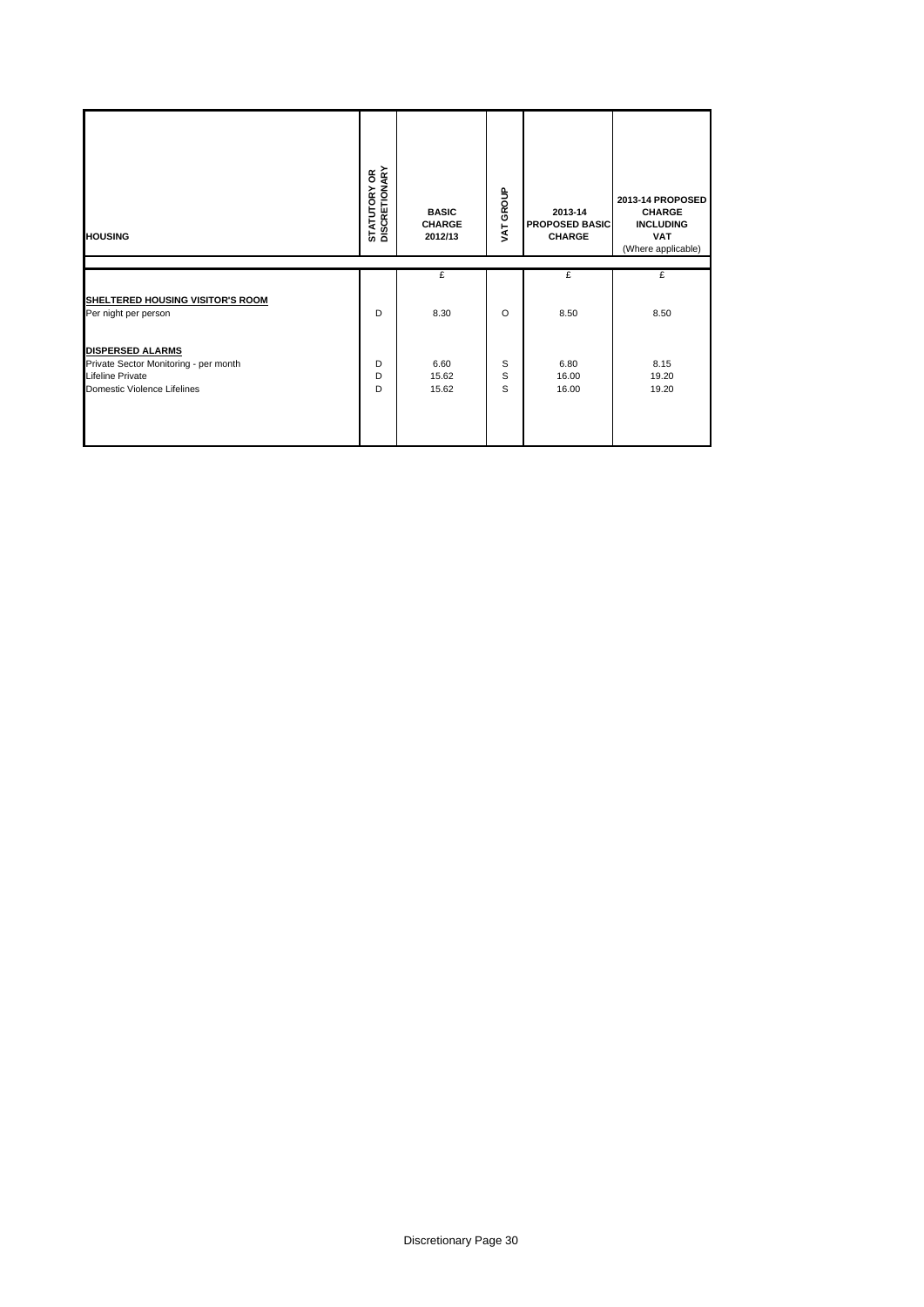| HOUSING | STATUTORY OR DISCRETIONARY | BASIC CHARGE 2012/13 | VAT GROUP | 2013-14 PROPOSED BASIC CHARGE | 2013-14 PROPOSED CHARGE INCLUDING VAT (Where applicable) |
|---|---|---|---|---|---|
| | | £ | | £ | £ |
| **SHELTERED HOUSING VISITOR'S ROOM** | | | | | |
| Per night per person | D | 8.30 | O | 8.50 | 8.50 |
| **DISPERSED ALARMS** | | | | | |
| Private Sector Monitoring - per month | D | 6.60 | S | 6.80 | 8.15 |
| Lifeline Private | D | 15.62 | S | 16.00 | 19.20 |
| Domestic Violence Lifelines | D | 15.62 | S | 16.00 | 19.20 |

Discretionary Page 30